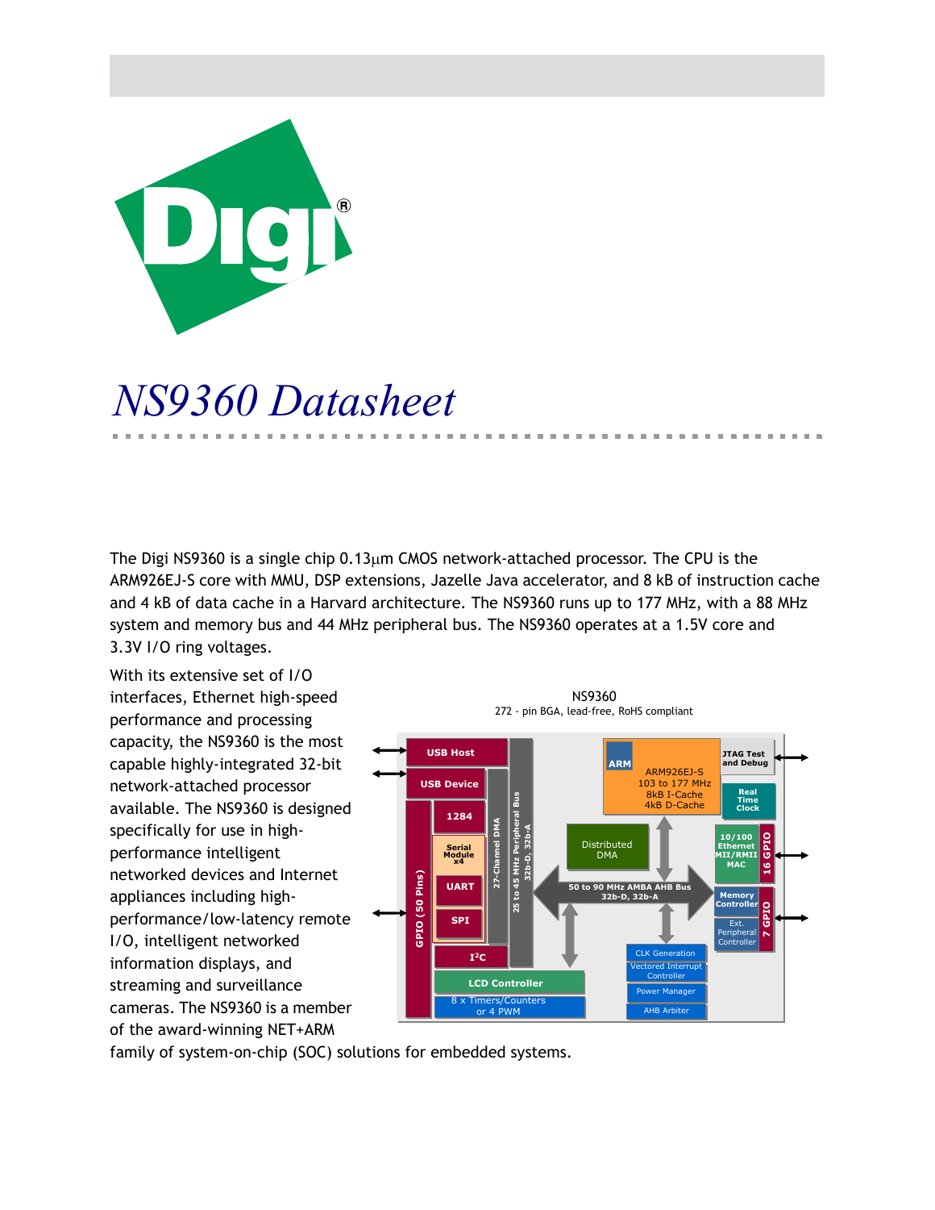# NS9360 Datasheet

The Digi NS9360 is a single chip 0.13μm CMOS network-attached processor. The CPU is the ARM926EJ-S core with MMU, DSP extensions, Jazelle Java accelerator, and 8 kB of instruction cache and 4 kB of data cache in a Harvard architecture. The NS9360 runs up to 177 MHz, with a 88 MHz system and memory bus and 44 MHz peripheral bus. The NS9360 operates at a 1.5V core and 3.3V I/O ring voltages.

With its extensive set of I/O interfaces, Ethernet high-speed performance and processing capacity, the NS9360 is the most capable highly-integrated 32-bit network-attached processor available. The NS9360 is designed specifically for use in high-performance intelligent networked devices and Internet appliances including high-performance/low-latency remote I/O, intelligent networked information displays, and streaming and surveillance cameras. The NS9360 is a member of the award-winning NET+ARM family of system-on-chip (SOC) solutions for embedded systems.

NS9360
272 - pin BGA, lead-free, RoHS compliant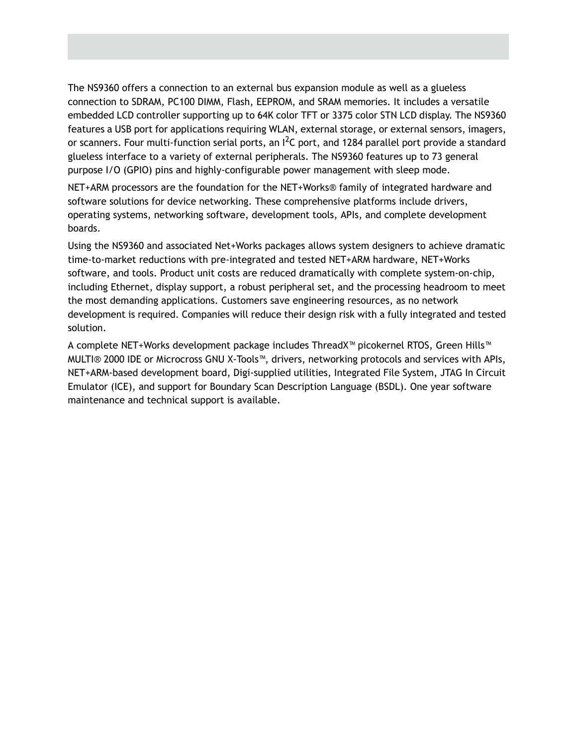The NS9360 offers a connection to an external bus expansion module as well as a glueless connection to SDRAM, PC100 DIMM, Flash, EEPROM, and SRAM memories. It includes a versatile embedded LCD controller supporting up to 64K color TFT or 3375 color STN LCD display. The NS9360 features a USB port for applications requiring WLAN, external storage, or external sensors, imagers, or scanners. Four multi-function serial ports, an $I^2C$ port, and 1284 parallel port provide a standard glueless interface to a variety of external peripherals. The NS9360 features up to 73 general purpose I/O (GPIO) pins and highly-configurable power management with sleep mode.

NET+ARM processors are the foundation for the NET+Works® family of integrated hardware and software solutions for device networking. These comprehensive platforms include drivers, operating systems, networking software, development tools, APIs, and complete development boards.

Using the NS9360 and associated Net+Works packages allows system designers to achieve dramatic time-to-market reductions with pre-integrated and tested NET+ARM hardware, NET+Works software, and tools. Product unit costs are reduced dramatically with complete system-on-chip, including Ethernet, display support, a robust peripheral set, and the processing headroom to meet the most demanding applications. Customers save engineering resources, as no network development is required. Companies will reduce their design risk with a fully integrated and tested solution.

A complete NET+Works development package includes ThreadX™ picokernel RTOS, Green Hills™ MULTI® 2000 IDE or Microcross GNU X-Tools™, drivers, networking protocols and services with APIs, NET+ARM-based development board, Digi-supplied utilities, Integrated File System, JTAG In Circuit Emulator (ICE), and support for Boundary Scan Description Language (BSDL). One year software maintenance and technical support is available.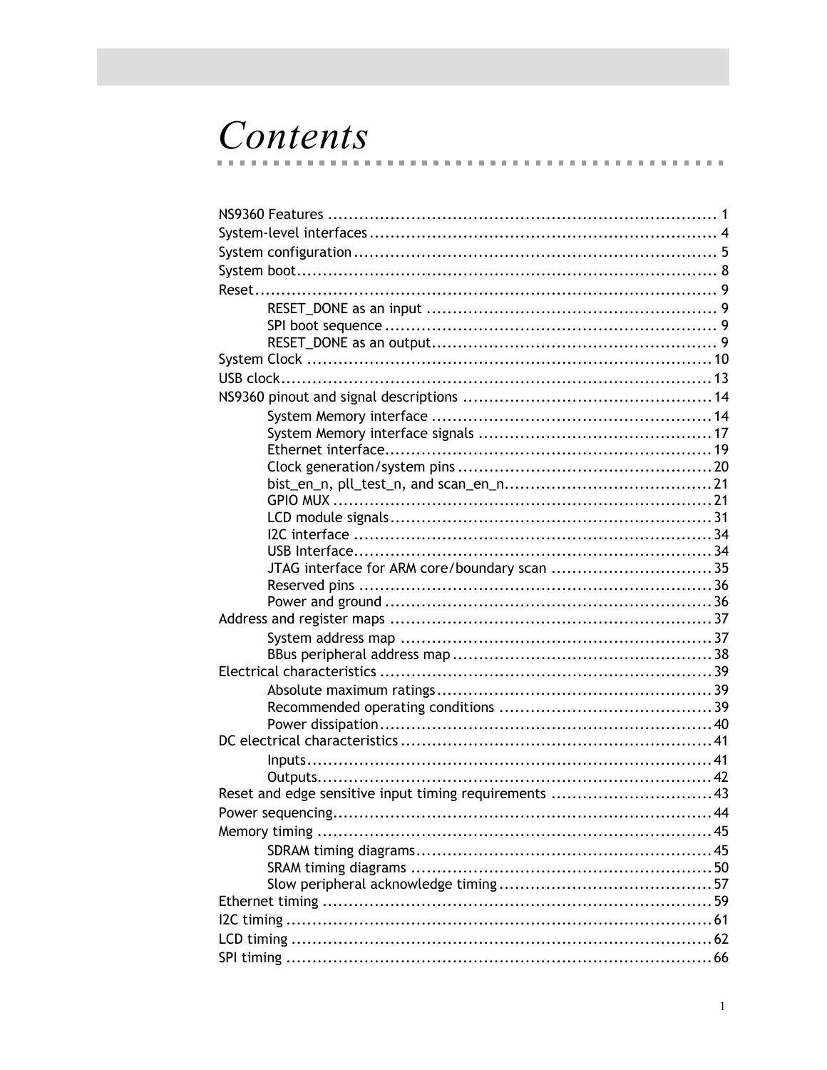# Contents

NS9360 Features ........................................................................ 1
System-level interfaces ................................................................ 4
System configuration .................................................................. 5
System boot ............................................................................. 8
Reset ...................................................................................... 9
- RESET_DONE as an input ........................................................ 9
- SPI boot sequence ................................................................ 9
- RESET_DONE as an output ....................................................... 9

System Clock ........................................................................... 10
USB clock ................................................................................ 13
NS9360 pinout and signal descriptions ............................................ 14
- System Memory interface ....................................................... 14
- System Memory interface signals ............................................. 17
- Ethernet interface ............................................................... 19
- Clock generation/system pins ................................................. 20
- bist_en_n, pll_test_n, and scan_en_n ....................................... 21
- GPIO MUX .......................................................................... 21
- LCD module signals .............................................................. 31
- I2C interface ..................................................................... 34
- USB Interface ..................................................................... 34
- JTAG interface for ARM core/boundary scan ............................... 35
- Reserved pins .................................................................... 36
- Power and ground ................................................................ 36

Address and register maps ........................................................... 37
- System address map ............................................................. 37
- BBus peripheral address map .................................................. 38

Electrical characteristics ............................................................. 39
- Absolute maximum ratings ..................................................... 39
- Recommended operating conditions ......................................... 39
- Power dissipation ................................................................ 40

DC electrical characteristics ......................................................... 41
- Inputs .............................................................................. 41
- Outputs ............................................................................ 42

Reset and edge sensitive input timing requirements ........................... 43
Power sequencing ...................................................................... 44
Memory timing .......................................................................... 45
- SDRAM timing diagrams ......................................................... 45
- SRAM timing diagrams ........................................................... 50
- Slow peripheral acknowledge timing ......................................... 57

Ethernet timing ......................................................................... 59
I2C timing ................................................................................ 61
LCD timing ............................................................................... 62
SPI timing ................................................................................ 66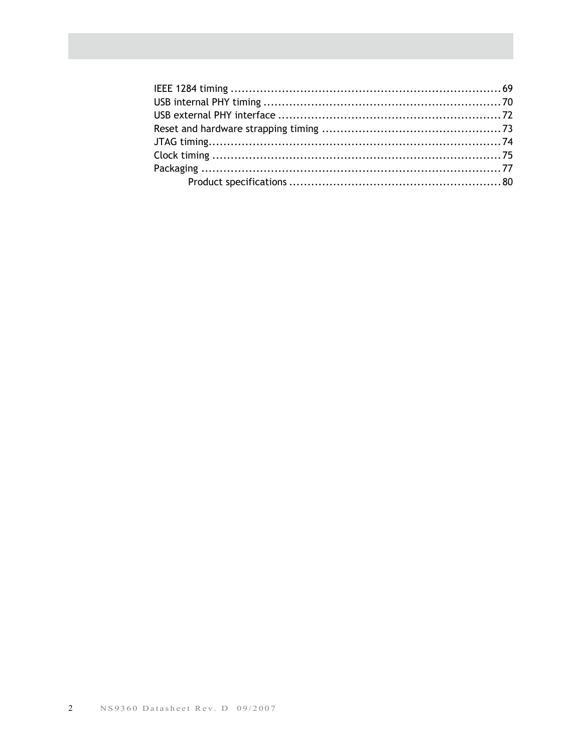IEEE 1284 timing ........................................................................ 69
USB internal PHY timing ................................................................ 70
USB external PHY interface ............................................................ 72
Reset and hardware strapping timing ................................................ 73
JTAG timing................................................................................ 74
Clock timing ............................................................................... 75
Packaging .................................................................................. 77
Product specifications ......................................................... 80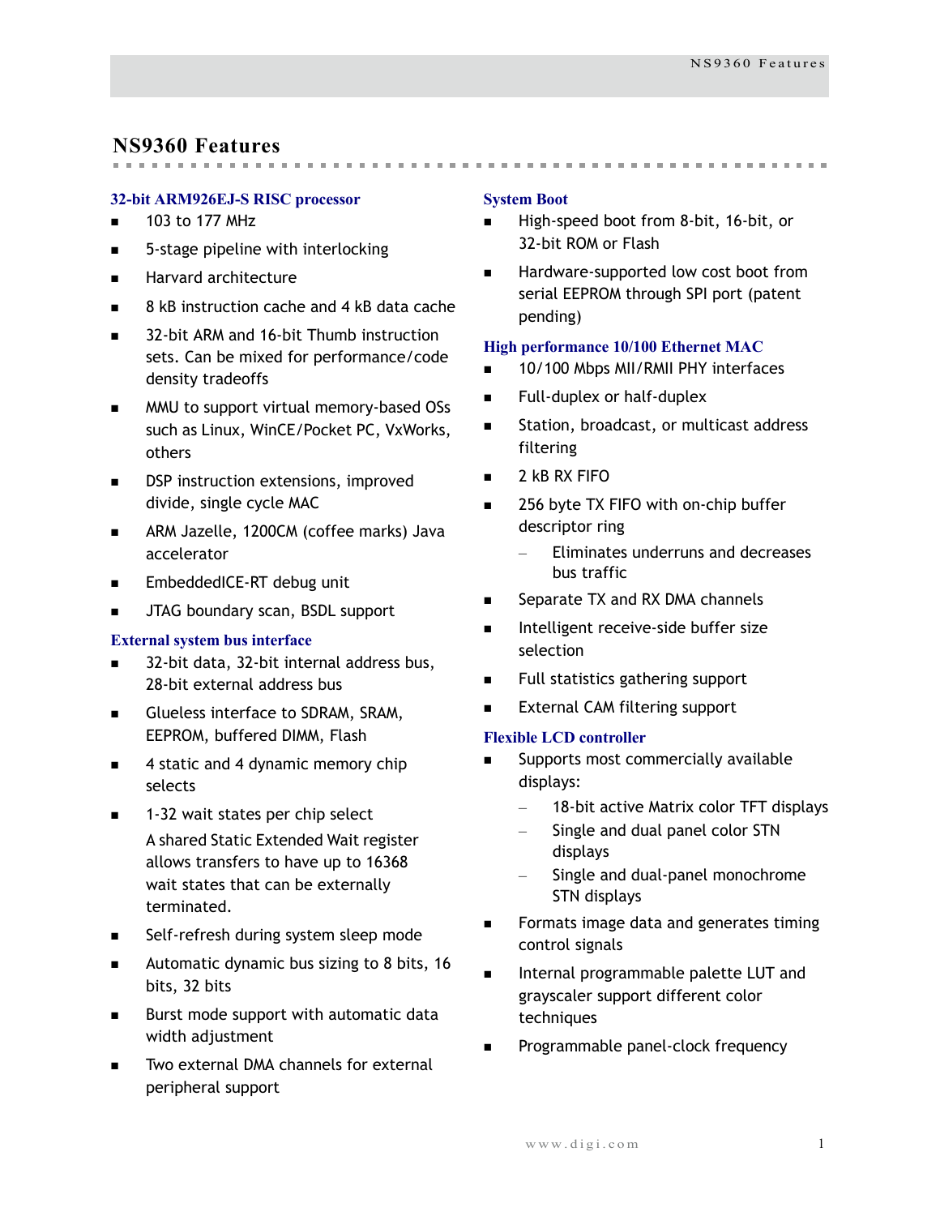# NS9360 Features

### 32-bit ARM926EJ-S RISC processor

- 103 to 177 MHz
- 5-stage pipeline with interlocking
- Harvard architecture
- 8 kB instruction cache and 4 kB data cache
- 32-bit ARM and 16-bit Thumb instruction sets. Can be mixed for performance/code density tradeoffs
- MMU to support virtual memory-based OSs such as Linux, WinCE/Pocket PC, VxWorks, others
- DSP instruction extensions, improved divide, single cycle MAC
- ARM Jazelle, 1200CM (coffee marks) Java accelerator
- EmbeddedICE-RT debug unit
- JTAG boundary scan, BSDL support

### External system bus interface

- 32-bit data, 32-bit internal address bus, 28-bit external address bus
- Glueless interface to SDRAM, SRAM, EEPROM, buffered DIMM, Flash
- 4 static and 4 dynamic memory chip selects
- 1-32 wait states per chip select

  A shared Static Extended Wait register allows transfers to have up to 16368 wait states that can be externally terminated.
- Self-refresh during system sleep mode
- Automatic dynamic bus sizing to 8 bits, 16 bits, 32 bits
- Burst mode support with automatic data width adjustment
- Two external DMA channels for external peripheral support

### System Boot

- High-speed boot from 8-bit, 16-bit, or 32-bit ROM or Flash
- Hardware-supported low cost boot from serial EEPROM through SPI port (patent pending)

### High performance 10/100 Ethernet MAC

- 10/100 Mbps MII/RMII PHY interfaces
- Full-duplex or half-duplex
- Station, broadcast, or multicast address filtering
- 2 kB RX FIFO
- 256 byte TX FIFO with on-chip buffer descriptor ring
  - Eliminates underruns and decreases bus traffic
- Separate TX and RX DMA channels
- Intelligent receive-side buffer size selection
- Full statistics gathering support
- External CAM filtering support

### Flexible LCD controller

- Supports most commercially available displays:
  - 18-bit active Matrix color TFT displays
  - Single and dual panel color STN displays
  - Single and dual-panel monochrome STN displays
- Formats image data and generates timing control signals
- Internal programmable palette LUT and grayscaler support different color techniques
- Programmable panel-clock frequency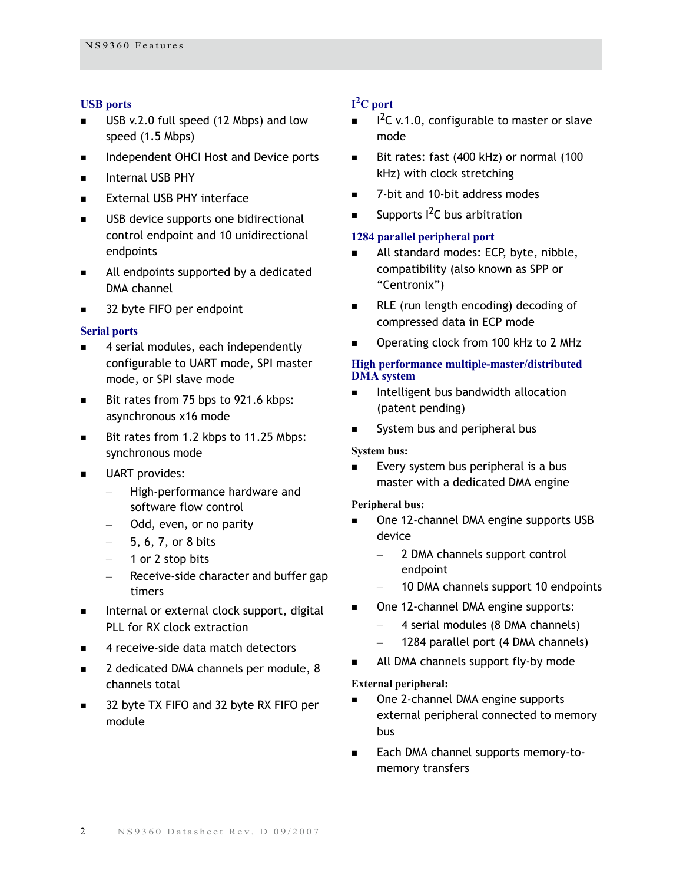### USB ports

- USB v.2.0 full speed (12 Mbps) and low speed (1.5 Mbps)
- Independent OHCI Host and Device ports
- Internal USB PHY
- External USB PHY interface
- USB device supports one bidirectional control endpoint and 10 unidirectional endpoints
- All endpoints supported by a dedicated DMA channel
- 32 byte FIFO per endpoint

### Serial ports

- 4 serial modules, each independently configurable to UART mode, SPI master mode, or SPI slave mode
- Bit rates from 75 bps to 921.6 kbps: asynchronous x16 mode
- Bit rates from 1.2 kbps to 11.25 Mbps: synchronous mode
- UART provides:
  - High-performance hardware and software flow control
  - Odd, even, or no parity
  - 5, 6, 7, or 8 bits
  - 1 or 2 stop bits
  - Receive-side character and buffer gap timers
- Internal or external clock support, digital PLL for RX clock extraction
- 4 receive-side data match detectors
- 2 dedicated DMA channels per module, 8 channels total
- 32 byte TX FIFO and 32 byte RX FIFO per module

### I$^2$C port

- I$^2$C v.1.0, configurable to master or slave mode
- Bit rates: fast (400 kHz) or normal (100 kHz) with clock stretching
- 7-bit and 10-bit address modes
- Supports I$^2$C bus arbitration

### 1284 parallel peripheral port

- All standard modes: ECP, byte, nibble, compatibility (also known as SPP or “Centronix”)
- RLE (run length encoding) decoding of compressed data in ECP mode
- Operating clock from 100 kHz to 2 MHz

### High performance multiple-master/distributed DMA system

- Intelligent bus bandwidth allocation (patent pending)
- System bus and peripheral bus

**System bus:**

- Every system bus peripheral is a bus master with a dedicated DMA engine

**Peripheral bus:**

- One 12-channel DMA engine supports USB device
  - 2 DMA channels support control endpoint
  - 10 DMA channels support 10 endpoints
- One 12-channel DMA engine supports:
  - 4 serial modules (8 DMA channels)
  - 1284 parallel port (4 DMA channels)
- All DMA channels support fly-by mode

**External peripheral:**

- One 2-channel DMA engine supports external peripheral connected to memory bus
- Each DMA channel supports memory-to-memory transfers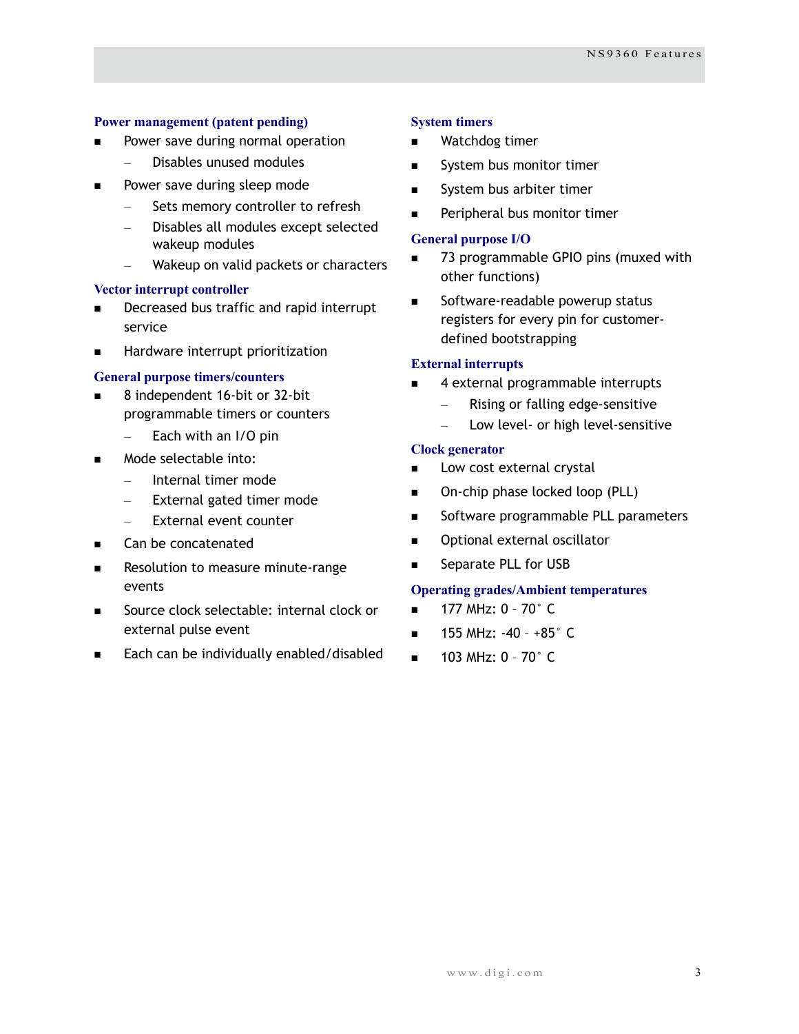### Power management (patent pending)

- Power save during normal operation
  - Disables unused modules
- Power save during sleep mode
  - Sets memory controller to refresh
  - Disables all modules except selected wakeup modules
  - Wakeup on valid packets or characters

### Vector interrupt controller

- Decreased bus traffic and rapid interrupt service
- Hardware interrupt prioritization

### General purpose timers/counters

- 8 independent 16-bit or 32-bit programmable timers or counters
  - Each with an I/O pin
- Mode selectable into:
  - Internal timer mode
  - External gated timer mode
  - External event counter
- Can be concatenated
- Resolution to measure minute-range events
- Source clock selectable: internal clock or external pulse event
- Each can be individually enabled/disabled

### System timers

- Watchdog timer
- System bus monitor timer
- System bus arbiter timer
- Peripheral bus monitor timer

### General purpose I/O

- 73 programmable GPIO pins (muxed with other functions)
- Software-readable powerup status registers for every pin for customer-defined bootstrapping

### External interrupts

- 4 external programmable interrupts
  - Rising or falling edge-sensitive
  - Low level- or high level-sensitive

### Clock generator

- Low cost external crystal
- On-chip phase locked loop (PLL)
- Software programmable PLL parameters
- Optional external oscillator
- Separate PLL for USB

### Operating grades/Ambient temperatures

- 177 MHz: 0 – 70° C
- 155 MHz: -40 – +85° C
- 103 MHz: 0 – 70° C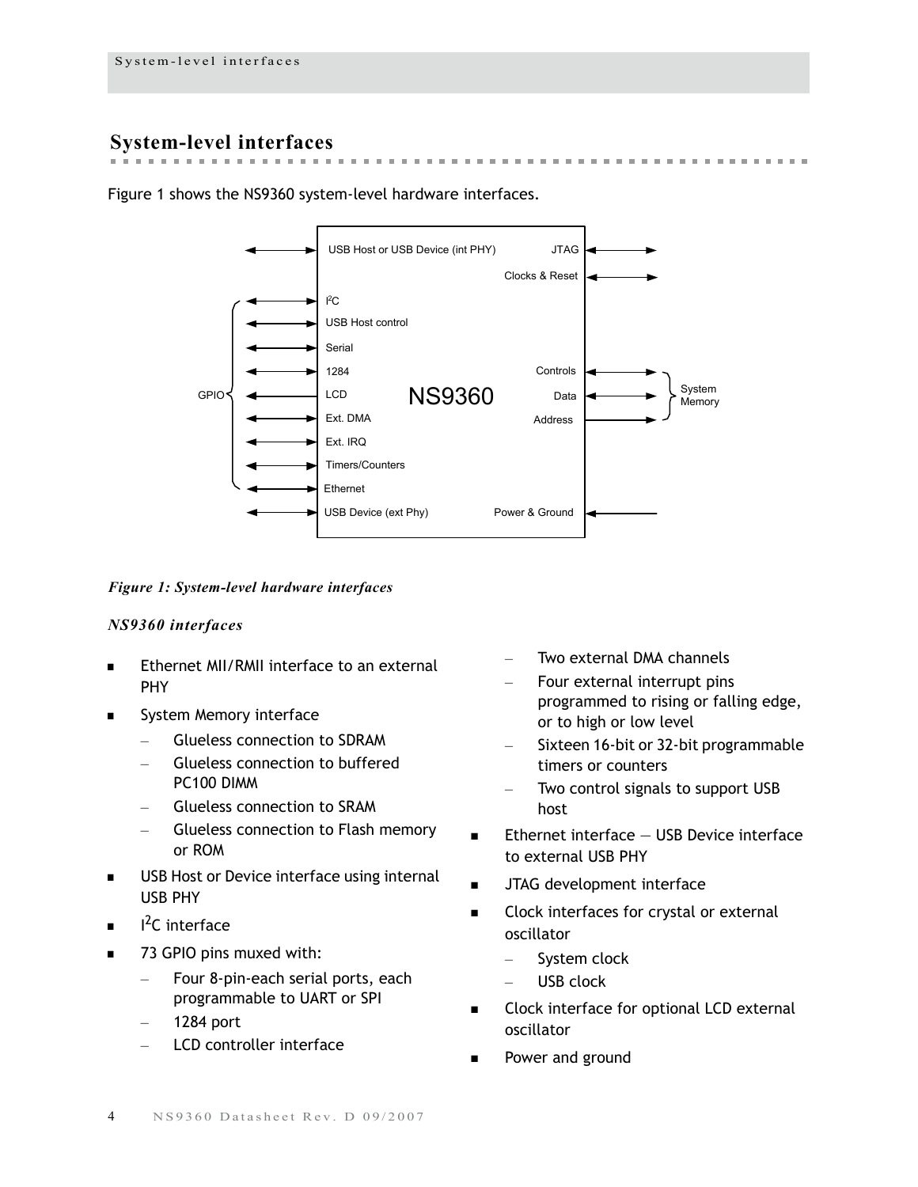## System-level interfaces

Figure 1 shows the NS9360 system-level hardware interfaces.

*Figure 1: System-level hardware interfaces*

### *NS9360 interfaces*

- Ethernet MII/RMII interface to an external PHY
- System Memory interface
  - Glueless connection to SDRAM
  - Glueless connection to buffered PC100 DIMM
  - Glueless connection to SRAM
  - Glueless connection to Flash memory or ROM
- USB Host or Device interface using internal USB PHY
- $I^2C$ interface
- 73 GPIO pins muxed with:
  - Four 8-pin-each serial ports, each programmable to UART or SPI
  - 1284 port
  - LCD controller interface
  - Two external DMA channels
  - Four external interrupt pins programmed to rising or falling edge, or to high or low level
  - Sixteen 16-bit or 32-bit programmable timers or counters
  - Two control signals to support USB host
- Ethernet interface — USB Device interface to external USB PHY
- JTAG development interface
- Clock interfaces for crystal or external oscillator
  - System clock
  - USB clock
- Clock interface for optional LCD external oscillator
- Power and ground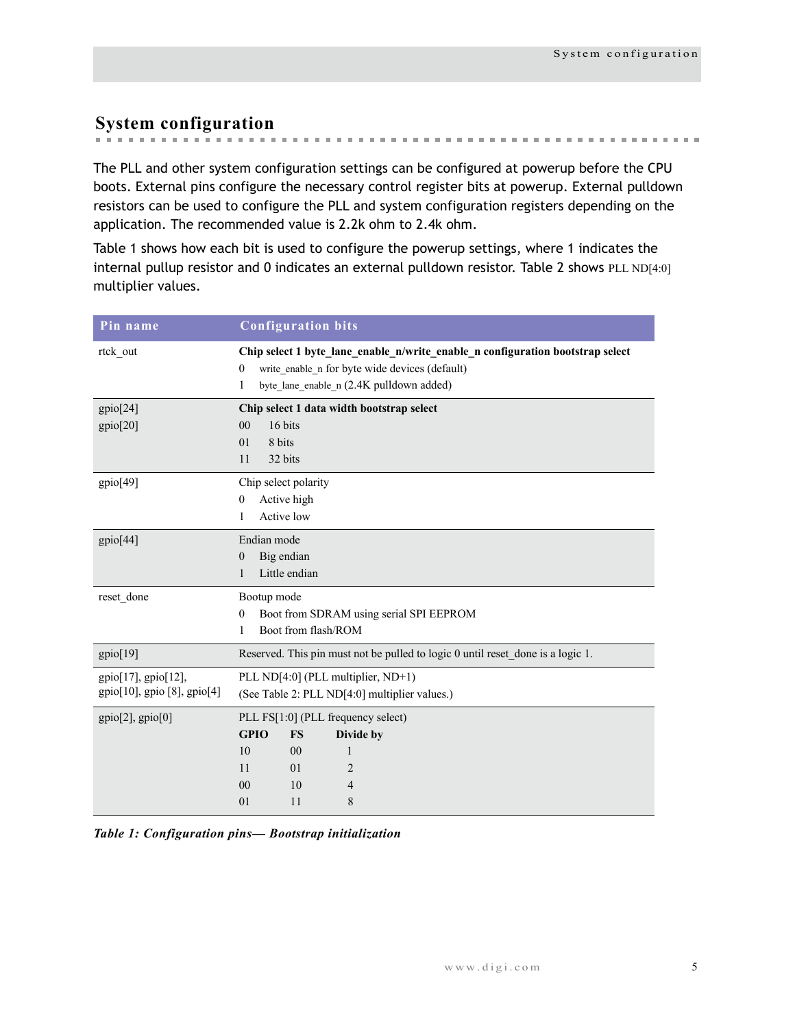## System configuration

The PLL and other system configuration settings can be configured at powerup before the CPU boots. External pins configure the necessary control register bits at powerup. External pulldown resistors can be used to configure the PLL and system configuration registers depending on the application. The recommended value is 2.2k ohm to 2.4k ohm.

Table 1 shows how each bit is used to configure the powerup settings, where 1 indicates the internal pullup resistor and 0 indicates an external pulldown resistor. Table 2 shows PLL ND[4:0] multiplier values.

| Pin name | Configuration bits |
|---|---|
| rtck_out | **Chip select 1 byte_lane_enable_n/write_enable_n configuration bootstrap select**<br>0 write_enable_n for byte wide devices (default)<br>1 byte_lane_enable_n (2.4K pulldown added) |
| gpio[24]<br>gpio[20] | **Chip select 1 data width bootstrap select**<br>00 16 bits<br>01 8 bits<br>11 32 bits |
| gpio[49] | Chip select polarity<br>0 Active high<br>1 Active low |
| gpio[44] | Endian mode<br>0 Big endian<br>1 Little endian |
| reset_done | Bootup mode<br>0 Boot from SDRAM using serial SPI EEPROM<br>1 Boot from flash/ROM |
| gpio[19] | Reserved. This pin must not be pulled to logic 0 until reset_done is a logic 1. |
| gpio[17], gpio[12],<br>gpio[10], gpio [8], gpio[4] | PLL ND[4:0] (PLL multiplier, ND+1)<br>(See Table 2: PLL ND[4:0] multiplier values.) |
| gpio[2], gpio[0] | PLL FS[1:0] (PLL frequency select)<br>**GPIO** **FS** **Divide by**<br>10 00 1<br>11 01 2<br>00 10 4<br>01 11 8 |

*Table 1: Configuration pins— Bootstrap initialization*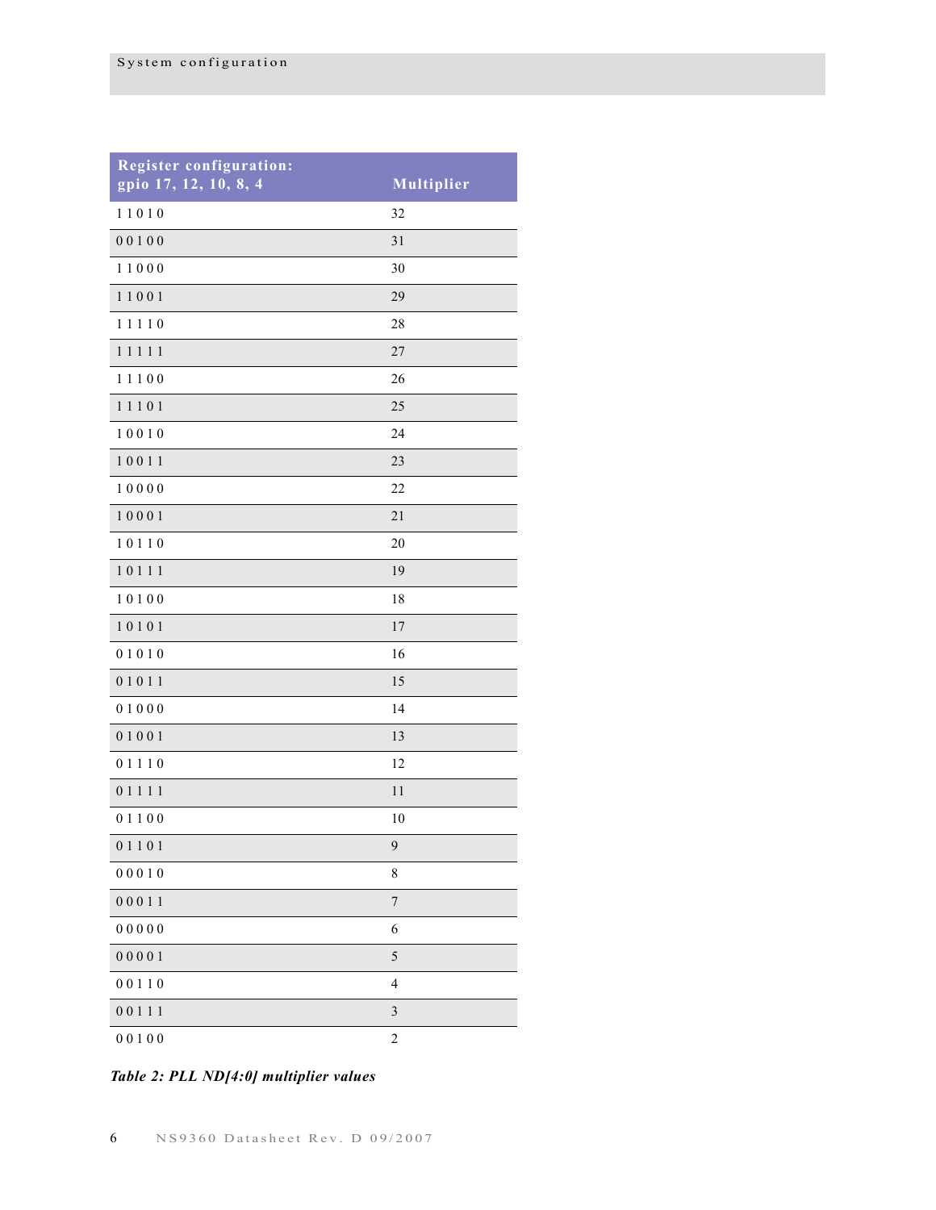| Register configuration: gpio 17, 12, 10, 8, 4 | Multiplier |
|---|---|
| 1 1 0 1 0 | 32 |
| 0 0 1 0 0 | 31 |
| 1 1 0 0 0 | 30 |
| 1 1 0 0 1 | 29 |
| 1 1 1 1 0 | 28 |
| 1 1 1 1 1 | 27 |
| 1 1 1 0 0 | 26 |
| 1 1 1 0 1 | 25 |
| 1 0 0 1 0 | 24 |
| 1 0 0 1 1 | 23 |
| 1 0 0 0 0 | 22 |
| 1 0 0 0 1 | 21 |
| 1 0 1 1 0 | 20 |
| 1 0 1 1 1 | 19 |
| 1 0 1 0 0 | 18 |
| 1 0 1 0 1 | 17 |
| 0 1 0 1 0 | 16 |
| 0 1 0 1 1 | 15 |
| 0 1 0 0 0 | 14 |
| 0 1 0 0 1 | 13 |
| 0 1 1 1 0 | 12 |
| 0 1 1 1 1 | 11 |
| 0 1 1 0 0 | 10 |
| 0 1 1 0 1 | 9 |
| 0 0 0 1 0 | 8 |
| 0 0 0 1 1 | 7 |
| 0 0 0 0 0 | 6 |
| 0 0 0 0 1 | 5 |
| 0 0 1 1 0 | 4 |
| 0 0 1 1 1 | 3 |
| 0 0 1 0 0 | 2 |

*Table 2: PLL ND[4:0] multiplier values*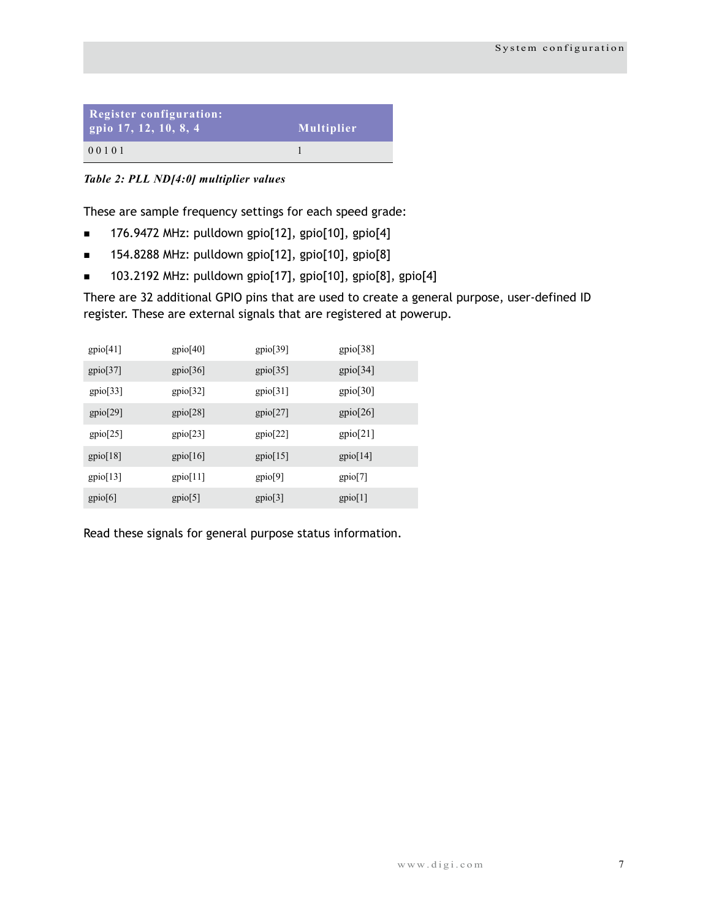| Register configuration: gpio 17, 12, 10, 8, 4 | Multiplier |
| --- | --- |
| 0 0 1 0 1 | 1 |

*Table 2: PLL ND[4:0] multiplier values*

These are sample frequency settings for each speed grade:

- 176.9472 MHz: pulldown gpio[12], gpio[10], gpio[4]
- 154.8288 MHz: pulldown gpio[12], gpio[10], gpio[8]
- 103.2192 MHz: pulldown gpio[17], gpio[10], gpio[8], gpio[4]

There are 32 additional GPIO pins that are used to create a general purpose, user-defined ID register. These are external signals that are registered at powerup.

| | | | |
| --- | --- | --- | --- |
| gpio[41] | gpio[40] | gpio[39] | gpio[38] |
| gpio[37] | gpio[36] | gpio[35] | gpio[34] |
| gpio[33] | gpio[32] | gpio[31] | gpio[30] |
| gpio[29] | gpio[28] | gpio[27] | gpio[26] |
| gpio[25] | gpio[23] | gpio[22] | gpio[21] |
| gpio[18] | gpio[16] | gpio[15] | gpio[14] |
| gpio[13] | gpio[11] | gpio[9] | gpio[7] |
| gpio[6] | gpio[5] | gpio[3] | gpio[1] |

Read these signals for general purpose status information.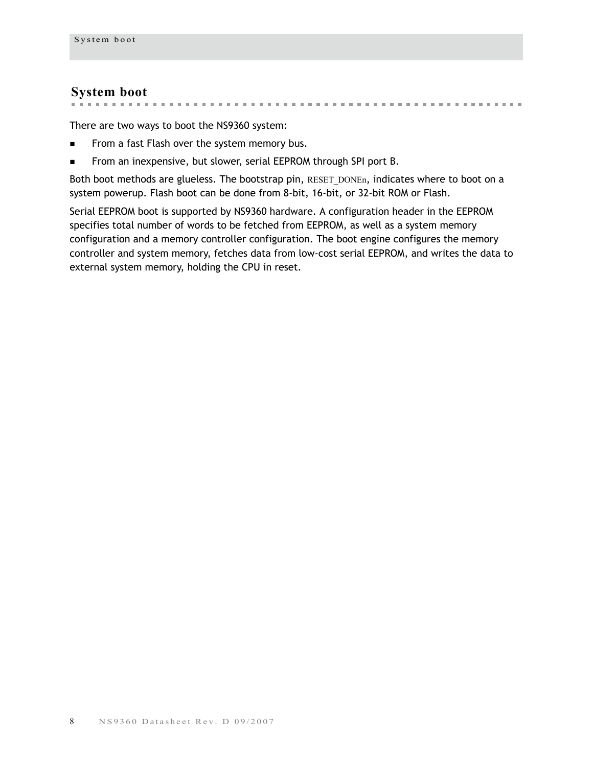## System boot

There are two ways to boot the NS9360 system:

- From a fast Flash over the system memory bus.
- From an inexpensive, but slower, serial EEPROM through SPI port B.

Both boot methods are glueless. The bootstrap pin, RESET_DONEn, indicates where to boot on a system powerup. Flash boot can be done from 8-bit, 16-bit, or 32-bit ROM or Flash.

Serial EEPROM boot is supported by NS9360 hardware. A configuration header in the EEPROM specifies total number of words to be fetched from EEPROM, as well as a system memory configuration and a memory controller configuration. The boot engine configures the memory controller and system memory, fetches data from low-cost serial EEPROM, and writes the data to external system memory, holding the CPU in reset.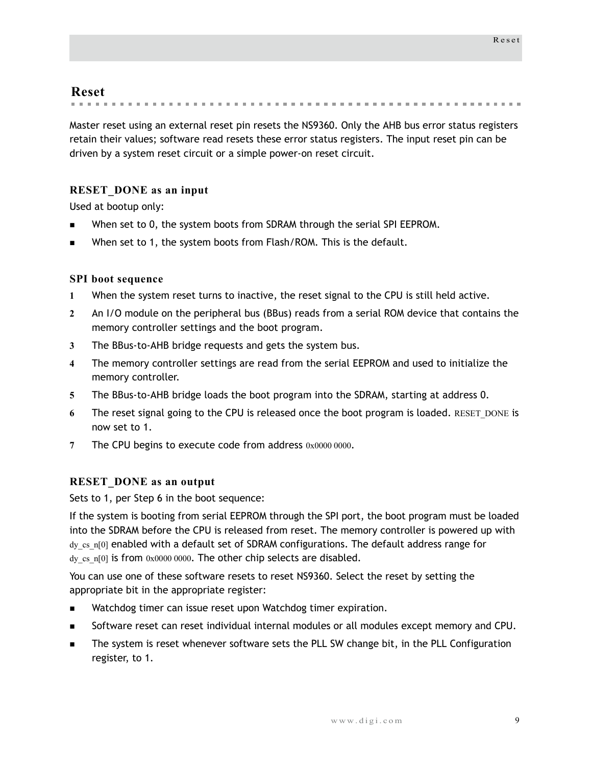## Reset

Master reset using an external reset pin resets the NS9360. Only the AHB bus error status registers retain their values; software read resets these error status registers. The input reset pin can be driven by a system reset circuit or a simple power-on reset circuit.

### RESET_DONE as an input

Used at bootup only:

- When set to 0, the system boots from SDRAM through the serial SPI EEPROM.
- When set to 1, the system boots from Flash/ROM. This is the default.

### SPI boot sequence

1. When the system reset turns to inactive, the reset signal to the CPU is still held active.
2. An I/O module on the peripheral bus (BBus) reads from a serial ROM device that contains the memory controller settings and the boot program.
3. The BBus-to-AHB bridge requests and gets the system bus.
4. The memory controller settings are read from the serial EEPROM and used to initialize the memory controller.
5. The BBus-to-AHB bridge loads the boot program into the SDRAM, starting at address 0.
6. The reset signal going to the CPU is released once the boot program is loaded. RESET_DONE is now set to 1.
7. The CPU begins to execute code from address 0x0000 0000.

### RESET_DONE as an output

Sets to 1, per Step 6 in the boot sequence:

If the system is booting from serial EEPROM through the SPI port, the boot program must be loaded into the SDRAM before the CPU is released from reset. The memory controller is powered up with dy_cs_n[0] enabled with a default set of SDRAM configurations. The default address range for dy_cs_n[0] is from 0x0000 0000. The other chip selects are disabled.

You can use one of these software resets to reset NS9360. Select the reset by setting the appropriate bit in the appropriate register:

- Watchdog timer can issue reset upon Watchdog timer expiration.
- Software reset can reset individual internal modules or all modules except memory and CPU.
- The system is reset whenever software sets the PLL SW change bit, in the PLL Configuration register, to 1.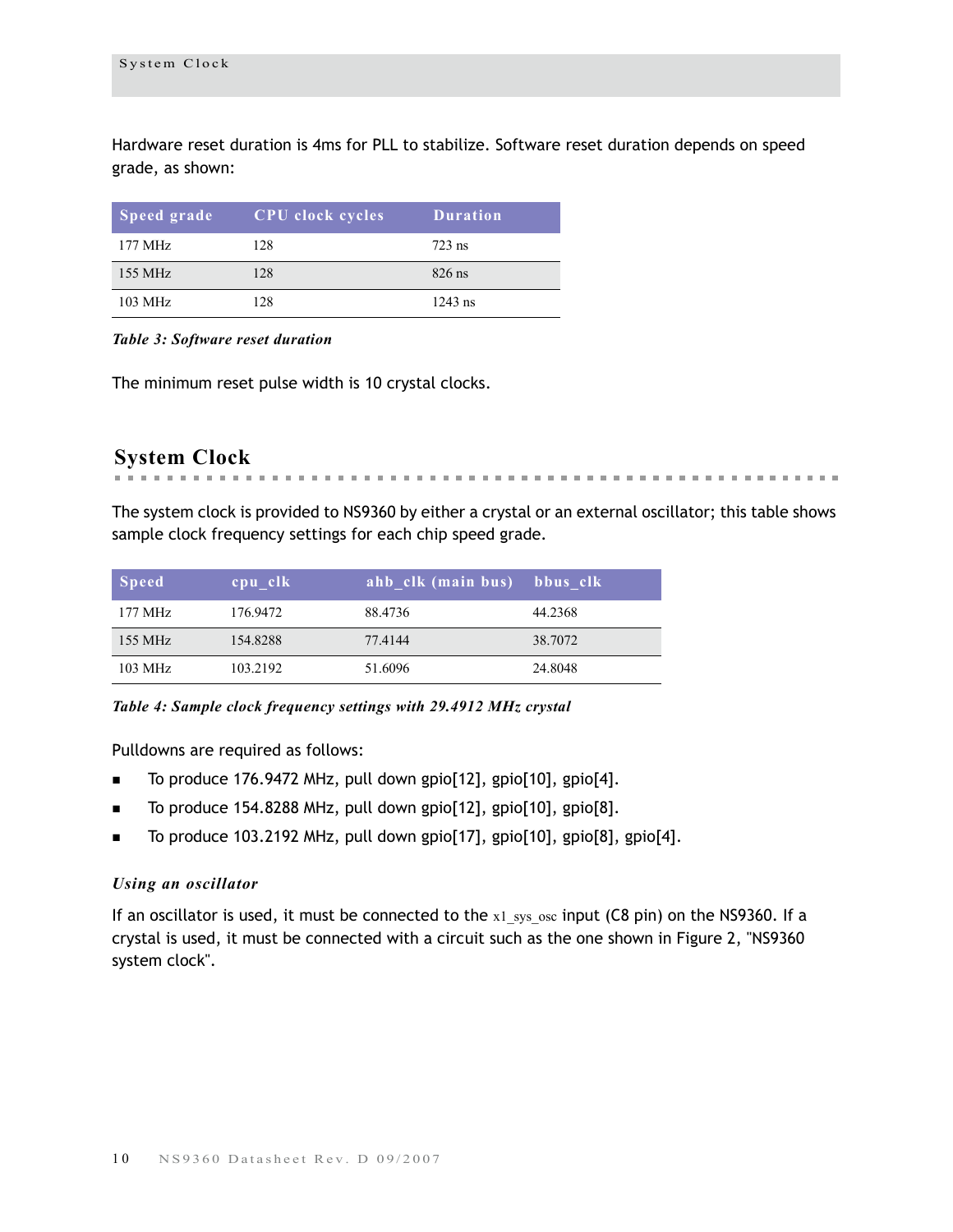Hardware reset duration is 4ms for PLL to stabilize. Software reset duration depends on speed grade, as shown:

| Speed grade | CPU clock cycles | Duration |
|---|---|---|
| 177 MHz | 128 | 723 ns |
| 155 MHz | 128 | 826 ns |
| 103 MHz | 128 | 1243 ns |

*Table 3: Software reset duration*

The minimum reset pulse width is 10 crystal clocks.

## System Clock

The system clock is provided to NS9360 by either a crystal or an external oscillator; this table shows sample clock frequency settings for each chip speed grade.

| Speed | cpu_clk | ahb_clk (main bus) | bbus_clk |
|---|---|---|---|
| 177 MHz | 176.9472 | 88.4736 | 44.2368 |
| 155 MHz | 154.8288 | 77.4144 | 38.7072 |
| 103 MHz | 103.2192 | 51.6096 | 24.8048 |

*Table 4: Sample clock frequency settings with 29.4912 MHz crystal*

Pulldowns are required as follows:

- To produce 176.9472 MHz, pull down gpio[12], gpio[10], gpio[4].
- To produce 154.8288 MHz, pull down gpio[12], gpio[10], gpio[8].
- To produce 103.2192 MHz, pull down gpio[17], gpio[10], gpio[8], gpio[4].

### *Using an oscillator*

If an oscillator is used, it must be connected to the x1_sys_osc input (C8 pin) on the NS9360. If a crystal is used, it must be connected with a circuit such as the one shown in Figure 2, "NS9360 system clock".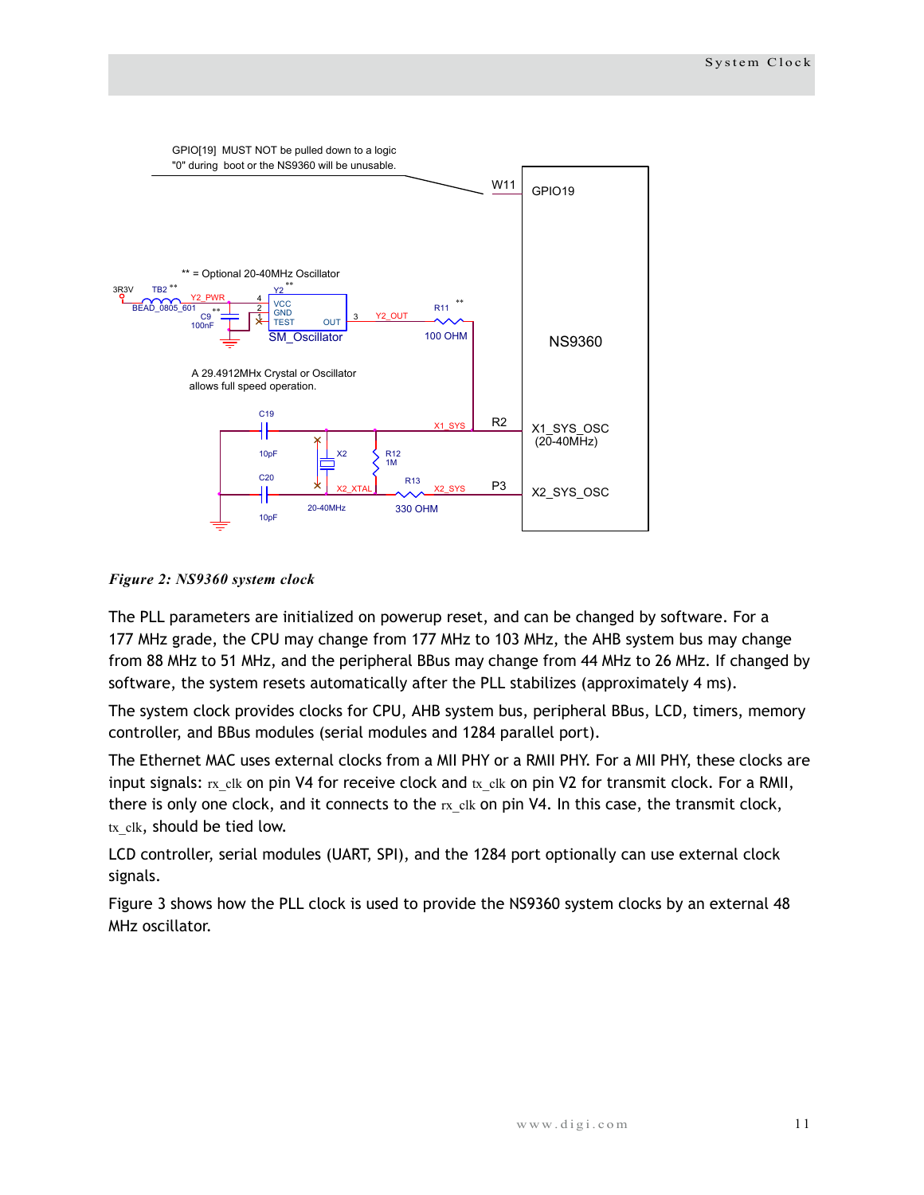*Figure 2: NS9360 system clock*

The PLL parameters are initialized on powerup reset, and can be changed by software. For a 177 MHz grade, the CPU may change from 177 MHz to 103 MHz, the AHB system bus may change from 88 MHz to 51 MHz, and the peripheral BBus may change from 44 MHz to 26 MHz. If changed by software, the system resets automatically after the PLL stabilizes (approximately 4 ms).

The system clock provides clocks for CPU, AHB system bus, peripheral BBus, LCD, timers, memory controller, and BBus modules (serial modules and 1284 parallel port).

The Ethernet MAC uses external clocks from a MII PHY or a RMII PHY. For a MII PHY, these clocks are input signals: rx_clk on pin V4 for receive clock and tx_clk on pin V2 for transmit clock. For a RMII, there is only one clock, and it connects to the rx_clk on pin V4. In this case, the transmit clock, tx_clk, should be tied low.

LCD controller, serial modules (UART, SPI), and the 1284 port optionally can use external clock signals.

Figure 3 shows how the PLL clock is used to provide the NS9360 system clocks by an external 48 MHz oscillator.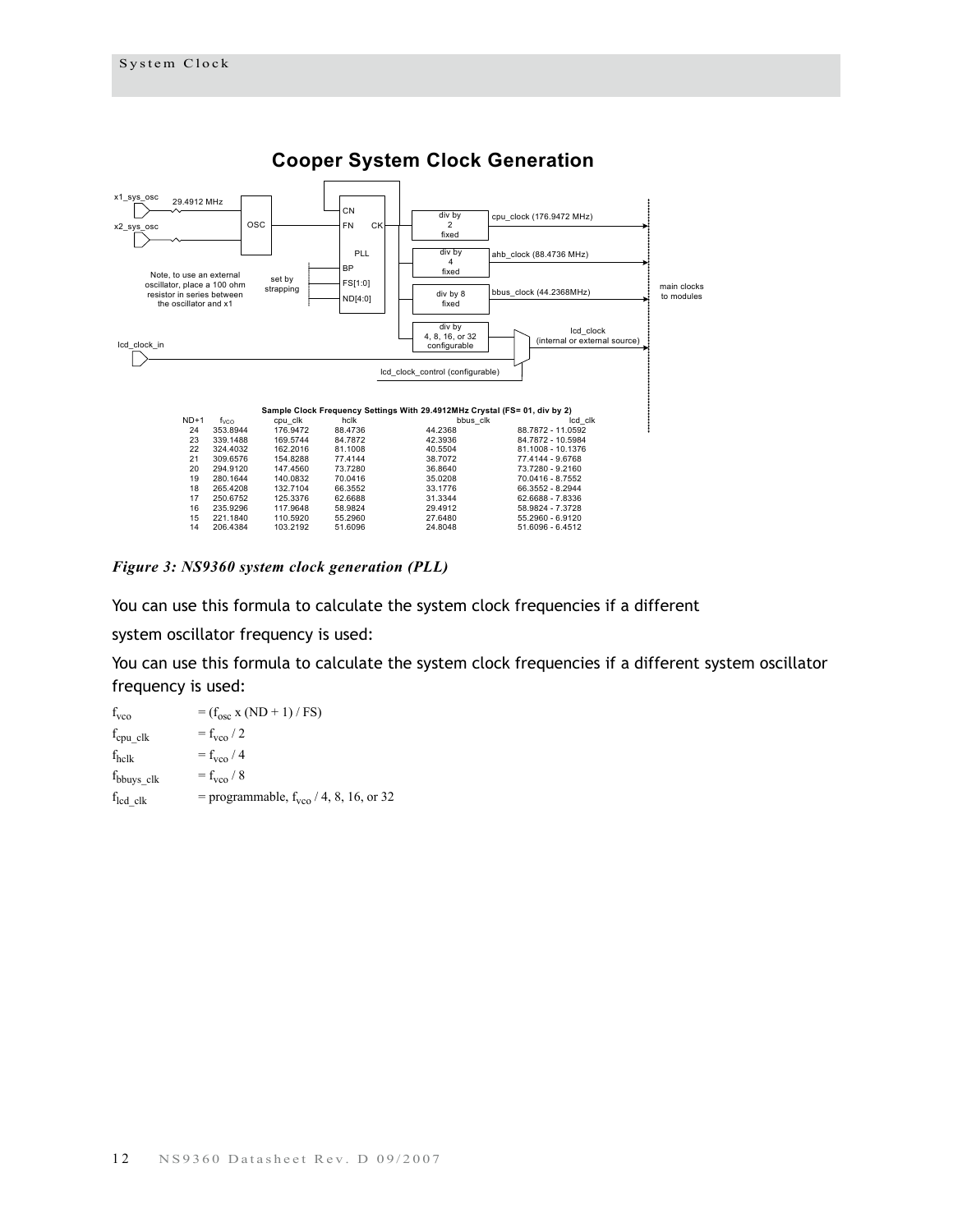## Cooper System Clock Generation

| ND+1 | $f_{VCO}$ | cpu_clk | hclk | bbus_clk | lcd_clk |
|---|---|---|---|---|---|
| 24 | 353.8944 | 176.9472 | 88.4736 | 44.2368 | 88.7872 - 11.0592 |
| 23 | 339.1488 | 169.5744 | 84.7872 | 42.3936 | 84.7872 - 10.5984 |
| 22 | 324.4032 | 162.2016 | 81.1008 | 40.5504 | 81.1008 - 10.1376 |
| 21 | 309.6576 | 154.8288 | 77.4144 | 38.7072 | 77.4144 - 9.6768 |
| 20 | 294.9120 | 147.4560 | 73.7280 | 36.8640 | 73.7280 - 9.2160 |
| 19 | 280.1644 | 140.0832 | 70.0416 | 35.0208 | 70.0416 - 8.7552 |
| 18 | 265.4208 | 132.7104 | 66.3552 | 33.1776 | 66.3552 - 8.2944 |
| 17 | 250.6752 | 125.3376 | 62.6688 | 31.3344 | 62.6688 - 7.8336 |
| 16 | 235.9296 | 117.9648 | 58.9824 | 29.4912 | 58.9824 - 7.3728 |
| 15 | 221.1840 | 110.5920 | 55.2960 | 27.6480 | 55.2960 - 6.9120 |
| 14 | 206.4384 | 103.2192 | 51.6096 | 24.8048 | 51.6096 - 6.4512 |

Sample Clock Frequency Settings With 29.4912MHz Crystal (FS= 01, div by 2)

*Figure 3: NS9360 system clock generation (PLL)*

You can use this formula to calculate the system clock frequencies if a different

system oscillator frequency is used:

You can use this formula to calculate the system clock frequencies if a different system oscillator frequency is used:

$f_{vco}$ = ($f_{osc}$ x (ND + 1) / FS)

$f_{cpu\_clk}$ = $f_{vco}$ / 2

$f_{hclk}$ = $f_{vco}$ / 4

$f_{bbuys\_clk}$ = $f_{vco}$ / 8

$f_{lcd\_clk}$ = programmable, $f_{vco}$ / 4, 8, 16, or 32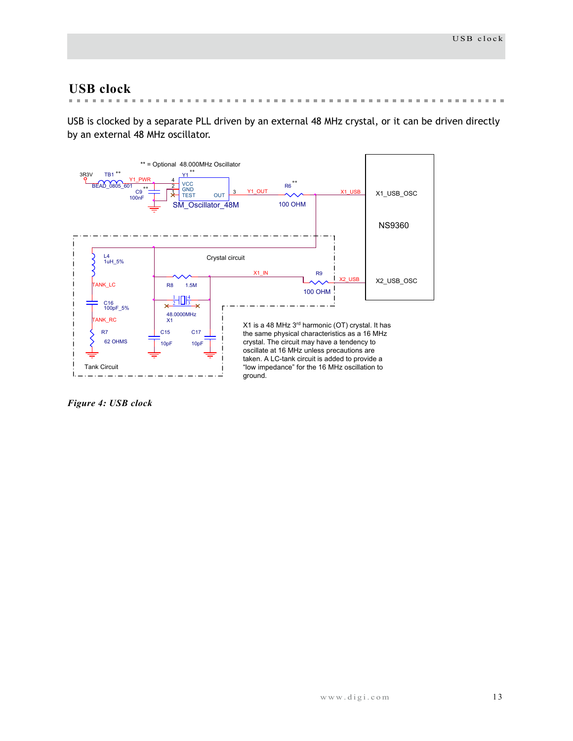## USB clock

USB is clocked by a separate PLL driven by an external 48 MHz crystal, or it can be driven directly by an external 48 MHz oscillator.

** = Optional 48.000MHz Oscillator

X1 is a 48 MHz 3rd harmonic (OT) crystal. It has the same physical characteristics as a 16 MHz crystal. The circuit may have a tendency to oscillate at 16 MHz unless precautions are taken. A LC-tank circuit is added to provide a "low impedance" for the 16 MHz oscillation to ground.

*Figure 4: USB clock*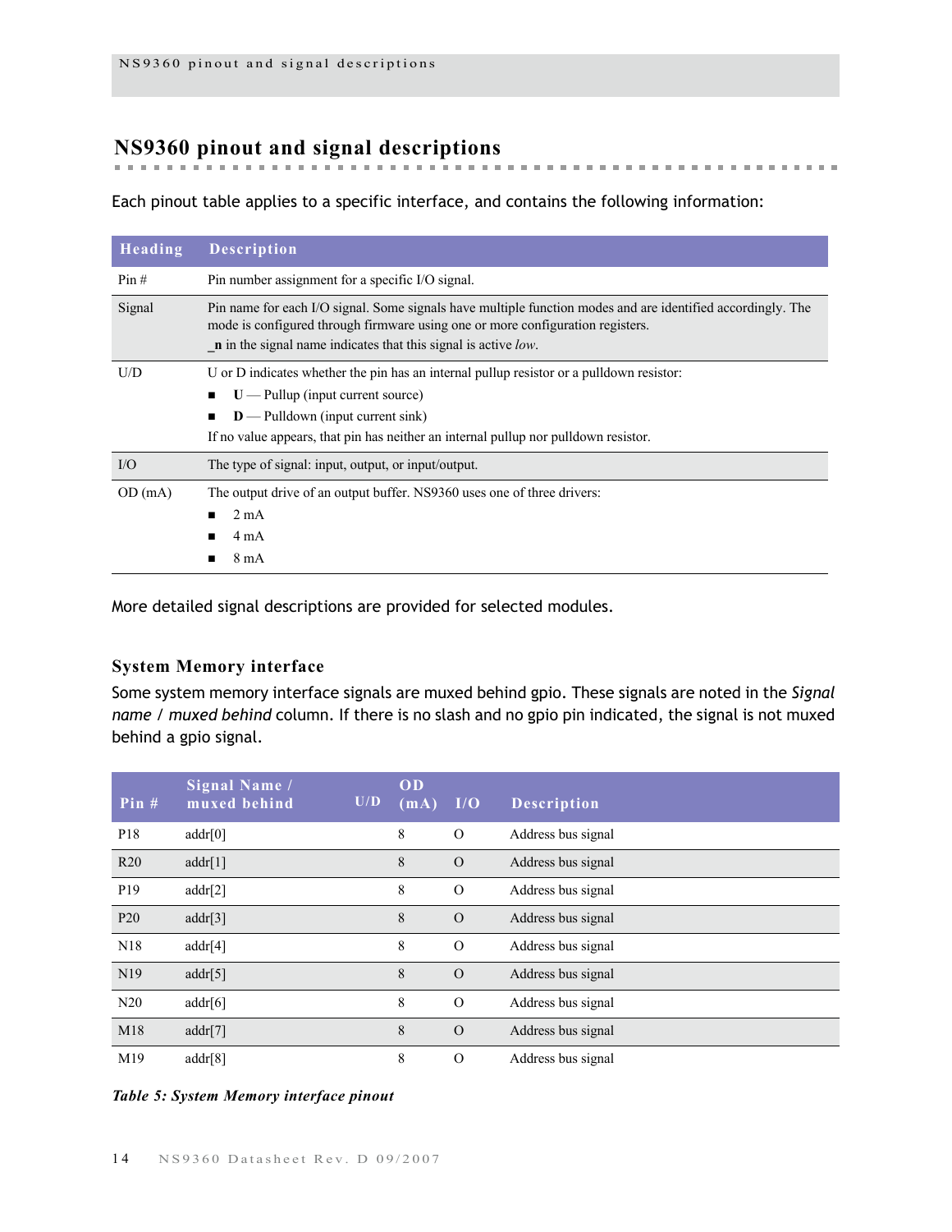## NS9360 pinout and signal descriptions

Each pinout table applies to a specific interface, and contains the following information:

| Heading | Description |
|---|---|
| Pin # | Pin number assignment for a specific I/O signal. |
| Signal | Pin name for each I/O signal. Some signals have multiple function modes and are identified accordingly. The mode is configured through firmware using one or more configuration registers.<br>**_n** in the signal name indicates that this signal is active *low*. |
| U/D | U or D indicates whether the pin has an internal pullup resistor or a pulldown resistor:<br>■ **U** — Pullup (input current source)<br>■ **D** — Pulldown (input current sink)<br>If no value appears, that pin has neither an internal pullup nor pulldown resistor. |
| I/O | The type of signal: input, output, or input/output. |
| OD (mA) | The output drive of an output buffer. NS9360 uses one of three drivers:<br>■ 2 mA<br>■ 4 mA<br>■ 8 mA |

More detailed signal descriptions are provided for selected modules.

### System Memory interface

Some system memory interface signals are muxed behind gpio. These signals are noted in the *Signal name / muxed behind* column. If there is no slash and no gpio pin indicated, the signal is not muxed behind a gpio signal.

| Pin # | Signal Name / muxed behind | U/D | OD (mA) | I/O | Description |
|---|---|---|---|---|---|
| P18 | addr[0] | | 8 | O | Address bus signal |
| R20 | addr[1] | | 8 | O | Address bus signal |
| P19 | addr[2] | | 8 | O | Address bus signal |
| P20 | addr[3] | | 8 | O | Address bus signal |
| N18 | addr[4] | | 8 | O | Address bus signal |
| N19 | addr[5] | | 8 | O | Address bus signal |
| N20 | addr[6] | | 8 | O | Address bus signal |
| M18 | addr[7] | | 8 | O | Address bus signal |
| M19 | addr[8] | | 8 | O | Address bus signal |

*Table 5: System Memory interface pinout*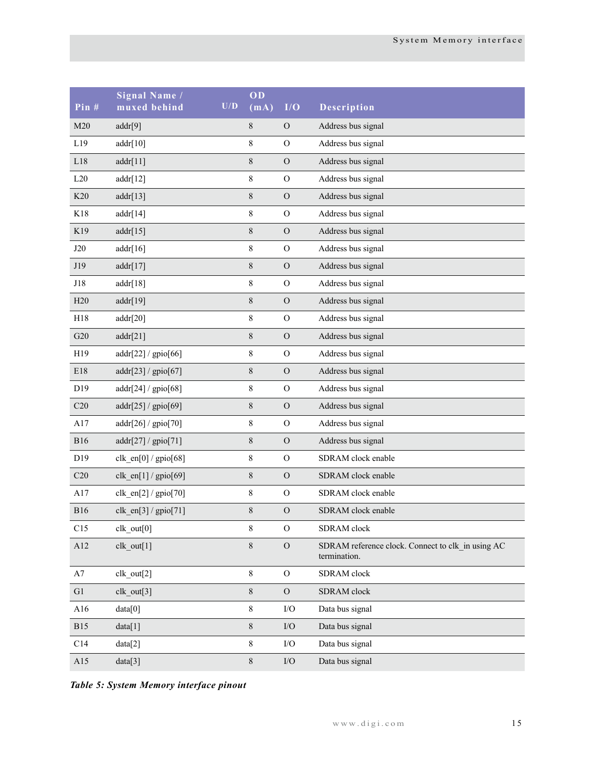| Pin # | Signal Name / muxed behind | U/D | OD (mA) | I/O | Description |
|---|---|---|---|---|---|
| M20 | addr[9] | | 8 | O | Address bus signal |
| L19 | addr[10] | | 8 | O | Address bus signal |
| L18 | addr[11] | | 8 | O | Address bus signal |
| L20 | addr[12] | | 8 | O | Address bus signal |
| K20 | addr[13] | | 8 | O | Address bus signal |
| K18 | addr[14] | | 8 | O | Address bus signal |
| K19 | addr[15] | | 8 | O | Address bus signal |
| J20 | addr[16] | | 8 | O | Address bus signal |
| J19 | addr[17] | | 8 | O | Address bus signal |
| J18 | addr[18] | | 8 | O | Address bus signal |
| H20 | addr[19] | | 8 | O | Address bus signal |
| H18 | addr[20] | | 8 | O | Address bus signal |
| G20 | addr[21] | | 8 | O | Address bus signal |
| H19 | addr[22] / gpio[66] | | 8 | O | Address bus signal |
| E18 | addr[23] / gpio[67] | | 8 | O | Address bus signal |
| D19 | addr[24] / gpio[68] | | 8 | O | Address bus signal |
| C20 | addr[25] / gpio[69] | | 8 | O | Address bus signal |
| A17 | addr[26] / gpio[70] | | 8 | O | Address bus signal |
| B16 | addr[27] / gpio[71] | | 8 | O | Address bus signal |
| D19 | clk_en[0] / gpio[68] | | 8 | O | SDRAM clock enable |
| C20 | clk_en[1] / gpio[69] | | 8 | O | SDRAM clock enable |
| A17 | clk_en[2] / gpio[70] | | 8 | O | SDRAM clock enable |
| B16 | clk_en[3] / gpio[71] | | 8 | O | SDRAM clock enable |
| C15 | clk_out[0] | | 8 | O | SDRAM clock |
| A12 | clk_out[1] | | 8 | O | SDRAM reference clock. Connect to clk_in using AC termination. |
| A7 | clk_out[2] | | 8 | O | SDRAM clock |
| G1 | clk_out[3] | | 8 | O | SDRAM clock |
| A16 | data[0] | | 8 | I/O | Data bus signal |
| B15 | data[1] | | 8 | I/O | Data bus signal |
| C14 | data[2] | | 8 | I/O | Data bus signal |
| A15 | data[3] | | 8 | I/O | Data bus signal |

*Table 5: System Memory interface pinout*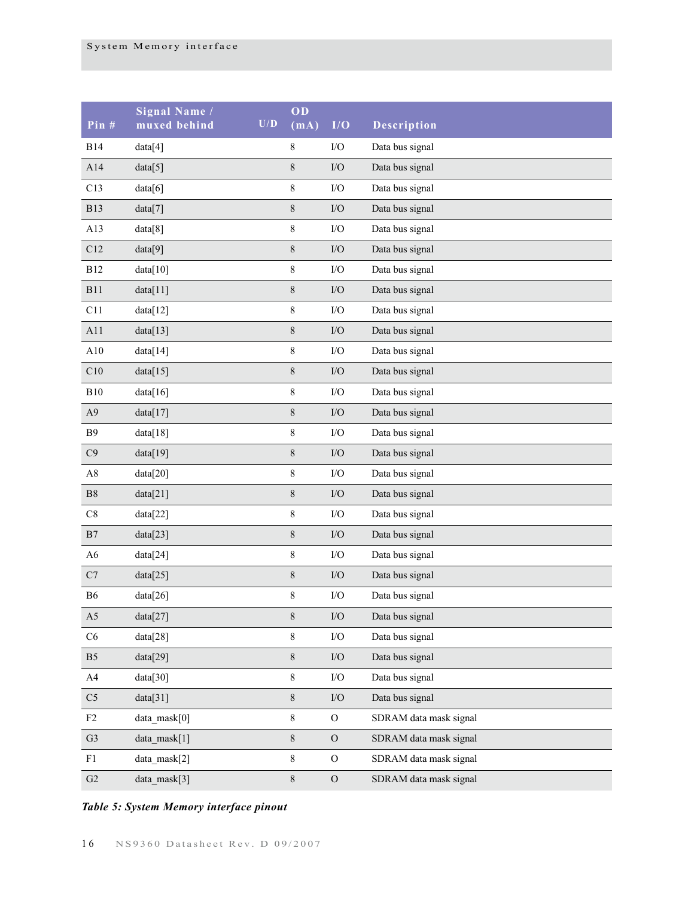| Pin # | Signal Name / muxed behind | U/D | OD (mA) | I/O | Description |
|---|---|---|---|---|---|
| B14 | data[4] | | 8 | I/O | Data bus signal |
| A14 | data[5] | | 8 | I/O | Data bus signal |
| C13 | data[6] | | 8 | I/O | Data bus signal |
| B13 | data[7] | | 8 | I/O | Data bus signal |
| A13 | data[8] | | 8 | I/O | Data bus signal |
| C12 | data[9] | | 8 | I/O | Data bus signal |
| B12 | data[10] | | 8 | I/O | Data bus signal |
| B11 | data[11] | | 8 | I/O | Data bus signal |
| C11 | data[12] | | 8 | I/O | Data bus signal |
| A11 | data[13] | | 8 | I/O | Data bus signal |
| A10 | data[14] | | 8 | I/O | Data bus signal |
| C10 | data[15] | | 8 | I/O | Data bus signal |
| B10 | data[16] | | 8 | I/O | Data bus signal |
| A9 | data[17] | | 8 | I/O | Data bus signal |
| B9 | data[18] | | 8 | I/O | Data bus signal |
| C9 | data[19] | | 8 | I/O | Data bus signal |
| A8 | data[20] | | 8 | I/O | Data bus signal |
| B8 | data[21] | | 8 | I/O | Data bus signal |
| C8 | data[22] | | 8 | I/O | Data bus signal |
| B7 | data[23] | | 8 | I/O | Data bus signal |
| A6 | data[24] | | 8 | I/O | Data bus signal |
| C7 | data[25] | | 8 | I/O | Data bus signal |
| B6 | data[26] | | 8 | I/O | Data bus signal |
| A5 | data[27] | | 8 | I/O | Data bus signal |
| C6 | data[28] | | 8 | I/O | Data bus signal |
| B5 | data[29] | | 8 | I/O | Data bus signal |
| A4 | data[30] | | 8 | I/O | Data bus signal |
| C5 | data[31] | | 8 | I/O | Data bus signal |
| F2 | data_mask[0] | | 8 | O | SDRAM data mask signal |
| G3 | data_mask[1] | | 8 | O | SDRAM data mask signal |
| F1 | data_mask[2] | | 8 | O | SDRAM data mask signal |
| G2 | data_mask[3] | | 8 | O | SDRAM data mask signal |

*Table 5: System Memory interface pinout*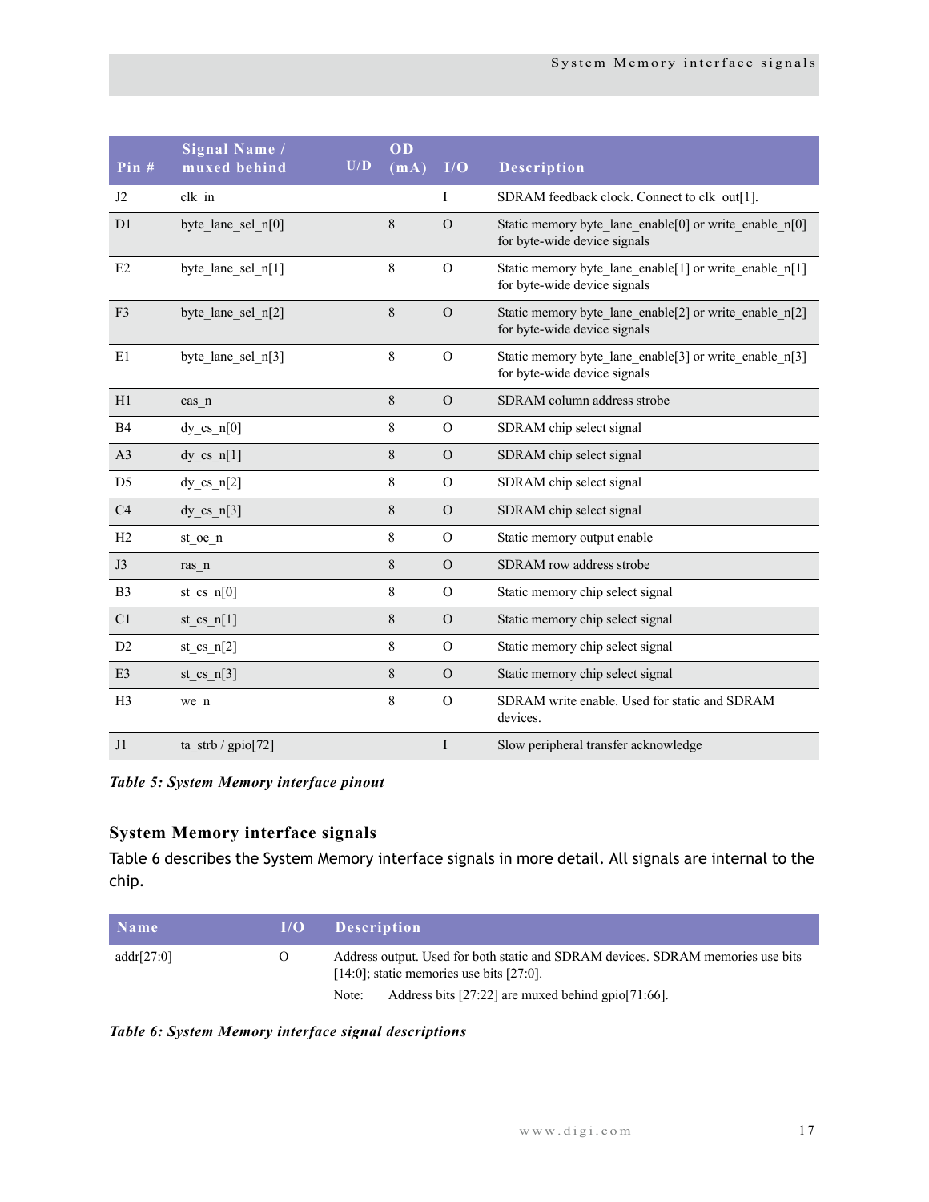| Pin # | Signal Name / muxed behind | U/D | OD (mA) | I/O | Description |
|---|---|---|---|---|---|
| J2 | clk_in | | | I | SDRAM feedback clock. Connect to clk_out[1]. |
| D1 | byte_lane_sel_n[0] | | 8 | O | Static memory byte_lane_enable[0] or write_enable_n[0] for byte-wide device signals |
| E2 | byte_lane_sel_n[1] | | 8 | O | Static memory byte_lane_enable[1] or write_enable_n[1] for byte-wide device signals |
| F3 | byte_lane_sel_n[2] | | 8 | O | Static memory byte_lane_enable[2] or write_enable_n[2] for byte-wide device signals |
| E1 | byte_lane_sel_n[3] | | 8 | O | Static memory byte_lane_enable[3] or write_enable_n[3] for byte-wide device signals |
| H1 | cas_n | | 8 | O | SDRAM column address strobe |
| B4 | dy_cs_n[0] | | 8 | O | SDRAM chip select signal |
| A3 | dy_cs_n[1] | | 8 | O | SDRAM chip select signal |
| D5 | dy_cs_n[2] | | 8 | O | SDRAM chip select signal |
| C4 | dy_cs_n[3] | | 8 | O | SDRAM chip select signal |
| H2 | st_oe_n | | 8 | O | Static memory output enable |
| J3 | ras_n | | 8 | O | SDRAM row address strobe |
| B3 | st_cs_n[0] | | 8 | O | Static memory chip select signal |
| C1 | st_cs_n[1] | | 8 | O | Static memory chip select signal |
| D2 | st_cs_n[2] | | 8 | O | Static memory chip select signal |
| E3 | st_cs_n[3] | | 8 | O | Static memory chip select signal |
| H3 | we_n | | 8 | O | SDRAM write enable. Used for static and SDRAM devices. |
| J1 | ta_strb / gpio[72] | | | I | Slow peripheral transfer acknowledge |

***Table 5: System Memory interface pinout***

### System Memory interface signals

Table 6 describes the System Memory interface signals in more detail. All signals are internal to the chip.

| Name | I/O | Description |
|---|---|---|
| addr[27:0] | O | Address output. Used for both static and SDRAM devices. SDRAM memories use bits [14:0]; static memories use bits [27:0].<br>Note: Address bits [27:22] are muxed behind gpio[71:66]. |

***Table 6: System Memory interface signal descriptions***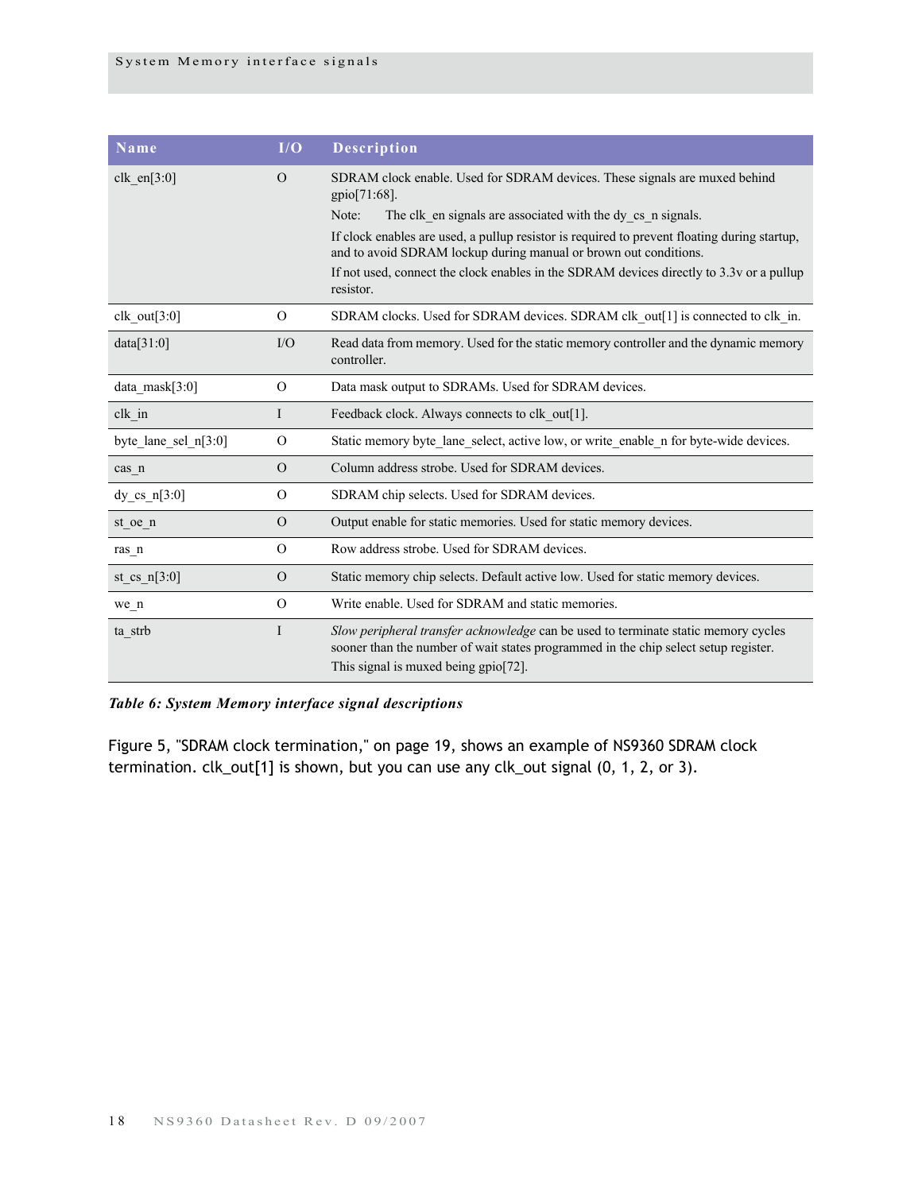| Name | I/O | Description |
|---|---|---|
| clk_en[3:0] | O | SDRAM clock enable. Used for SDRAM devices. These signals are muxed behind gpio[71:68].<br>Note: The clk_en signals are associated with the dy_cs_n signals.<br>If clock enables are used, a pullup resistor is required to prevent floating during startup, and to avoid SDRAM lockup during manual or brown out conditions.<br>If not used, connect the clock enables in the SDRAM devices directly to 3.3v or a pullup resistor. |
| clk_out[3:0] | O | SDRAM clocks. Used for SDRAM devices. SDRAM clk_out[1] is connected to clk_in. |
| data[31:0] | I/O | Read data from memory. Used for the static memory controller and the dynamic memory controller. |
| data_mask[3:0] | O | Data mask output to SDRAMs. Used for SDRAM devices. |
| clk_in | I | Feedback clock. Always connects to clk_out[1]. |
| byte_lane_sel_n[3:0] | O | Static memory byte_lane_select, active low, or write_enable_n for byte-wide devices. |
| cas_n | O | Column address strobe. Used for SDRAM devices. |
| dy_cs_n[3:0] | O | SDRAM chip selects. Used for SDRAM devices. |
| st_oe_n | O | Output enable for static memories. Used for static memory devices. |
| ras_n | O | Row address strobe. Used for SDRAM devices. |
| st_cs_n[3:0] | O | Static memory chip selects. Default active low. Used for static memory devices. |
| we_n | O | Write enable. Used for SDRAM and static memories. |
| ta_strb | I | *Slow peripheral transfer acknowledge* can be used to terminate static memory cycles sooner than the number of wait states programmed in the chip select setup register.<br>This signal is muxed being gpio[72]. |

***Table 6: System Memory interface signal descriptions***

Figure 5, "SDRAM clock termination," on page 19, shows an example of NS9360 SDRAM clock termination. clk_out[1] is shown, but you can use any clk_out signal (0, 1, 2, or 3).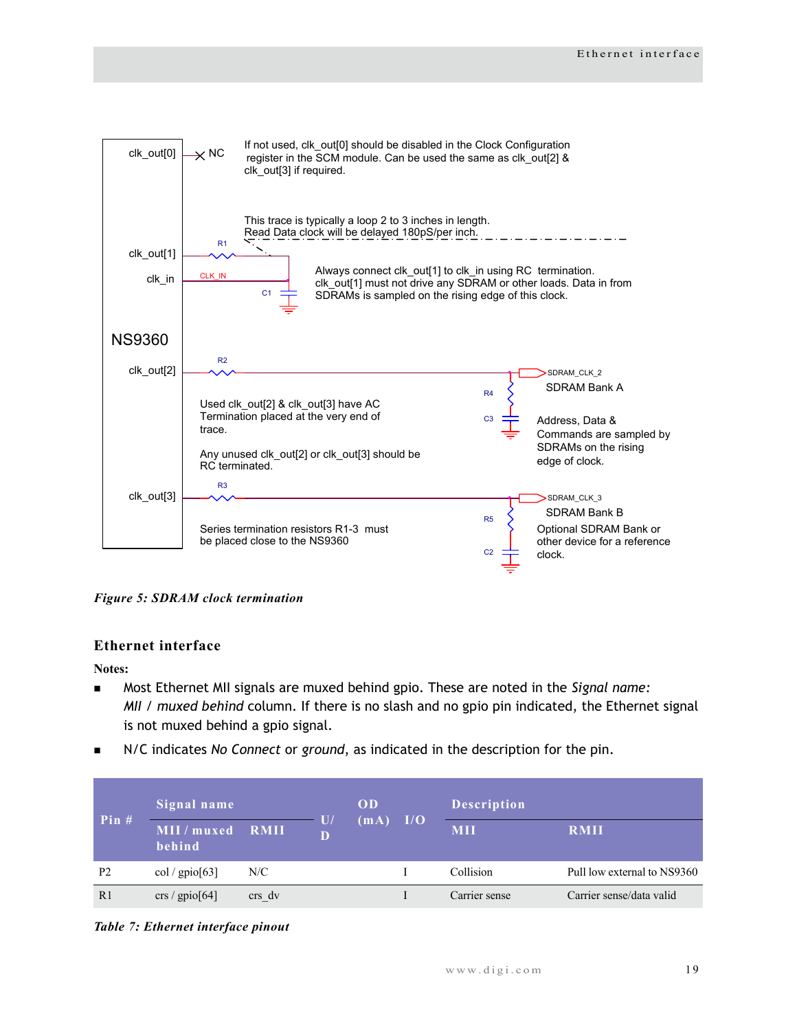clk_out[0] — NC

If not used, clk_out[0] should be disabled in the Clock Configuration register in the SCM module. Can be used the same as clk_out[2] & clk_out[3] if required.

This trace is typically a loop 2 to 3 inches in length. Read Data clock will be delayed 180pS/per inch.

clk_out[1] — R1

clk_in — CLK_IN — C1

Always connect clk_out[1] to clk_in using RC termination. clk_out[1] must not drive any SDRAM or other loads. Data in from SDRAMs is sampled on the rising edge of this clock.

NS9360

clk_out[2] — R2 — SDRAM_CLK_2 — R4 — C3

SDRAM Bank A

Used clk_out[2] & clk_out[3] have AC Termination placed at the very end of trace.

Address, Data & Commands are sampled by SDRAMs on the rising edge of clock.

Any unused clk_out[2] or clk_out[3] should be RC terminated.

clk_out[3] — R3 — SDRAM_CLK_3 — R5 — C2

SDRAM Bank B

Series termination resistors R1-3 must be placed close to the NS9360

Optional SDRAM Bank or other device for a reference clock.

*Figure 5: SDRAM clock termination*

## Ethernet interface

**Notes:**

- Most Ethernet MII signals are muxed behind gpio. These are noted in the *Signal name: MII / muxed behind* column. If there is no slash and no gpio pin indicated, the Ethernet signal is not muxed behind a gpio signal.
- N/C indicates *No Connect* or *ground*, as indicated in the description for the pin.

| Pin # | Signal name | | U/D | OD (mA) | I/O | Description | |
|---|---|---|---|---|---|---|---|
| | MII / muxed behind | RMII | | | | MII | RMII |
| P2 | col / gpio[63] | N/C | | | I | Collision | Pull low external to NS9360 |
| R1 | crs / gpio[64] | crs_dv | | | I | Carrier sense | Carrier sense/data valid |

*Table 7: Ethernet interface pinout*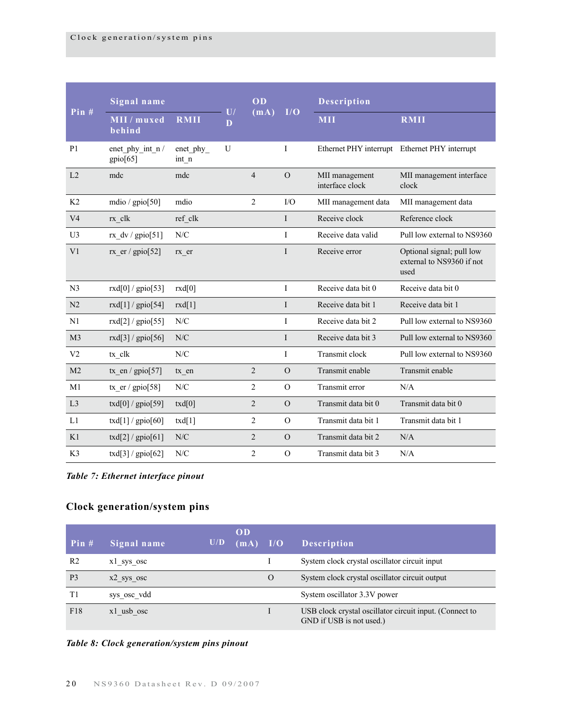| Pin # | Signal name | | U/D | OD (mA) | I/O | Description | |
|---|---|---|---|---|---|---|---|
| | MII / muxed behind | RMII | | | | MII | RMII |
| P1 | enet_phy_int_n / gpio[65] | enet_phy_int_n | U | | I | Ethernet PHY interrupt | Ethernet PHY interrupt |
| L2 | mdc | mdc | | 4 | O | MII management interface clock | MII management interface clock |
| K2 | mdio / gpio[50] | mdio | | 2 | I/O | MII management data | MII management data |
| V4 | rx_clk | ref_clk | | | I | Receive clock | Reference clock |
| U3 | rx_dv / gpio[51] | N/C | | | I | Receive data valid | Pull low external to NS9360 |
| V1 | rx_er / gpio[52] | rx_er | | | I | Receive error | Optional signal; pull low external to NS9360 if not used |
| N3 | rxd[0] / gpio[53] | rxd[0] | | | I | Receive data bit 0 | Receive data bit 0 |
| N2 | rxd[1] / gpio[54] | rxd[1] | | | I | Receive data bit 1 | Receive data bit 1 |
| N1 | rxd[2] / gpio[55] | N/C | | | I | Receive data bit 2 | Pull low external to NS9360 |
| M3 | rxd[3] / gpio[56] | N/C | | | I | Receive data bit 3 | Pull low external to NS9360 |
| V2 | tx_clk | N/C | | | I | Transmit clock | Pull low external to NS9360 |
| M2 | tx_en / gpio[57] | tx_en | | 2 | O | Transmit enable | Transmit enable |
| M1 | tx_er / gpio[58] | N/C | | 2 | O | Transmit error | N/A |
| L3 | txd[0] / gpio[59] | txd[0] | | 2 | O | Transmit data bit 0 | Transmit data bit 0 |
| L1 | txd[1] / gpio[60] | txd[1] | | 2 | O | Transmit data bit 1 | Transmit data bit 1 |
| K1 | txd[2] / gpio[61] | N/C | | 2 | O | Transmit data bit 2 | N/A |
| K3 | txd[3] / gpio[62] | N/C | | 2 | O | Transmit data bit 3 | N/A |

*Table 7: Ethernet interface pinout*

## Clock generation/system pins

| Pin # | Signal name | U/D | OD (mA) | I/O | Description |
|---|---|---|---|---|---|
| R2 | x1_sys_osc | | | I | System clock crystal oscillator circuit input |
| P3 | x2_sys_osc | | | O | System clock crystal oscillator circuit output |
| T1 | sys_osc_vdd | | | | System oscillator 3.3V power |
| F18 | x1_usb_osc | | | I | USB clock crystal oscillator circuit input. (Connect to GND if USB is not used.) |

*Table 8: Clock generation/system pins pinout*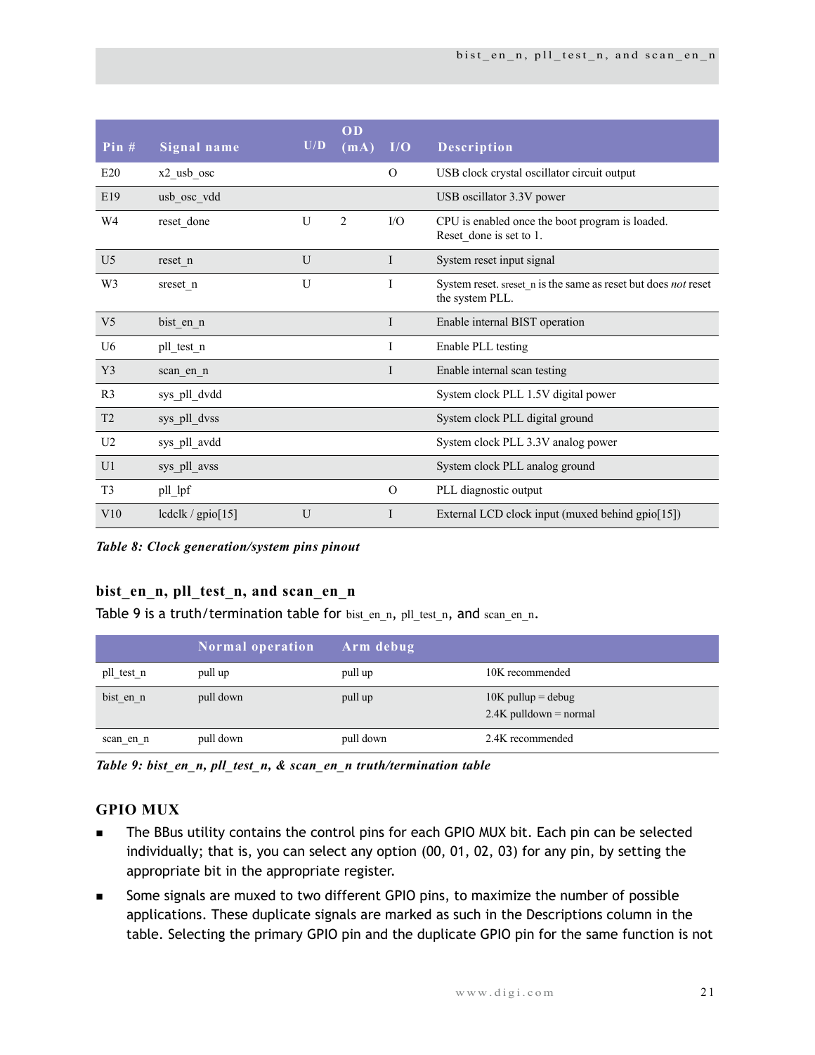| Pin # | Signal name | U/D | OD (mA) | I/O | Description |
|---|---|---|---|---|---|
| E20 | x2_usb_osc | | | O | USB clock crystal oscillator circuit output |
| E19 | usb_osc_vdd | | | | USB oscillator 3.3V power |
| W4 | reset_done | U | 2 | I/O | CPU is enabled once the boot program is loaded. Reset_done is set to 1. |
| U5 | reset_n | U | | I | System reset input signal |
| W3 | sreset_n | U | | I | System reset. sreset_n is the same as reset but does *not* reset the system PLL. |
| V5 | bist_en_n | | | I | Enable internal BIST operation |
| U6 | pll_test_n | | | I | Enable PLL testing |
| Y3 | scan_en_n | | | I | Enable internal scan testing |
| R3 | sys_pll_dvdd | | | | System clock PLL 1.5V digital power |
| T2 | sys_pll_dvss | | | | System clock PLL digital ground |
| U2 | sys_pll_avdd | | | | System clock PLL 3.3V analog power |
| U1 | sys_pll_avss | | | | System clock PLL analog ground |
| T3 | pll_lpf | | | O | PLL diagnostic output |
| V10 | lcdclk / gpio[15] | U | | I | External LCD clock input (muxed behind gpio[15]) |

***Table 8: Clock generation/system pins pinout***

### bist_en_n, pll_test_n, and scan_en_n

Table 9 is a truth/termination table for bist_en_n, pll_test_n, and scan_en_n.

| | Normal operation | Arm debug | |
|---|---|---|---|
| pll_test_n | pull up | pull up | 10K recommended |
| bist_en_n | pull down | pull up | 10K pullup = debug<br>2.4K pulldown = normal |
| scan_en_n | pull down | pull down | 2.4K recommended |

***Table 9: bist_en_n, pll_test_n, & scan_en_n truth/termination table***

### GPIO MUX

- The BBus utility contains the control pins for each GPIO MUX bit. Each pin can be selected individually; that is, you can select any option (00, 01, 02, 03) for any pin, by setting the appropriate bit in the appropriate register.
- Some signals are muxed to two different GPIO pins, to maximize the number of possible applications. These duplicate signals are marked as such in the Descriptions column in the table. Selecting the primary GPIO pin and the duplicate GPIO pin for the same function is not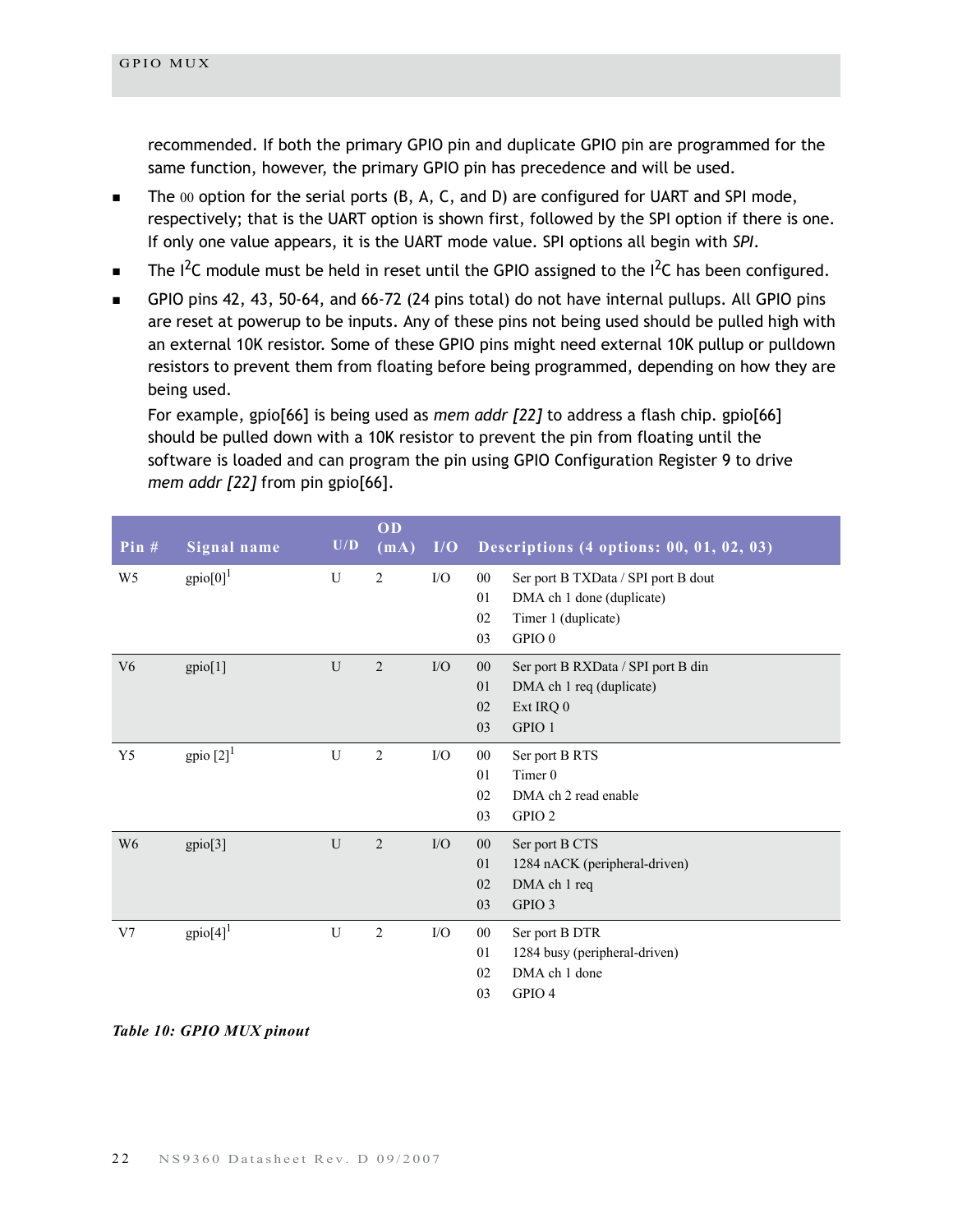recommended. If both the primary GPIO pin and duplicate GPIO pin are programmed for the same function, however, the primary GPIO pin has precedence and will be used.

- The 00 option for the serial ports (B, A, C, and D) are configured for UART and SPI mode, respectively; that is the UART option is shown first, followed by the SPI option if there is one. If only one value appears, it is the UART mode value. SPI options all begin with *SPI*.
- The I$^2$C module must be held in reset until the GPIO assigned to the I$^2$C has been configured.
- GPIO pins 42, 43, 50-64, and 66-72 (24 pins total) do not have internal pullups. All GPIO pins are reset at powerup to be inputs. Any of these pins not being used should be pulled high with an external 10K resistor. Some of these GPIO pins might need external 10K pullup or pulldown resistors to prevent them from floating before being programmed, depending on how they are being used.

  For example, gpio[66] is being used as *mem addr [22]* to address a flash chip. gpio[66] should be pulled down with a 10K resistor to prevent the pin from floating until the software is loaded and can program the pin using GPIO Configuration Register 9 to drive *mem addr [22]* from pin gpio[66].

| Pin # | Signal name | U/D | OD (mA) | I/O | Descriptions (4 options: 00, 01, 02, 03) | |
|---|---|---|---|---|---|---|
| W5 | gpio[0][1] | U | 2 | I/O | 00 | Ser port B TXData / SPI port B dout |
| | | | | | 01 | DMA ch 1 done (duplicate) |
| | | | | | 02 | Timer 1 (duplicate) |
| | | | | | 03 | GPIO 0 |
| V6 | gpio[1] | U | 2 | I/O | 00 | Ser port B RXData / SPI port B din |
| | | | | | 01 | DMA ch 1 req (duplicate) |
| | | | | | 02 | Ext IRQ 0 |
| | | | | | 03 | GPIO 1 |
| Y5 | gpio [2][1] | U | 2 | I/O | 00 | Ser port B RTS |
| | | | | | 01 | Timer 0 |
| | | | | | 02 | DMA ch 2 read enable |
| | | | | | 03 | GPIO 2 |
| W6 | gpio[3] | U | 2 | I/O | 00 | Ser port B CTS |
| | | | | | 01 | 1284 nACK (peripheral-driven) |
| | | | | | 02 | DMA ch 1 req |
| | | | | | 03 | GPIO 3 |
| V7 | gpio[4][1] | U | 2 | I/O | 00 | Ser port B DTR |
| | | | | | 01 | 1284 busy (peripheral-driven) |
| | | | | | 02 | DMA ch 1 done |
| | | | | | 03 | GPIO 4 |

***Table 10: GPIO MUX pinout***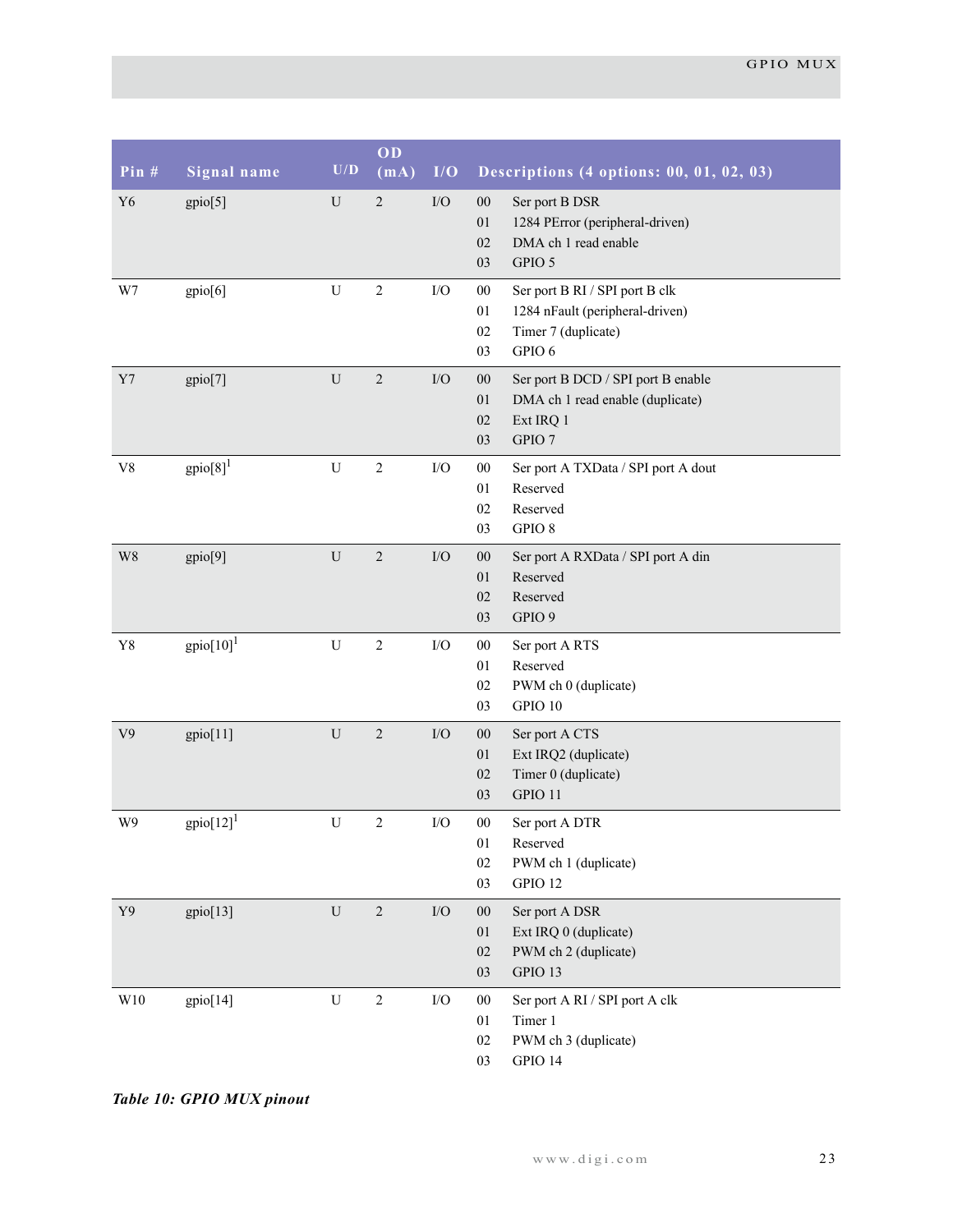| Pin # | Signal name | U/D | OD (mA) | I/O | Descriptions (4 options: 00, 01, 02, 03) |
|---|---|---|---|---|---|
| Y6 | gpio[5] | U | 2 | I/O | 00 Ser port B DSR<br>01 1284 PError (peripheral-driven)<br>02 DMA ch 1 read enable<br>03 GPIO 5 |
| W7 | gpio[6] | U | 2 | I/O | 00 Ser port B RI / SPI port B clk<br>01 1284 nFault (peripheral-driven)<br>02 Timer 7 (duplicate)<br>03 GPIO 6 |
| Y7 | gpio[7] | U | 2 | I/O | 00 Ser port B DCD / SPI port B enable<br>01 DMA ch 1 read enable (duplicate)<br>02 Ext IRQ 1<br>03 GPIO 7 |
| V8 | gpio[8][1] | U | 2 | I/O | 00 Ser port A TXData / SPI port A dout<br>01 Reserved<br>02 Reserved<br>03 GPIO 8 |
| W8 | gpio[9] | U | 2 | I/O | 00 Ser port A RXData / SPI port A din<br>01 Reserved<br>02 Reserved<br>03 GPIO 9 |
| Y8 | gpio[10][1] | U | 2 | I/O | 00 Ser port A RTS<br>01 Reserved<br>02 PWM ch 0 (duplicate)<br>03 GPIO 10 |
| V9 | gpio[11] | U | 2 | I/O | 00 Ser port A CTS<br>01 Ext IRQ2 (duplicate)<br>02 Timer 0 (duplicate)<br>03 GPIO 11 |
| W9 | gpio[12][1] | U | 2 | I/O | 00 Ser port A DTR<br>01 Reserved<br>02 PWM ch 1 (duplicate)<br>03 GPIO 12 |
| Y9 | gpio[13] | U | 2 | I/O | 00 Ser port A DSR<br>01 Ext IRQ 0 (duplicate)<br>02 PWM ch 2 (duplicate)<br>03 GPIO 13 |
| W10 | gpio[14] | U | 2 | I/O | 00 Ser port A RI / SPI port A clk<br>01 Timer 1<br>02 PWM ch 3 (duplicate)<br>03 GPIO 14 |

***Table 10: GPIO MUX pinout***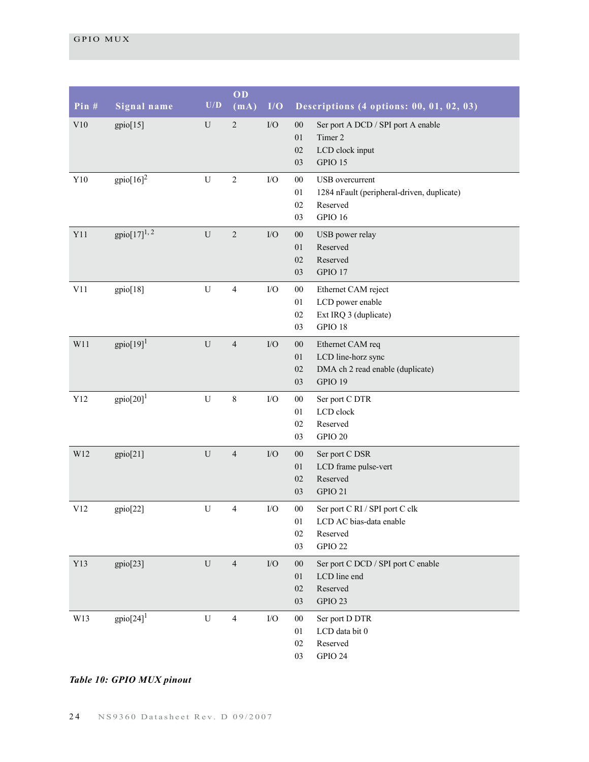| Pin # | Signal name | U/D | OD (mA) | I/O | Descriptions (4 options: 00, 01, 02, 03) |
|---|---|---|---|---|---|
| V10 | gpio[15] | U | 2 | I/O | 00 Ser port A DCD / SPI port A enable<br>01 Timer 2<br>02 LCD clock input<br>03 GPIO 15 |
| Y10 | gpio[16][2] | U | 2 | I/O | 00 USB overcurrent<br>01 1284 nFault (peripheral-driven, duplicate)<br>02 Reserved<br>03 GPIO 16 |
| Y11 | gpio[17][1, 2] | U | 2 | I/O | 00 USB power relay<br>01 Reserved<br>02 Reserved<br>03 GPIO 17 |
| V11 | gpio[18] | U | 4 | I/O | 00 Ethernet CAM reject<br>01 LCD power enable<br>02 Ext IRQ 3 (duplicate)<br>03 GPIO 18 |
| W11 | gpio[19][1] | U | 4 | I/O | 00 Ethernet CAM req<br>01 LCD line-horz sync<br>02 DMA ch 2 read enable (duplicate)<br>03 GPIO 19 |
| Y12 | gpio[20][1] | U | 8 | I/O | 00 Ser port C DTR<br>01 LCD clock<br>02 Reserved<br>03 GPIO 20 |
| W12 | gpio[21] | U | 4 | I/O | 00 Ser port C DSR<br>01 LCD frame pulse-vert<br>02 Reserved<br>03 GPIO 21 |
| V12 | gpio[22] | U | 4 | I/O | 00 Ser port C RI / SPI port C clk<br>01 LCD AC bias-data enable<br>02 Reserved<br>03 GPIO 22 |
| Y13 | gpio[23] | U | 4 | I/O | 00 Ser port C DCD / SPI port C enable<br>01 LCD line end<br>02 Reserved<br>03 GPIO 23 |
| W13 | gpio[24][1] | U | 4 | I/O | 00 Ser port D DTR<br>01 LCD data bit 0<br>02 Reserved<br>03 GPIO 24 |

***Table 10: GPIO MUX pinout***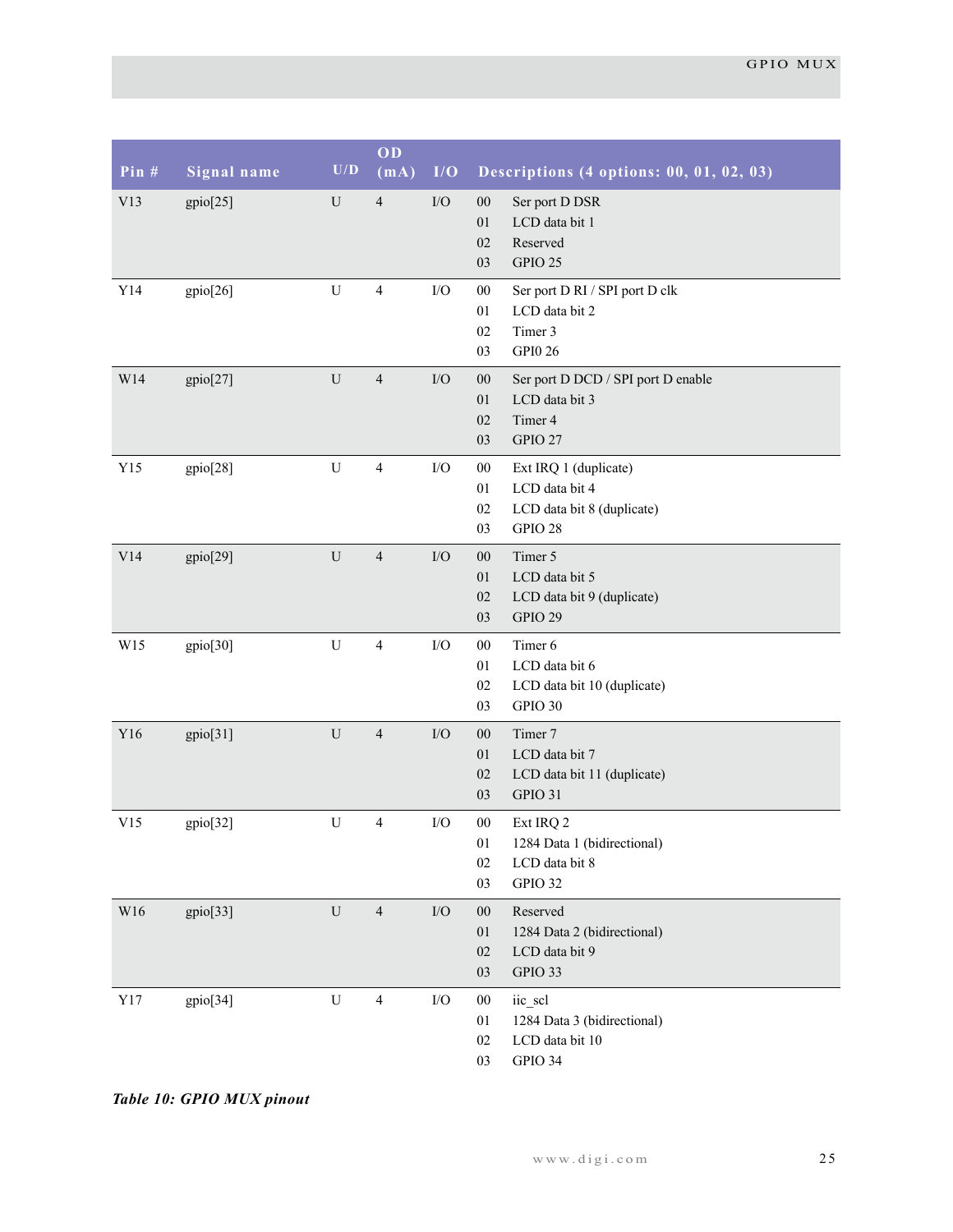| Pin # | Signal name | U/D | OD (mA) | I/O | Descriptions (4 options: 00, 01, 02, 03) | |
|---|---|---|---|---|---|---|
| V13 | gpio[25] | U | 4 | I/O | 00 | Ser port D DSR |
| | | | | | 01 | LCD data bit 1 |
| | | | | | 02 | Reserved |
| | | | | | 03 | GPIO 25 |
| Y14 | gpio[26] | U | 4 | I/O | 00 | Ser port D RI / SPI port D clk |
| | | | | | 01 | LCD data bit 2 |
| | | | | | 02 | Timer 3 |
| | | | | | 03 | GPI0 26 |
| W14 | gpio[27] | U | 4 | I/O | 00 | Ser port D DCD / SPI port D enable |
| | | | | | 01 | LCD data bit 3 |
| | | | | | 02 | Timer 4 |
| | | | | | 03 | GPIO 27 |
| Y15 | gpio[28] | U | 4 | I/O | 00 | Ext IRQ 1 (duplicate) |
| | | | | | 01 | LCD data bit 4 |
| | | | | | 02 | LCD data bit 8 (duplicate) |
| | | | | | 03 | GPIO 28 |
| V14 | gpio[29] | U | 4 | I/O | 00 | Timer 5 |
| | | | | | 01 | LCD data bit 5 |
| | | | | | 02 | LCD data bit 9 (duplicate) |
| | | | | | 03 | GPIO 29 |
| W15 | gpio[30] | U | 4 | I/O | 00 | Timer 6 |
| | | | | | 01 | LCD data bit 6 |
| | | | | | 02 | LCD data bit 10 (duplicate) |
| | | | | | 03 | GPIO 30 |
| Y16 | gpio[31] | U | 4 | I/O | 00 | Timer 7 |
| | | | | | 01 | LCD data bit 7 |
| | | | | | 02 | LCD data bit 11 (duplicate) |
| | | | | | 03 | GPIO 31 |
| V15 | gpio[32] | U | 4 | I/O | 00 | Ext IRQ 2 |
| | | | | | 01 | 1284 Data 1 (bidirectional) |
| | | | | | 02 | LCD data bit 8 |
| | | | | | 03 | GPIO 32 |
| W16 | gpio[33] | U | 4 | I/O | 00 | Reserved |
| | | | | | 01 | 1284 Data 2 (bidirectional) |
| | | | | | 02 | LCD data bit 9 |
| | | | | | 03 | GPIO 33 |
| Y17 | gpio[34] | U | 4 | I/O | 00 | iic_scl |
| | | | | | 01 | 1284 Data 3 (bidirectional) |
| | | | | | 02 | LCD data bit 10 |
| | | | | | 03 | GPIO 34 |

*Table 10: GPIO MUX pinout*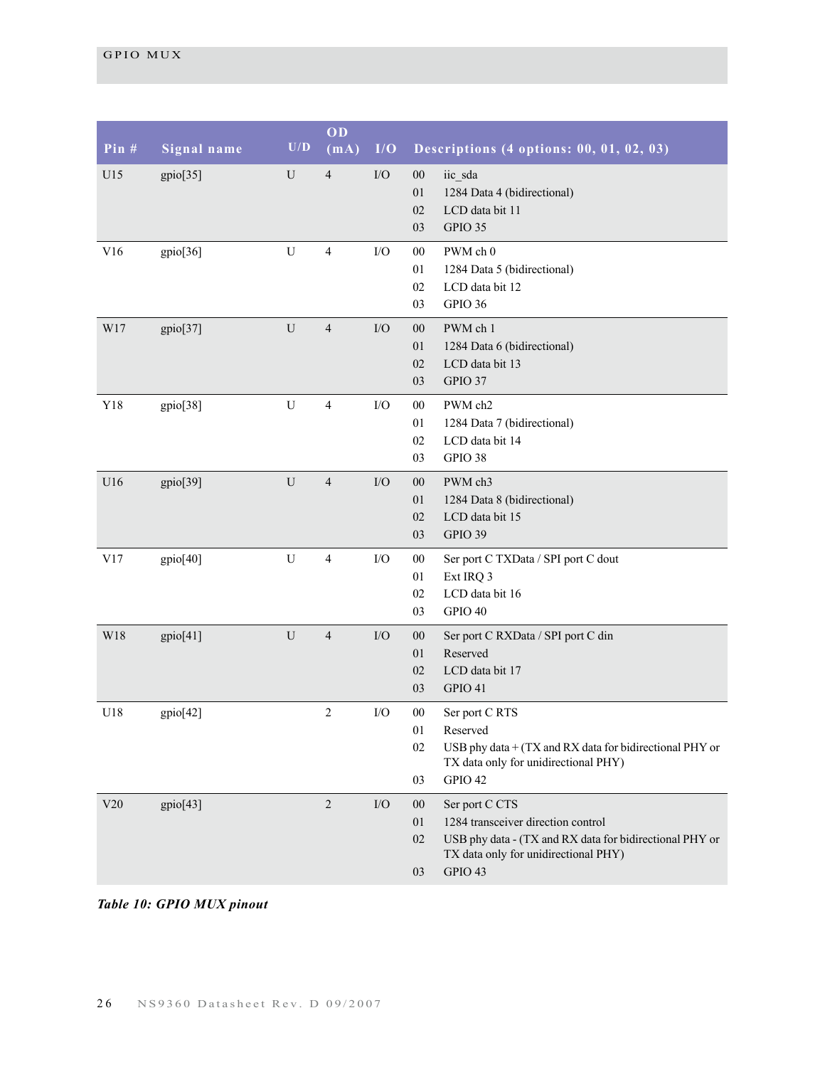| Pin # | Signal name | U/D | OD (mA) | I/O | Descriptions (4 options: 00, 01, 02, 03) |
|---|---|---|---|---|---|
| U15 | gpio[35] | U | 4 | I/O | 00 iic_sda<br>01 1284 Data 4 (bidirectional)<br>02 LCD data bit 11<br>03 GPIO 35 |
| V16 | gpio[36] | U | 4 | I/O | 00 PWM ch 0<br>01 1284 Data 5 (bidirectional)<br>02 LCD data bit 12<br>03 GPIO 36 |
| W17 | gpio[37] | U | 4 | I/O | 00 PWM ch 1<br>01 1284 Data 6 (bidirectional)<br>02 LCD data bit 13<br>03 GPIO 37 |
| Y18 | gpio[38] | U | 4 | I/O | 00 PWM ch2<br>01 1284 Data 7 (bidirectional)<br>02 LCD data bit 14<br>03 GPIO 38 |
| U16 | gpio[39] | U | 4 | I/O | 00 PWM ch3<br>01 1284 Data 8 (bidirectional)<br>02 LCD data bit 15<br>03 GPIO 39 |
| V17 | gpio[40] | U | 4 | I/O | 00 Ser port C TXData / SPI port C dout<br>01 Ext IRQ 3<br>02 LCD data bit 16<br>03 GPIO 40 |
| W18 | gpio[41] | U | 4 | I/O | 00 Ser port C RXData / SPI port C din<br>01 Reserved<br>02 LCD data bit 17<br>03 GPIO 41 |
| U18 | gpio[42] | | 2 | I/O | 00 Ser port C RTS<br>01 Reserved<br>02 USB phy data + (TX and RX data for bidirectional PHY or TX data only for unidirectional PHY)<br>03 GPIO 42 |
| V20 | gpio[43] | | 2 | I/O | 00 Ser port C CTS<br>01 1284 transceiver direction control<br>02 USB phy data - (TX and RX data for bidirectional PHY or TX data only for unidirectional PHY)<br>03 GPIO 43 |

***Table 10: GPIO MUX pinout***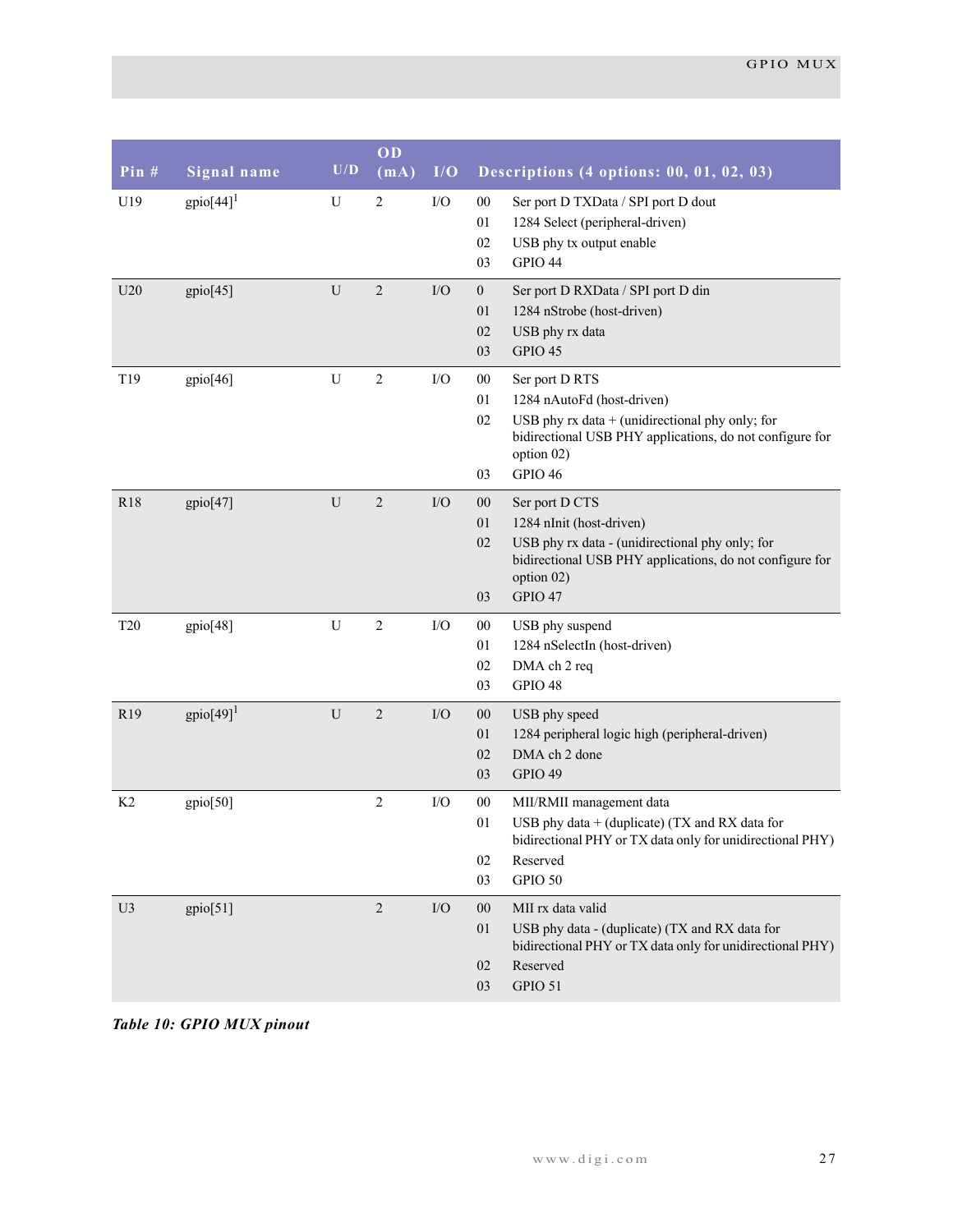| Pin # | Signal name | U/D | OD (mA) | I/O | Descriptions (4 options: 00, 01, 02, 03) |
|---|---|---|---|---|---|
| U19 | gpio[44][1] | U | 2 | I/O | 00 Ser port D TXData / SPI port D dout<br>01 1284 Select (peripheral-driven)<br>02 USB phy tx output enable<br>03 GPIO 44 |
| U20 | gpio[45] | U | 2 | I/O | 0 Ser port D RXData / SPI port D din<br>01 1284 nStrobe (host-driven)<br>02 USB phy rx data<br>03 GPIO 45 |
| T19 | gpio[46] | U | 2 | I/O | 00 Ser port D RTS<br>01 1284 nAutoFd (host-driven)<br>02 USB phy rx data + (unidirectional phy only; for bidirectional USB PHY applications, do not configure for option 02)<br>03 GPIO 46 |
| R18 | gpio[47] | U | 2 | I/O | 00 Ser port D CTS<br>01 1284 nInit (host-driven)<br>02 USB phy rx data - (unidirectional phy only; for bidirectional USB PHY applications, do not configure for option 02)<br>03 GPIO 47 |
| T20 | gpio[48] | U | 2 | I/O | 00 USB phy suspend<br>01 1284 nSelectIn (host-driven)<br>02 DMA ch 2 req<br>03 GPIO 48 |
| R19 | gpio[49][1] | U | 2 | I/O | 00 USB phy speed<br>01 1284 peripheral logic high (peripheral-driven)<br>02 DMA ch 2 done<br>03 GPIO 49 |
| K2 | gpio[50] | | 2 | I/O | 00 MII/RMII management data<br>01 USB phy data + (duplicate) (TX and RX data for bidirectional PHY or TX data only for unidirectional PHY)<br>02 Reserved<br>03 GPIO 50 |
| U3 | gpio[51] | | 2 | I/O | 00 MII rx data valid<br>01 USB phy data - (duplicate) (TX and RX data for bidirectional PHY or TX data only for unidirectional PHY)<br>02 Reserved<br>03 GPIO 51 |

***Table 10: GPIO MUX pinout***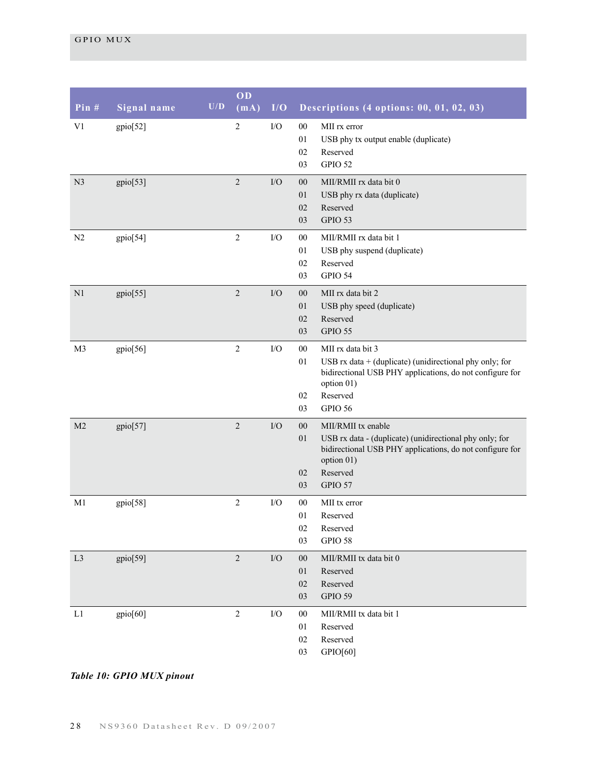| Pin # | Signal name | U/D | OD (mA) | I/O | Descriptions (4 options: 00, 01, 02, 03) |
|---|---|---|---|---|---|
| V1 | gpio[52] | | 2 | I/O | 00 MII rx error<br>01 USB phy tx output enable (duplicate)<br>02 Reserved<br>03 GPIO 52 |
| N3 | gpio[53] | | 2 | I/O | 00 MII/RMII rx data bit 0<br>01 USB phy rx data (duplicate)<br>02 Reserved<br>03 GPIO 53 |
| N2 | gpio[54] | | 2 | I/O | 00 MII/RMII rx data bit 1<br>01 USB phy suspend (duplicate)<br>02 Reserved<br>03 GPIO 54 |
| N1 | gpio[55] | | 2 | I/O | 00 MII rx data bit 2<br>01 USB phy speed (duplicate)<br>02 Reserved<br>03 GPIO 55 |
| M3 | gpio[56] | | 2 | I/O | 00 MII rx data bit 3<br>01 USB rx data + (duplicate) (unidirectional phy only; for bidirectional USB PHY applications, do not configure for option 01)<br>02 Reserved<br>03 GPIO 56 |
| M2 | gpio[57] | | 2 | I/O | 00 MII/RMII tx enable<br>01 USB rx data - (duplicate) (unidirectional phy only; for bidirectional USB PHY applications, do not configure for option 01)<br>02 Reserved<br>03 GPIO 57 |
| M1 | gpio[58] | | 2 | I/O | 00 MII tx error<br>01 Reserved<br>02 Reserved<br>03 GPIO 58 |
| L3 | gpio[59] | | 2 | I/O | 00 MII/RMII tx data bit 0<br>01 Reserved<br>02 Reserved<br>03 GPIO 59 |
| L1 | gpio[60] | | 2 | I/O | 00 MII/RMII tx data bit 1<br>01 Reserved<br>02 Reserved<br>03 GPIO[60] |

***Table 10: GPIO MUX pinout***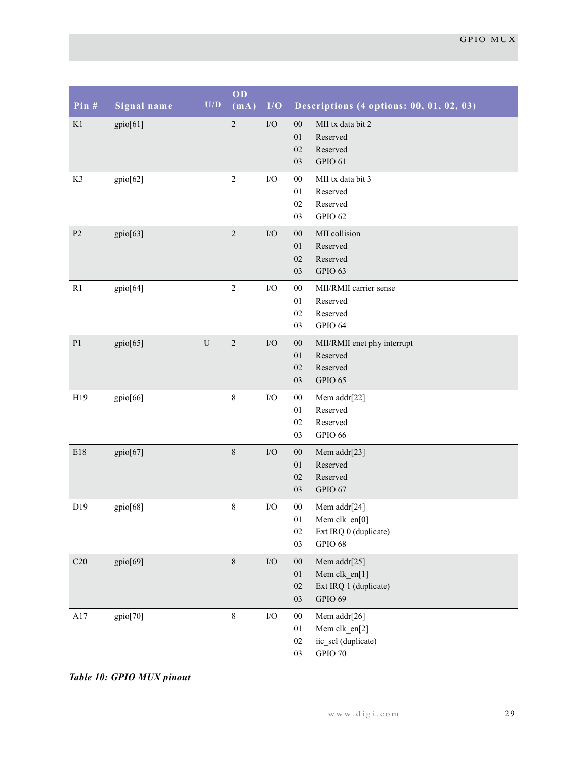| Pin # | Signal name | U/D | OD (mA) | I/O | Descriptions (4 options: 00, 01, 02, 03) |
|---|---|---|---|---|---|
| K1 | gpio[61] | | 2 | I/O | 00 MII tx data bit 2<br>01 Reserved<br>02 Reserved<br>03 GPIO 61 |
| K3 | gpio[62] | | 2 | I/O | 00 MII tx data bit 3<br>01 Reserved<br>02 Reserved<br>03 GPIO 62 |
| P2 | gpio[63] | | 2 | I/O | 00 MII collision<br>01 Reserved<br>02 Reserved<br>03 GPIO 63 |
| R1 | gpio[64] | | 2 | I/O | 00 MII/RMII carrier sense<br>01 Reserved<br>02 Reserved<br>03 GPIO 64 |
| P1 | gpio[65] | U | 2 | I/O | 00 MII/RMII enet phy interrupt<br>01 Reserved<br>02 Reserved<br>03 GPIO 65 |
| H19 | gpio[66] | | 8 | I/O | 00 Mem addr[22]<br>01 Reserved<br>02 Reserved<br>03 GPIO 66 |
| E18 | gpio[67] | | 8 | I/O | 00 Mem addr[23]<br>01 Reserved<br>02 Reserved<br>03 GPIO 67 |
| D19 | gpio[68] | | 8 | I/O | 00 Mem addr[24]<br>01 Mem clk_en[0]<br>02 Ext IRQ 0 (duplicate)<br>03 GPIO 68 |
| C20 | gpio[69] | | 8 | I/O | 00 Mem addr[25]<br>01 Mem clk_en[1]<br>02 Ext IRQ 1 (duplicate)<br>03 GPIO 69 |
| A17 | gpio[70] | | 8 | I/O | 00 Mem addr[26]<br>01 Mem clk_en[2]<br>02 iic_scl (duplicate)<br>03 GPIO 70 |

*Table 10: GPIO MUX pinout*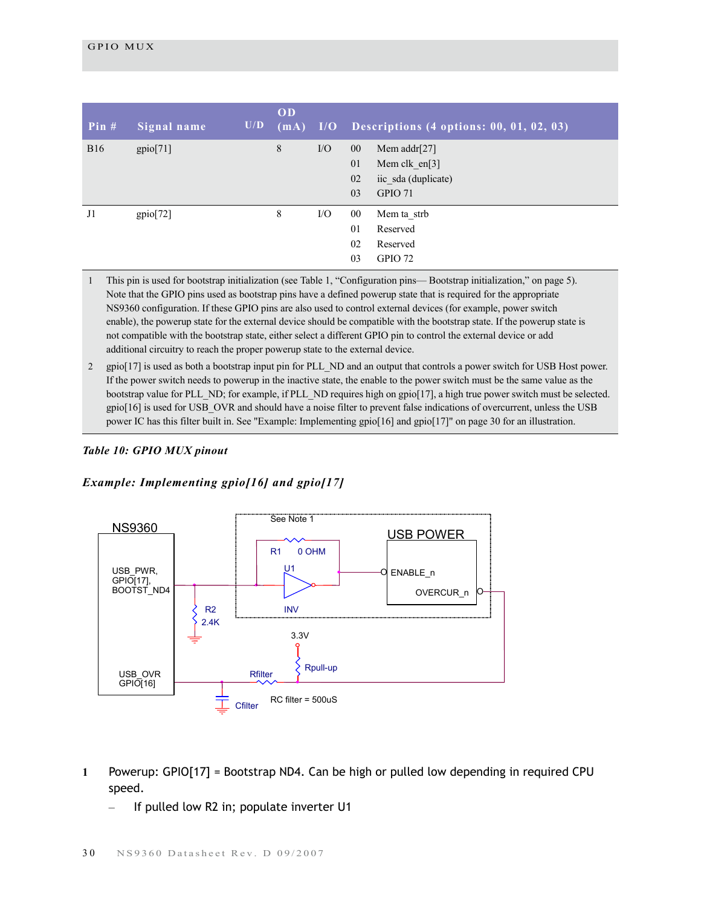| Pin # | Signal name | U/D | OD (mA) | I/O | Descriptions (4 options: 00, 01, 02, 03) |
|---|---|---|---|---|---|
| B16 | gpio[71] | | 8 | I/O | 00 Mem addr[27]<br>01 Mem clk_en[3]<br>02 iic_sda (duplicate)<br>03 GPIO 71 |
| J1 | gpio[72] | | 8 | I/O | 00 Mem ta_strb<br>01 Reserved<br>02 Reserved<br>03 GPIO 72 |

1 This pin is used for bootstrap initialization (see Table 1, "Configuration pins— Bootstrap initialization," on page 5). Note that the GPIO pins used as bootstrap pins have a defined powerup state that is required for the appropriate NS9360 configuration. If these GPIO pins are also used to control external devices (for example, power switch enable), the powerup state for the external device should be compatible with the bootstrap state. If the powerup state is not compatible with the bootstrap state, either select a different GPIO pin to control the external device or add additional circuitry to reach the proper powerup state to the external device.

2 gpio[17] is used as both a bootstrap input pin for PLL_ND and an output that controls a power switch for USB Host power. If the power switch needs to powerup in the inactive state, the enable to the power switch must be the same value as the bootstrap value for PLL_ND; for example, if PLL_ND requires high on gpio[17], a high true power switch must be selected. gpio[16] is used for USB_OVR and should have a noise filter to prevent false indications of overcurrent, unless the USB power IC has this filter built in. See "Example: Implementing gpio[16] and gpio[17]" on page 30 for an illustration.

***Table 10: GPIO MUX pinout***

### *Example: Implementing gpio[16] and gpio[17]*

NS9360 — USB_PWR, GPIO[17], BOOTST_ND4 — R2 2.4K — See Note 1 — R1 0 OHM — U1 INV — USB POWER — ENABLE_n — OVERCUR_n — 3.3V — Rpull-up — USB_OVR GPIO[16] — Rfilter — Cfilter — RC filter = 500uS

1 Powerup: GPIO[17] = Bootstrap ND4. Can be high or pulled low depending in required CPU speed.

– If pulled low R2 in; populate inverter U1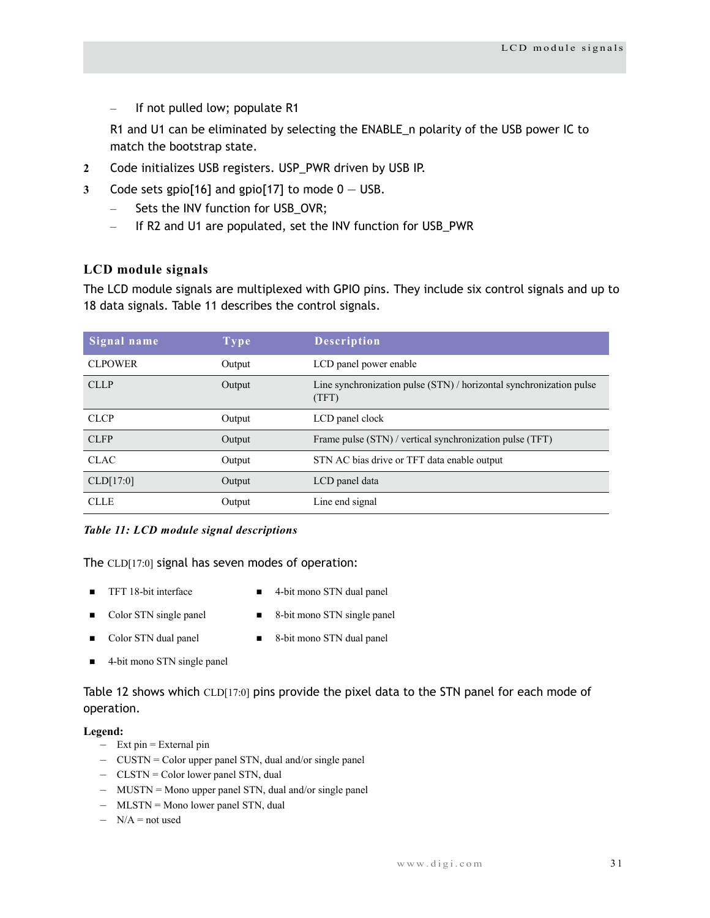- If not pulled low; populate R1

  R1 and U1 can be eliminated by selecting the ENABLE_n polarity of the USB power IC to match the bootstrap state.

2. Code initializes USB registers. USP_PWR driven by USB IP.
3. Code sets gpio[16] and gpio[17] to mode 0 — USB.
   - Sets the INV function for USB_OVR;
   - If R2 and U1 are populated, set the INV function for USB_PWR

### LCD module signals

The LCD module signals are multiplexed with GPIO pins. They include six control signals and up to 18 data signals. Table 11 describes the control signals.

| Signal name | Type | Description |
|---|---|---|
| CLPOWER | Output | LCD panel power enable |
| CLLP | Output | Line synchronization pulse (STN) / horizontal synchronization pulse (TFT) |
| CLCP | Output | LCD panel clock |
| CLFP | Output | Frame pulse (STN) / vertical synchronization pulse (TFT) |
| CLAC | Output | STN AC bias drive or TFT data enable output |
| CLD[17:0] | Output | LCD panel data |
| CLLE | Output | Line end signal |

***Table 11: LCD module signal descriptions***

The CLD[17:0] signal has seven modes of operation:

- TFT 18-bit interface
- Color STN single panel
- Color STN dual panel
- 4-bit mono STN single panel
- 4-bit mono STN dual panel
- 8-bit mono STN single panel
- 8-bit mono STN dual panel

Table 12 shows which CLD[17:0] pins provide the pixel data to the STN panel for each mode of operation.

**Legend:**

- Ext pin = External pin
- CUSTN = Color upper panel STN, dual and/or single panel
- CLSTN = Color lower panel STN, dual
- MUSTN = Mono upper panel STN, dual and/or single panel
- MLSTN = Mono lower panel STN, dual
- N/A = not used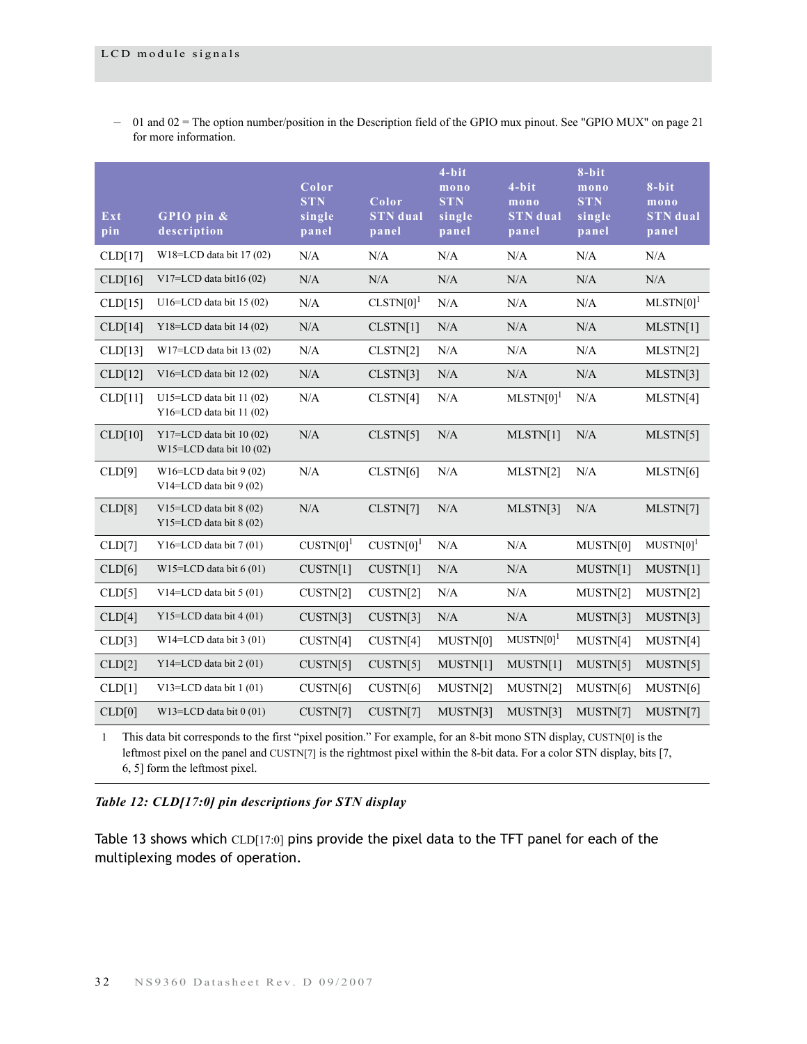– 01 and 02 = The option number/position in the Description field of the GPIO mux pinout. See "GPIO MUX" on page 21 for more information.

| Ext pin | GPIO pin & description | Color STN single panel | Color STN dual panel | 4-bit mono STN single panel | 4-bit mono STN dual panel | 8-bit mono STN single panel | 8-bit mono STN dual panel |
|---|---|---|---|---|---|---|---|
| CLD[17] | W18=LCD data bit 17 (02) | N/A | N/A | N/A | N/A | N/A | N/A |
| CLD[16] | V17=LCD data bit16 (02) | N/A | N/A | N/A | N/A | N/A | N/A |
| CLD[15] | U16=LCD data bit 15 (02) | N/A | CLSTN[0][1] | N/A | N/A | N/A | MLSTN[0][1] |
| CLD[14] | Y18=LCD data bit 14 (02) | N/A | CLSTN[1] | N/A | N/A | N/A | MLSTN[1] |
| CLD[13] | W17=LCD data bit 13 (02) | N/A | CLSTN[2] | N/A | N/A | N/A | MLSTN[2] |
| CLD[12] | V16=LCD data bit 12 (02) | N/A | CLSTN[3] | N/A | N/A | N/A | MLSTN[3] |
| CLD[11] | U15=LCD data bit 11 (02) Y16=LCD data bit 11 (02) | N/A | CLSTN[4] | N/A | MLSTN[0][1] | N/A | MLSTN[4] |
| CLD[10] | Y17=LCD data bit 10 (02) W15=LCD data bit 10 (02) | N/A | CLSTN[5] | N/A | MLSTN[1] | N/A | MLSTN[5] |
| CLD[9] | W16=LCD data bit 9 (02) V14=LCD data bit 9 (02) | N/A | CLSTN[6] | N/A | MLSTN[2] | N/A | MLSTN[6] |
| CLD[8] | V15=LCD data bit 8 (02) Y15=LCD data bit 8 (02) | N/A | CLSTN[7] | N/A | MLSTN[3] | N/A | MLSTN[7] |
| CLD[7] | Y16=LCD data bit 7 (01) | CUSTN[0][1] | CUSTN[0][1] | N/A | N/A | MUSTN[0] | MUSTN[0][1] |
| CLD[6] | W15=LCD data bit 6 (01) | CUSTN[1] | CUSTN[1] | N/A | N/A | MUSTN[1] | MUSTN[1] |
| CLD[5] | V14=LCD data bit 5 (01) | CUSTN[2] | CUSTN[2] | N/A | N/A | MUSTN[2] | MUSTN[2] |
| CLD[4] | Y15=LCD data bit 4 (01) | CUSTN[3] | CUSTN[3] | N/A | N/A | MUSTN[3] | MUSTN[3] |
| CLD[3] | W14=LCD data bit 3 (01) | CUSTN[4] | CUSTN[4] | MUSTN[0] | MUSTN[0][1] | MUSTN[4] | MUSTN[4] |
| CLD[2] | Y14=LCD data bit 2 (01) | CUSTN[5] | CUSTN[5] | MUSTN[1] | MUSTN[1] | MUSTN[5] | MUSTN[5] |
| CLD[1] | V13=LCD data bit 1 (01) | CUSTN[6] | CUSTN[6] | MUSTN[2] | MUSTN[2] | MUSTN[6] | MUSTN[6] |
| CLD[0] | W13=LCD data bit 0 (01) | CUSTN[7] | CUSTN[7] | MUSTN[3] | MUSTN[3] | MUSTN[7] | MUSTN[7] |

1 This data bit corresponds to the first "pixel position." For example, for an 8-bit mono STN display, CUSTN[0] is the leftmost pixel on the panel and CUSTN[7] is the rightmost pixel within the 8-bit data. For a color STN display, bits [7, 6, 5] form the leftmost pixel.

***Table 12: CLD[17:0] pin descriptions for STN display***

Table 13 shows which CLD[17:0] pins provide the pixel data to the TFT panel for each of the multiplexing modes of operation.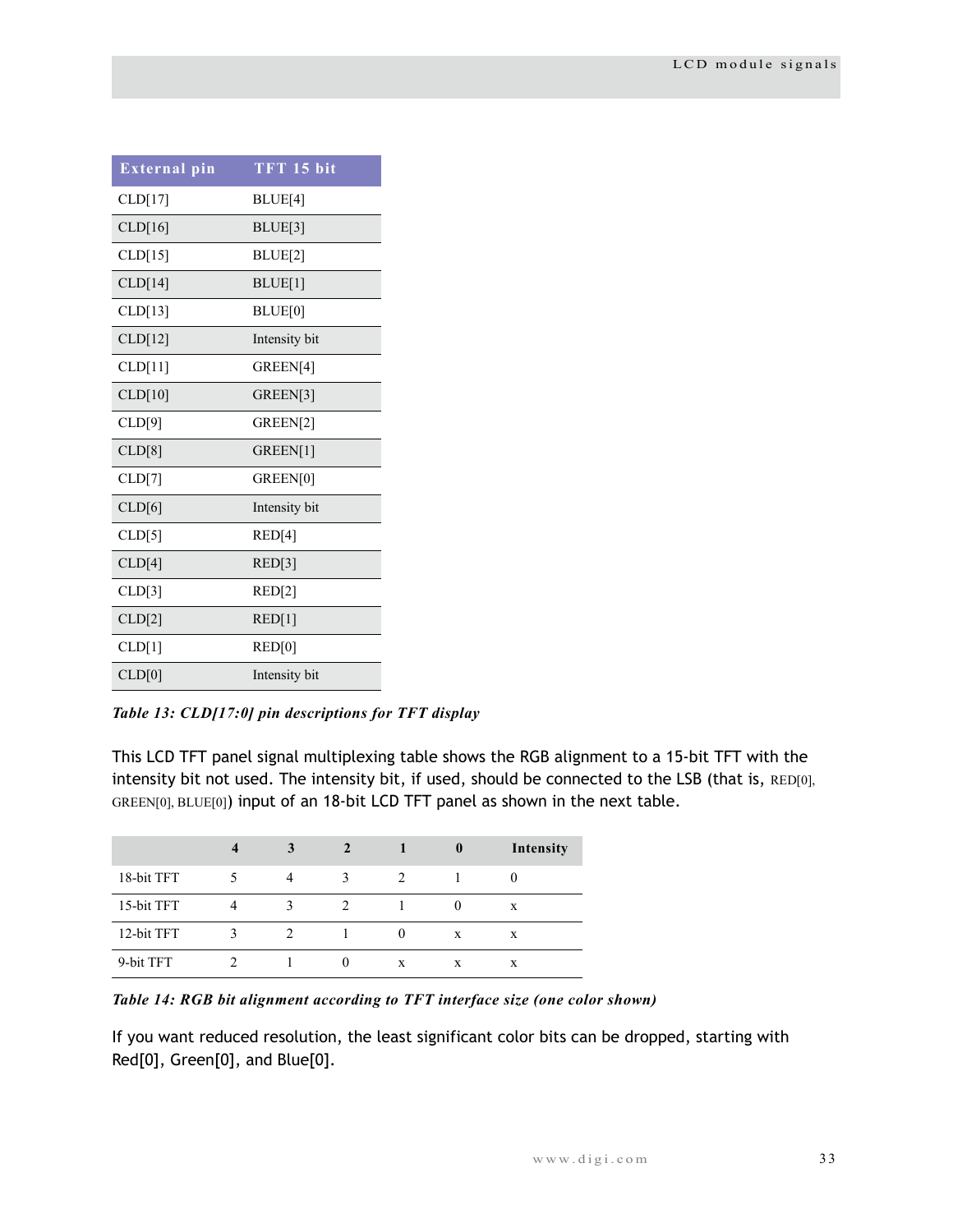| External pin | TFT 15 bit |
|---|---|
| CLD[17] | BLUE[4] |
| CLD[16] | BLUE[3] |
| CLD[15] | BLUE[2] |
| CLD[14] | BLUE[1] |
| CLD[13] | BLUE[0] |
| CLD[12] | Intensity bit |
| CLD[11] | GREEN[4] |
| CLD[10] | GREEN[3] |
| CLD[9] | GREEN[2] |
| CLD[8] | GREEN[1] |
| CLD[7] | GREEN[0] |
| CLD[6] | Intensity bit |
| CLD[5] | RED[4] |
| CLD[4] | RED[3] |
| CLD[3] | RED[2] |
| CLD[2] | RED[1] |
| CLD[1] | RED[0] |
| CLD[0] | Intensity bit |

*Table 13: CLD[17:0] pin descriptions for TFT display*

This LCD TFT panel signal multiplexing table shows the RGB alignment to a 15-bit TFT with the intensity bit not used. The intensity bit, if used, should be connected to the LSB (that is, RED[0], GREEN[0], BLUE[0]) input of an 18-bit LCD TFT panel as shown in the next table.

| | 4 | 3 | 2 | 1 | 0 | Intensity |
|---|---|---|---|---|---|---|
| 18-bit TFT | 5 | 4 | 3 | 2 | 1 | 0 |
| 15-bit TFT | 4 | 3 | 2 | 1 | 0 | x |
| 12-bit TFT | 3 | 2 | 1 | 0 | x | x |
| 9-bit TFT | 2 | 1 | 0 | x | x | x |

*Table 14: RGB bit alignment according to TFT interface size (one color shown)*

If you want reduced resolution, the least significant color bits can be dropped, starting with Red[0], Green[0], and Blue[0].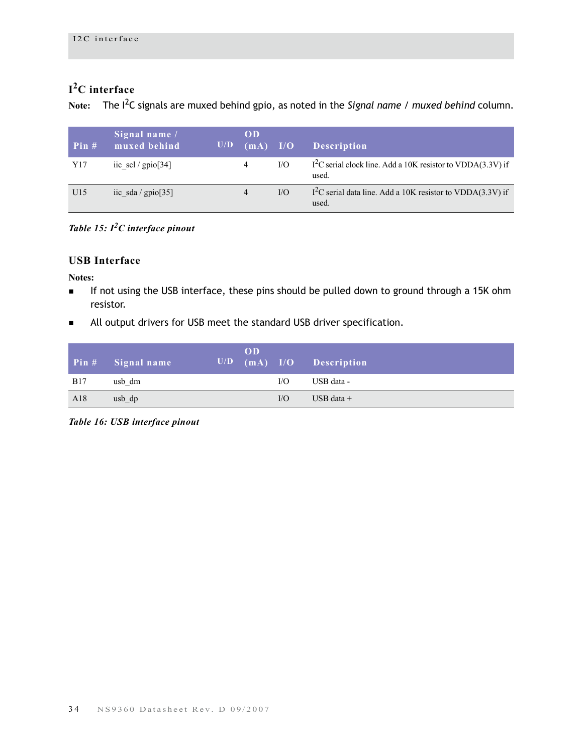## I²C interface

**Note:** The I²C signals are muxed behind gpio, as noted in the *Signal name / muxed behind* column.

| Pin # | Signal name / muxed behind | U/D | OD (mA) | I/O | Description |
|---|---|---|---|---|---|
| Y17 | iic_scl / gpio[34] | | 4 | I/O | I²C serial clock line. Add a 10K resistor to VDDA(3.3V) if used. |
| U15 | iic_sda / gpio[35] | | 4 | I/O | I²C serial data line. Add a 10K resistor to VDDA(3.3V) if used. |

*Table 15: I²C interface pinout*

## USB Interface

**Notes:**

- If not using the USB interface, these pins should be pulled down to ground through a 15K ohm resistor.
- All output drivers for USB meet the standard USB driver specification.

| Pin # | Signal name | U/D | OD (mA) | I/O | Description |
|---|---|---|---|---|---|
| B17 | usb_dm | | | I/O | USB data - |
| A18 | usb_dp | | | I/O | USB data + |

*Table 16: USB interface pinout*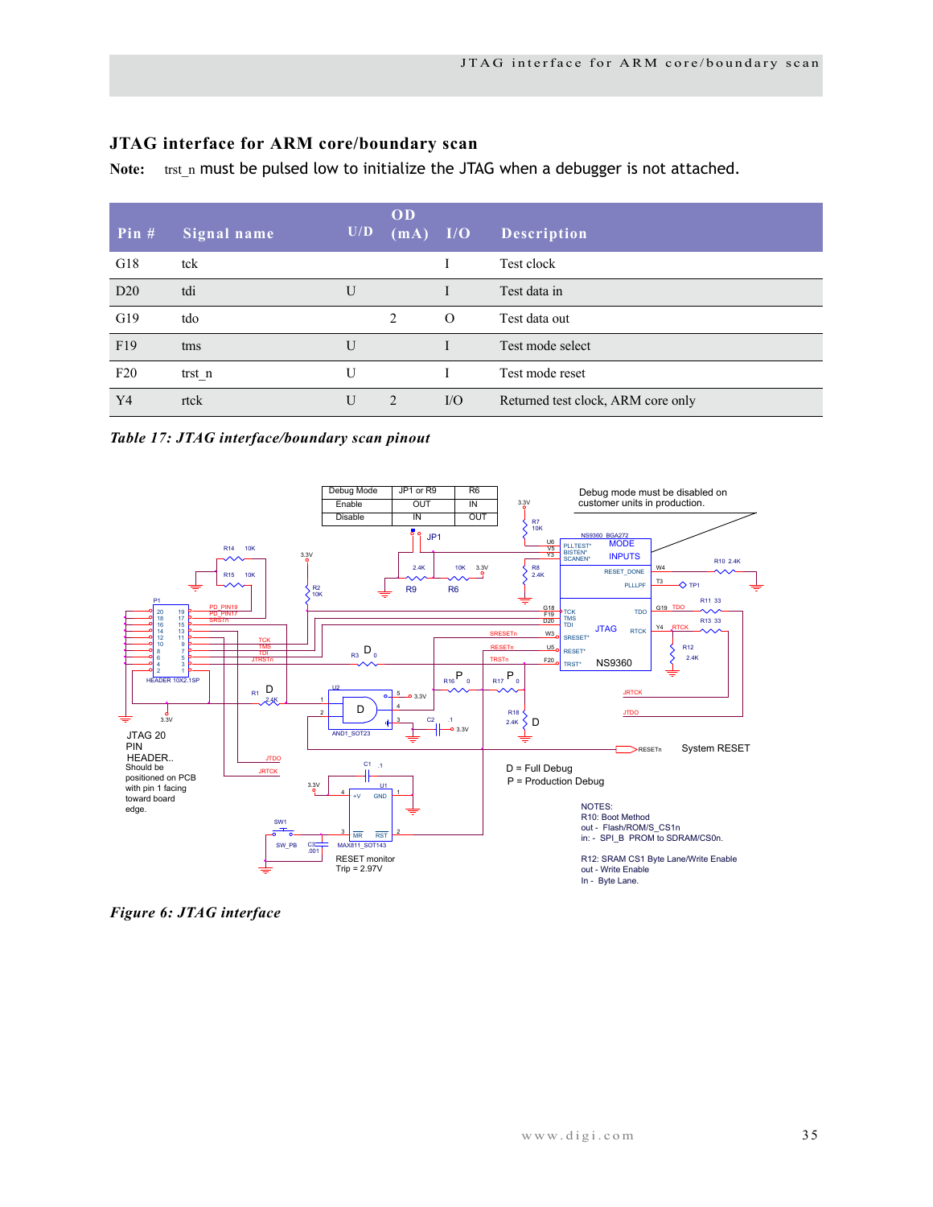## JTAG interface for ARM core/boundary scan

**Note:** trst_n must be pulsed low to initialize the JTAG when a debugger is not attached.

| Pin # | Signal name | U/D | OD (mA) | I/O | Description |
|---|---|---|---|---|---|
| G18 | tck | | | I | Test clock |
| D20 | tdi | U | | I | Test data in |
| G19 | tdo | | 2 | O | Test data out |
| F19 | tms | U | | I | Test mode select |
| F20 | trst_n | U | | I | Test mode reset |
| Y4 | rtck | U | 2 | I/O | Returned test clock, ARM core only |

*Table 17: JTAG interface/boundary scan pinout*

| Debug Mode | JP1 or R9 | R6 |
|---|---|---|
| Enable | OUT | IN |
| Disable | IN | OUT |

Debug mode must be disabled on customer units in production.

JTAG 20 PIN HEADER.. Should be positioned on PCB with pin 1 facing toward board edge.

D = Full Debug
P = Production Debug

NOTES:
R10: Boot Method
out - Flash/ROM/S_CS1n
in: - SPI_B PROM to SDRAM/CS0n.

R12: SRAM CS1 Byte Lane/Write Enable
out - Write Enable
In - Byte Lane.

RESET monitor
Trip = 2.97V

System RESET

*Figure 6: JTAG interface*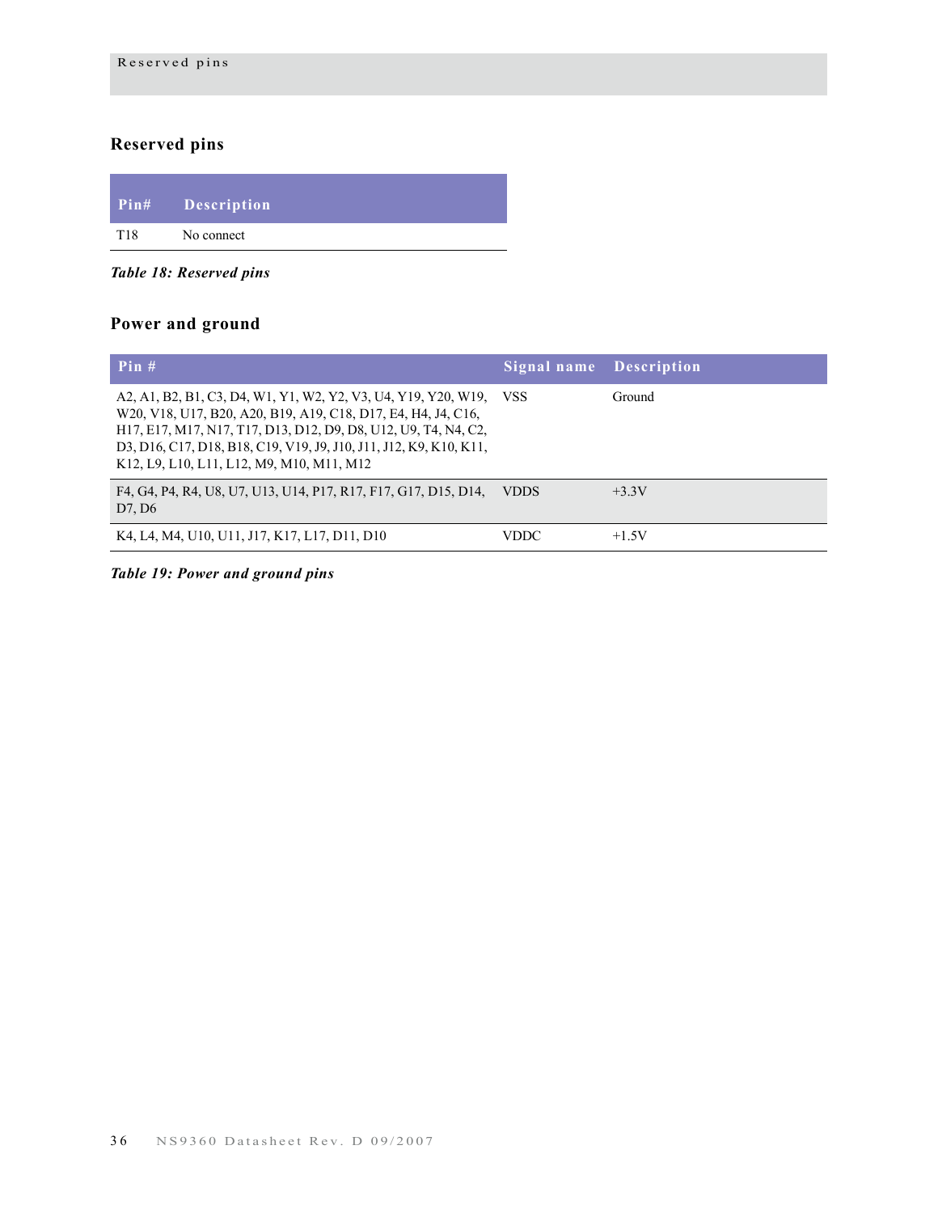## Reserved pins

| Pin# | Description |
|---|---|
| T18 | No connect |

*Table 18: Reserved pins*

## Power and ground

| Pin # | Signal name | Description |
|---|---|---|
| A2, A1, B2, B1, C3, D4, W1, Y1, W2, Y2, V3, U4, Y19, Y20, W19, W20, V18, U17, B20, A20, B19, A19, C18, D17, E4, H4, J4, C16, H17, E17, M17, N17, T17, D13, D12, D9, D8, U12, U9, T4, N4, C2, D3, D16, C17, D18, B18, C19, V19, J9, J10, J11, J12, K9, K10, K11, K12, L9, L10, L11, L12, M9, M10, M11, M12 | VSS | Ground |
| F4, G4, P4, R4, U8, U7, U13, U14, P17, R17, F17, G17, D15, D14, D7, D6 | VDDS | +3.3V |
| K4, L4, M4, U10, U11, J17, K17, L17, D11, D10 | VDDC | +1.5V |

*Table 19: Power and ground pins*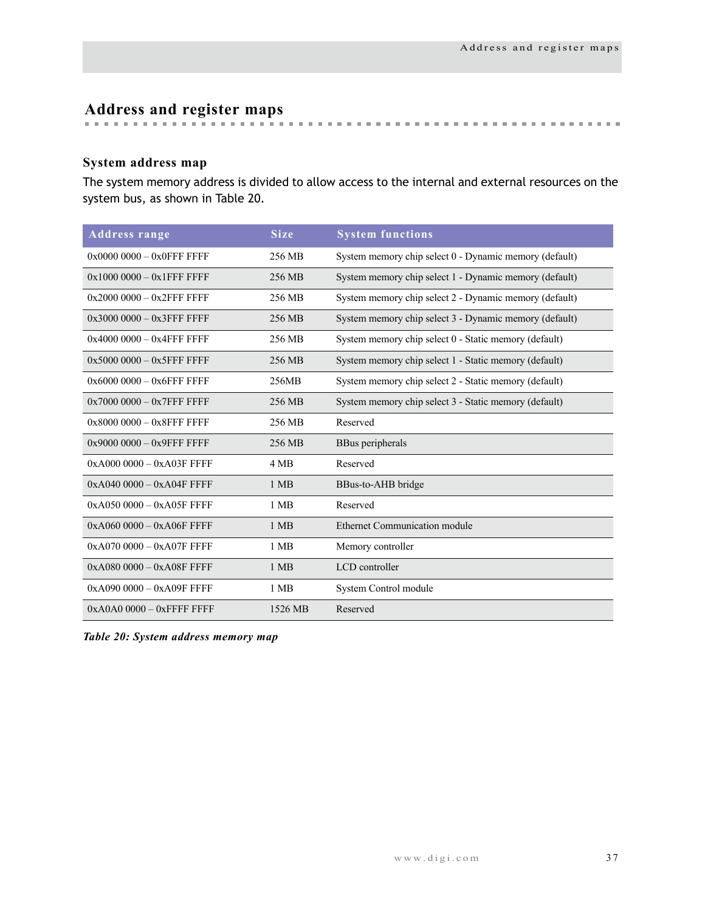# Address and register maps

## System address map

The system memory address is divided to allow access to the internal and external resources on the system bus, as shown in Table 20.

| Address range | Size | System functions |
|---|---|---|
| 0x0000 0000 – 0x0FFF FFFF | 256 MB | System memory chip select 0 - Dynamic memory (default) |
| 0x1000 0000 – 0x1FFF FFFF | 256 MB | System memory chip select 1 - Dynamic memory (default) |
| 0x2000 0000 – 0x2FFF FFFF | 256 MB | System memory chip select 2 - Dynamic memory (default) |
| 0x3000 0000 – 0x3FFF FFFF | 256 MB | System memory chip select 3 - Dynamic memory (default) |
| 0x4000 0000 – 0x4FFF FFFF | 256 MB | System memory chip select 0 - Static memory (default) |
| 0x5000 0000 – 0x5FFF FFFF | 256 MB | System memory chip select 1 - Static memory (default) |
| 0x6000 0000 – 0x6FFF FFFF | 256MB | System memory chip select 2 - Static memory (default) |
| 0x7000 0000 – 0x7FFF FFFF | 256 MB | System memory chip select 3 - Static memory (default) |
| 0x8000 0000 – 0x8FFF FFFF | 256 MB | Reserved |
| 0x9000 0000 – 0x9FFF FFFF | 256 MB | BBus peripherals |
| 0xA000 0000 – 0xA03F FFFF | 4 MB | Reserved |
| 0xA040 0000 – 0xA04F FFFF | 1 MB | BBus-to-AHB bridge |
| 0xA050 0000 – 0xA05F FFFF | 1 MB | Reserved |
| 0xA060 0000 – 0xA06F FFFF | 1 MB | Ethernet Communication module |
| 0xA070 0000 – 0xA07F FFFF | 1 MB | Memory controller |
| 0xA080 0000 – 0xA08F FFFF | 1 MB | LCD controller |
| 0xA090 0000 – 0xA09F FFFF | 1 MB | System Control module |
| 0xA0A0 0000 – 0xFFFF FFFF | 1526 MB | Reserved |

***Table 20: System address memory map***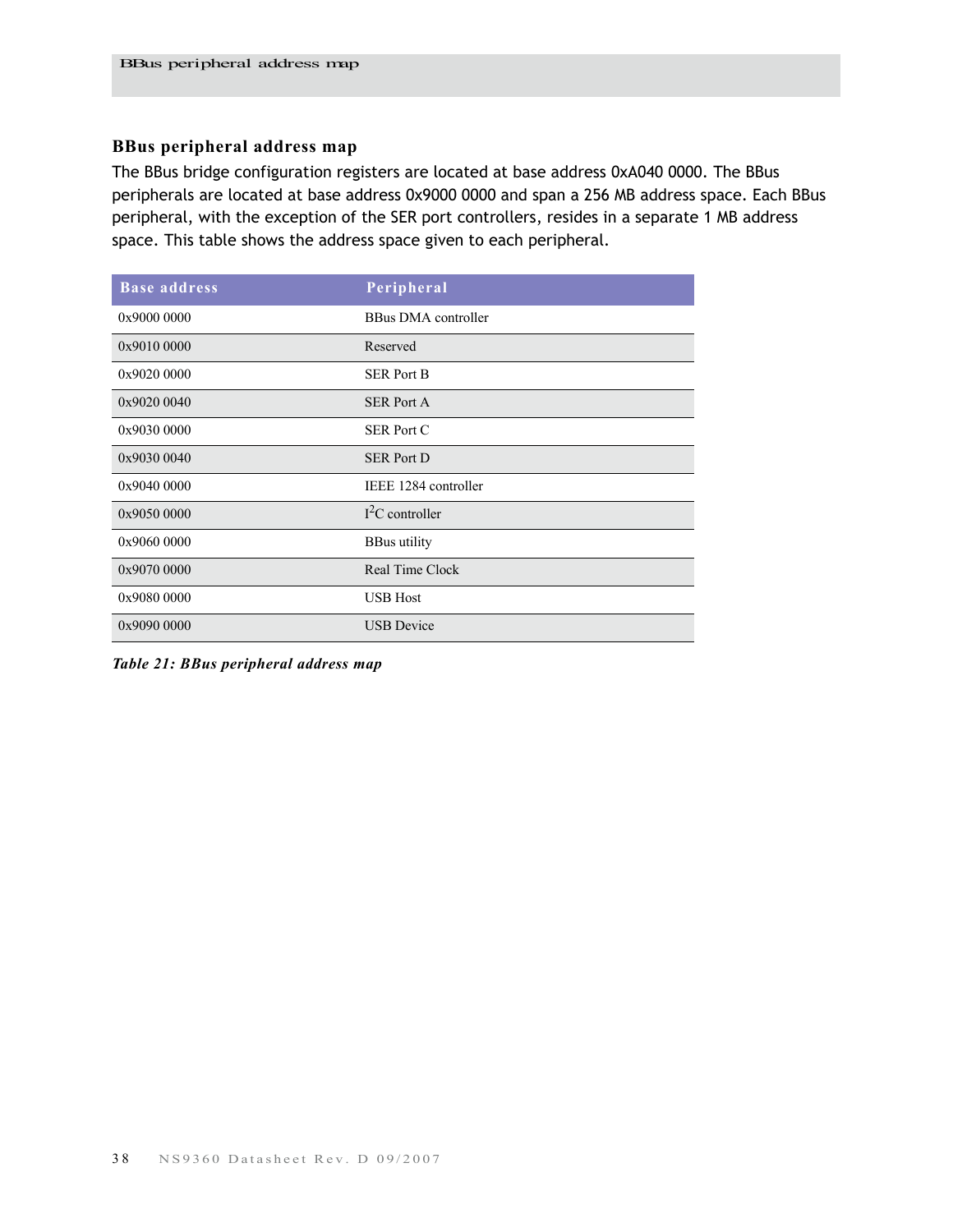## BBus peripheral address map

The BBus bridge configuration registers are located at base address 0xA040 0000. The BBus peripherals are located at base address 0x9000 0000 and span a 256 MB address space. Each BBus peripheral, with the exception of the SER port controllers, resides in a separate 1 MB address space. This table shows the address space given to each peripheral.

| Base address | Peripheral |
|---|---|
| 0x9000 0000 | BBus DMA controller |
| 0x9010 0000 | Reserved |
| 0x9020 0000 | SER Port B |
| 0x9020 0040 | SER Port A |
| 0x9030 0000 | SER Port C |
| 0x9030 0040 | SER Port D |
| 0x9040 0000 | IEEE 1284 controller |
| 0x9050 0000 | $I^2C$ controller |
| 0x9060 0000 | BBus utility |
| 0x9070 0000 | Real Time Clock |
| 0x9080 0000 | USB Host |
| 0x9090 0000 | USB Device |

***Table 21: BBus peripheral address map***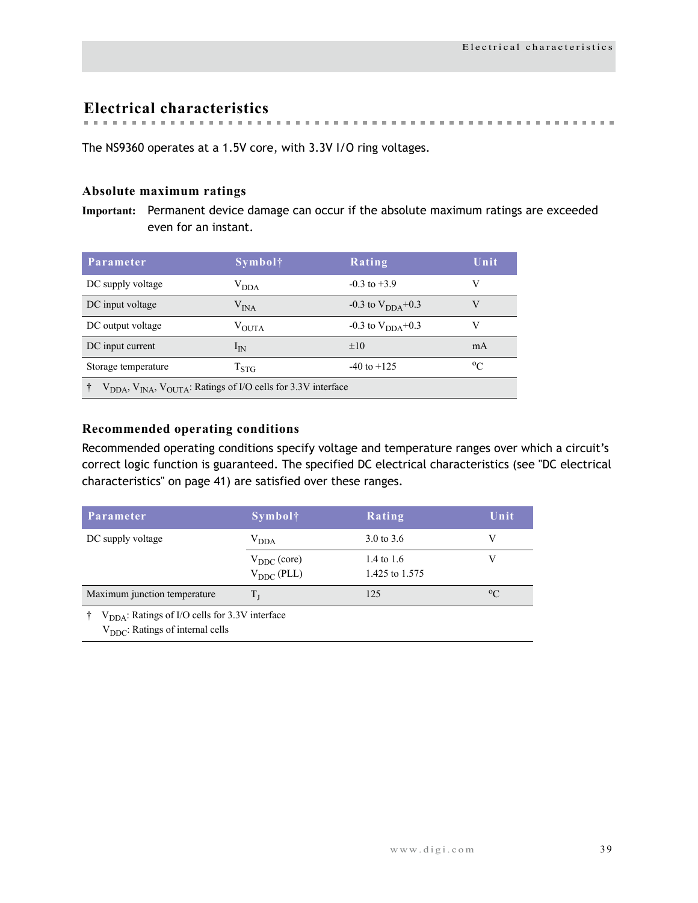# Electrical characteristics

The NS9360 operates at a 1.5V core, with 3.3V I/O ring voltages.

## Absolute maximum ratings

**Important:** Permanent device damage can occur if the absolute maximum ratings are exceeded even for an instant.

| Parameter | Symbol† | Rating | Unit |
|---|---|---|---|
| DC supply voltage | $V_{DDA}$ | -0.3 to +3.9 | V |
| DC input voltage | $V_{INA}$ | -0.3 to $V_{DDA}$+0.3 | V |
| DC output voltage | $V_{OUTA}$ | -0.3 to $V_{DDA}$+0.3 | V |
| DC input current | $I_{IN}$ | ±10 | mA |
| Storage temperature | $T_{STG}$ | -40 to +125 | °C |
| † $V_{DDA}$, $V_{INA}$, $V_{OUTA}$: Ratings of I/O cells for 3.3V interface | | | |

## Recommended operating conditions

Recommended operating conditions specify voltage and temperature ranges over which a circuit's correct logic function is guaranteed. The specified DC electrical characteristics (see "DC electrical characteristics" on page 41) are satisfied over these ranges.

| Parameter | Symbol† | Rating | Unit |
|---|---|---|---|
| DC supply voltage | $V_{DDA}$ | 3.0 to 3.6 | V |
| | $V_{DDC}$ (core)<br>$V_{DDC}$ (PLL) | 1.4 to 1.6<br>1.425 to 1.575 | V |
| Maximum junction temperature | $T_J$ | 125 | °C |
| † $V_{DDA}$: Ratings of I/O cells for 3.3V interface<br>$V_{DDC}$: Ratings of internal cells | | | |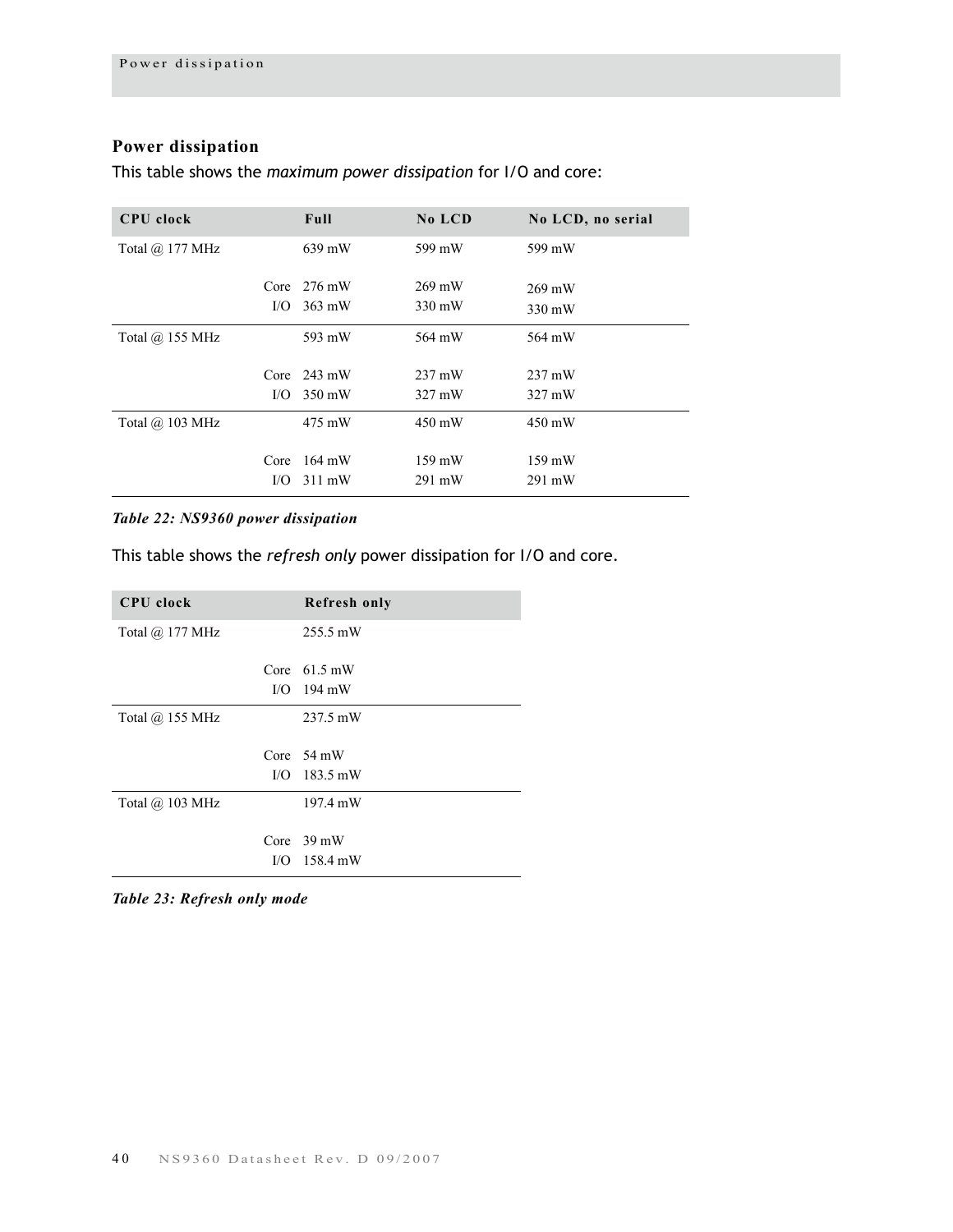## Power dissipation

This table shows the *maximum power dissipation* for I/O and core:

| CPU clock | | Full | No LCD | No LCD, no serial |
|---|---|---|---|---|
| Total @ 177 MHz | | 639 mW | 599 mW | 599 mW |
| | Core | 276 mW | 269 mW | 269 mW |
| | I/O | 363 mW | 330 mW | 330 mW |
| Total @ 155 MHz | | 593 mW | 564 mW | 564 mW |
| | Core | 243 mW | 237 mW | 237 mW |
| | I/O | 350 mW | 327 mW | 327 mW |
| Total @ 103 MHz | | 475 mW | 450 mW | 450 mW |
| | Core | 164 mW | 159 mW | 159 mW |
| | I/O | 311 mW | 291 mW | 291 mW |

***Table 22: NS9360 power dissipation***

This table shows the *refresh only* power dissipation for I/O and core.

| CPU clock | | Refresh only |
|---|---|---|
| Total @ 177 MHz | | 255.5 mW |
| | Core | 61.5 mW |
| | I/O | 194 mW |
| Total @ 155 MHz | | 237.5 mW |
| | Core | 54 mW |
| | I/O | 183.5 mW |
| Total @ 103 MHz | | 197.4 mW |
| | Core | 39 mW |
| | I/O | 158.4 mW |

***Table 23: Refresh only mode***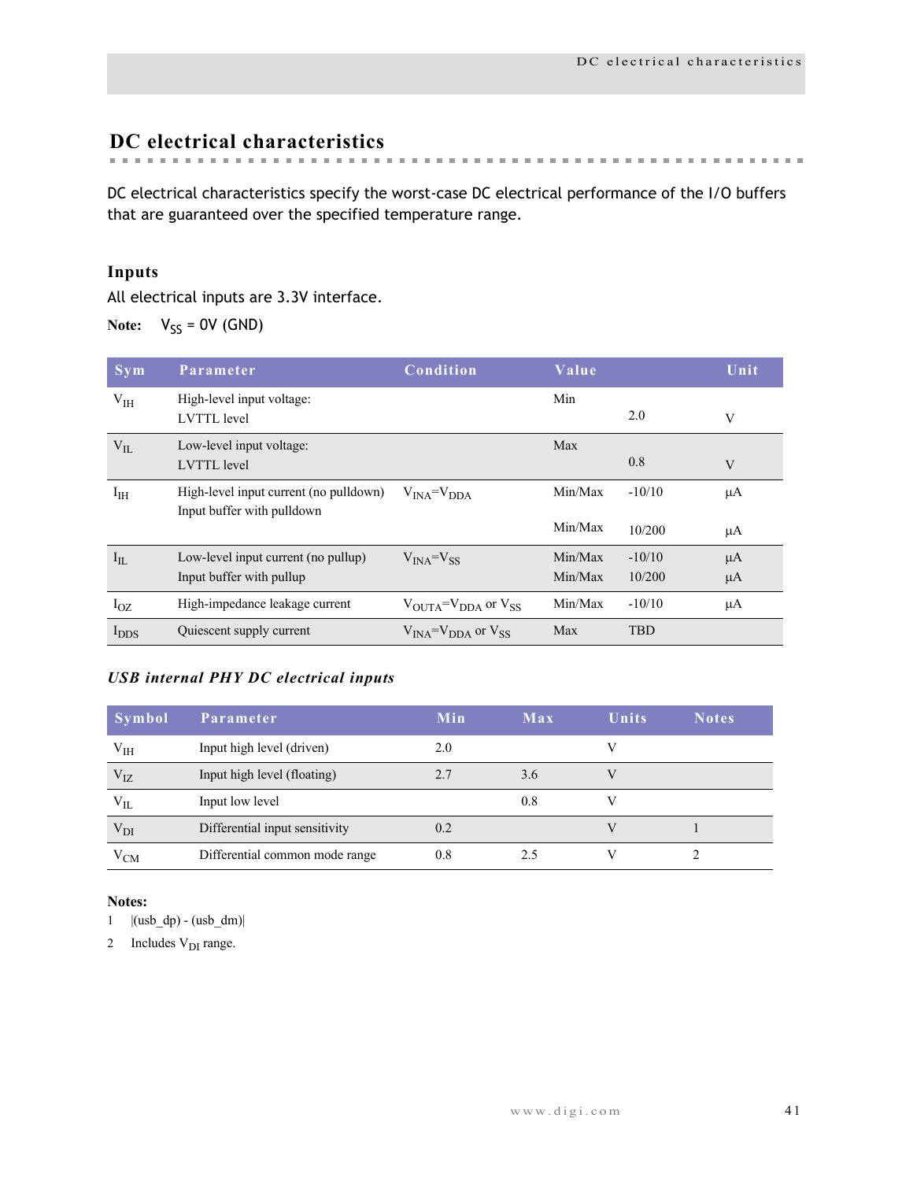## DC electrical characteristics

DC electrical characteristics specify the worst-case DC electrical performance of the I/O buffers that are guaranteed over the specified temperature range.

### Inputs

All electrical inputs are 3.3V interface.

**Note:** $V_{SS}$ = 0V (GND)

| Sym | Parameter | Condition | Value | | Unit |
|---|---|---|---|---|---|
| $V_{IH}$ | High-level input voltage:<br>LVTTL level | | Min | 2.0 | V |
| $V_{IL}$ | Low-level input voltage:<br>LVTTL level | | Max | 0.8 | V |
| $I_{IH}$ | High-level input current (no pulldown)<br>Input buffer with pulldown | $V_{INA}$=$V_{DDA}$ | Min/Max<br>Min/Max | -10/10<br>10/200 | µA<br>µA |
| $I_{IL}$ | Low-level input current (no pullup)<br>Input buffer with pullup | $V_{INA}$=$V_{SS}$ | Min/Max<br>Min/Max | -10/10<br>10/200 | µA<br>µA |
| $I_{OZ}$ | High-impedance leakage current | $V_{OUTA}$=$V_{DDA}$ or $V_{SS}$ | Min/Max | -10/10 | µA |
| $I_{DDS}$ | Quiescent supply current | $V_{INA}$=$V_{DDA}$ or $V_{SS}$ | Max | TBD | |

#### *USB internal PHY DC electrical inputs*

| Symbol | Parameter | Min | Max | Units | Notes |
|---|---|---|---|---|---|
| $V_{IH}$ | Input high level (driven) | 2.0 | | V | |
| $V_{IZ}$ | Input high level (floating) | 2.7 | 3.6 | V | |
| $V_{IL}$ | Input low level | | 0.8 | V | |
| $V_{DI}$ | Differential input sensitivity | 0.2 | | V | 1 |
| $V_{CM}$ | Differential common mode range | 0.8 | 2.5 | V | 2 |

**Notes:**

1 |(usb_dp) - (usb_dm)|

2 Includes $V_{DI}$ range.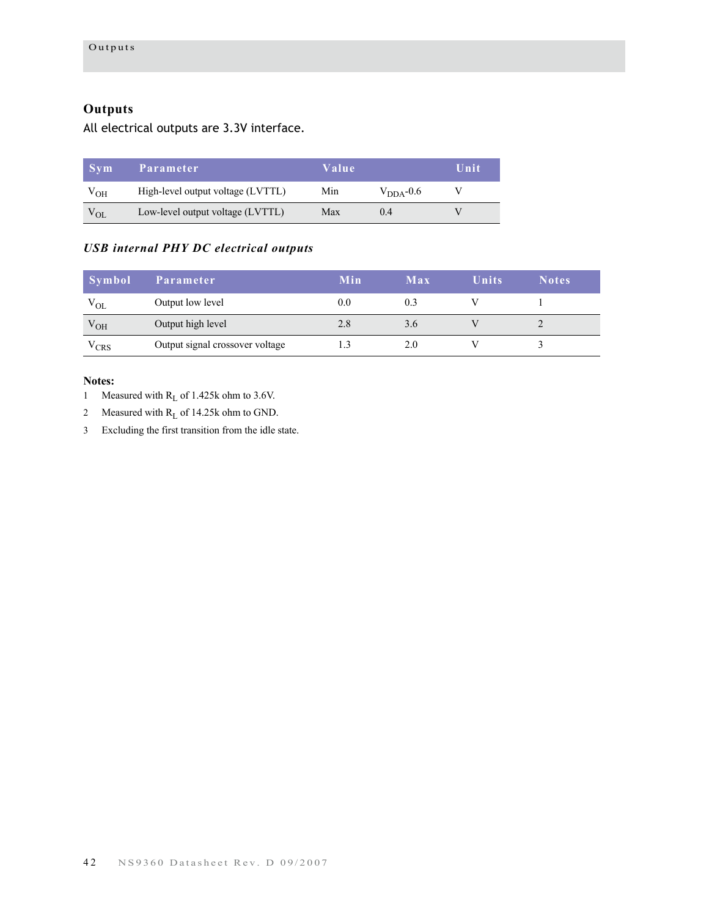## Outputs

All electrical outputs are 3.3V interface.

| Sym | Parameter | Value | | Unit |
|---|---|---|---|---|
| $V_{OH}$ | High-level output voltage (LVTTL) | Min | $V_{DDA}$-0.6 | V |
| $V_{OL}$ | Low-level output voltage (LVTTL) | Max | 0.4 | V |

### *USB internal PHY DC electrical outputs*

| Symbol | Parameter | Min | Max | Units | Notes |
|---|---|---|---|---|---|
| $V_{OL}$ | Output low level | 0.0 | 0.3 | V | 1 |
| $V_{OH}$ | Output high level | 2.8 | 3.6 | V | 2 |
| $V_{CRS}$ | Output signal crossover voltage | 1.3 | 2.0 | V | 3 |

**Notes:**

1. Measured with $R_L$ of 1.425k ohm to 3.6V.
2. Measured with $R_L$ of 14.25k ohm to GND.
3. Excluding the first transition from the idle state.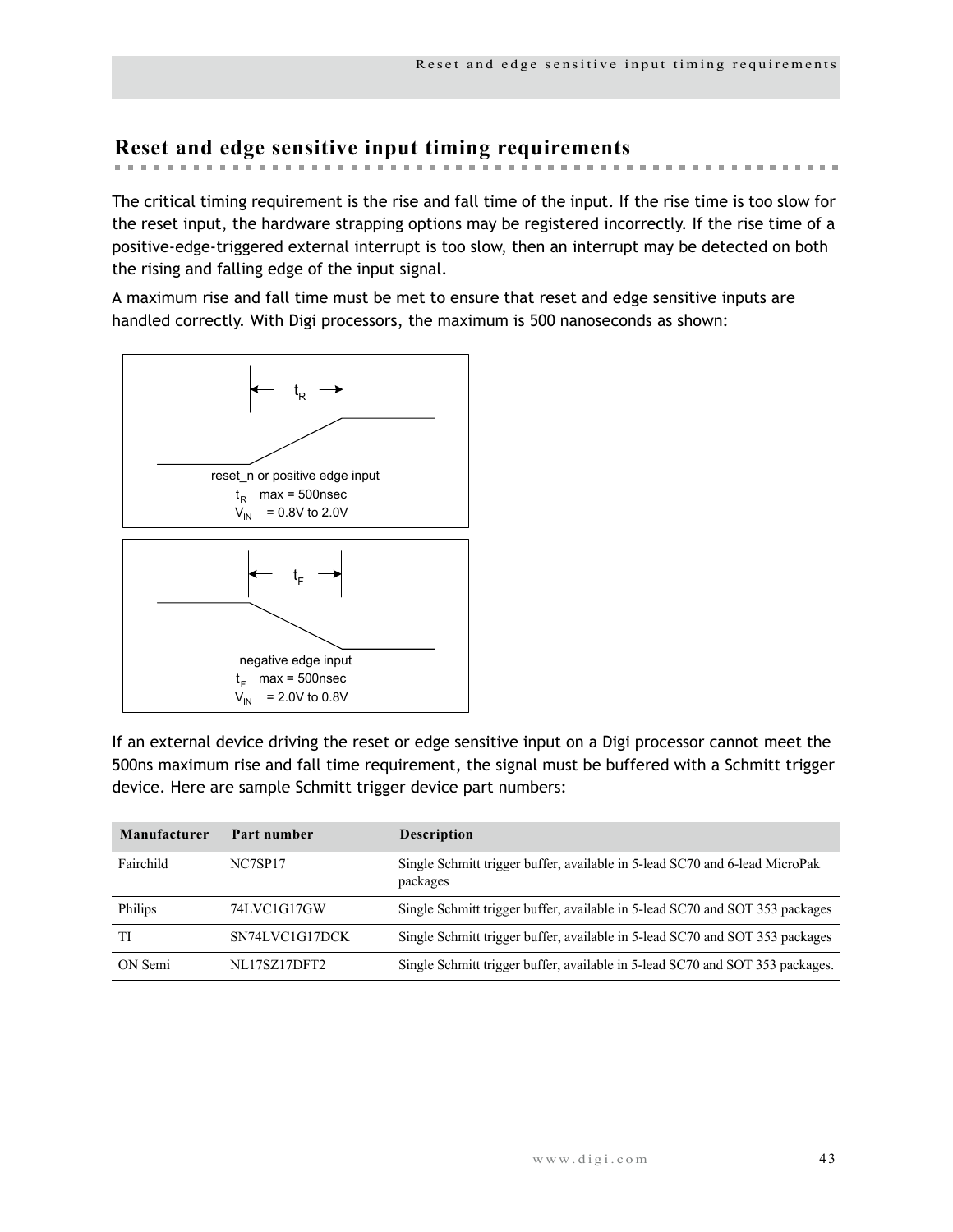## Reset and edge sensitive input timing requirements

The critical timing requirement is the rise and fall time of the input. If the rise time is too slow for the reset input, the hardware strapping options may be registered incorrectly. If the rise time of a positive-edge-triggered external interrupt is too slow, then an interrupt may be detected on both the rising and falling edge of the input signal.

A maximum rise and fall time must be met to ensure that reset and edge sensitive inputs are handled correctly. With Digi processors, the maximum is 500 nanoseconds as shown:

$t_R$

reset_n or positive edge input

$t_R$ max = 500nsec

$V_{IN}$ = 0.8V to 2.0V

$t_F$

negative edge input

$t_F$ max = 500nsec

$V_{IN}$ = 2.0V to 0.8V

If an external device driving the reset or edge sensitive input on a Digi processor cannot meet the 500ns maximum rise and fall time requirement, the signal must be buffered with a Schmitt trigger device. Here are sample Schmitt trigger device part numbers:

| Manufacturer | Part number | Description |
|---|---|---|
| Fairchild | NC7SP17 | Single Schmitt trigger buffer, available in 5-lead SC70 and 6-lead MicroPak packages |
| Philips | 74LVC1G17GW | Single Schmitt trigger buffer, available in 5-lead SC70 and SOT 353 packages |
| TI | SN74LVC1G17DCK | Single Schmitt trigger buffer, available in 5-lead SC70 and SOT 353 packages |
| ON Semi | NL17SZ17DFT2 | Single Schmitt trigger buffer, available in 5-lead SC70 and SOT 353 packages. |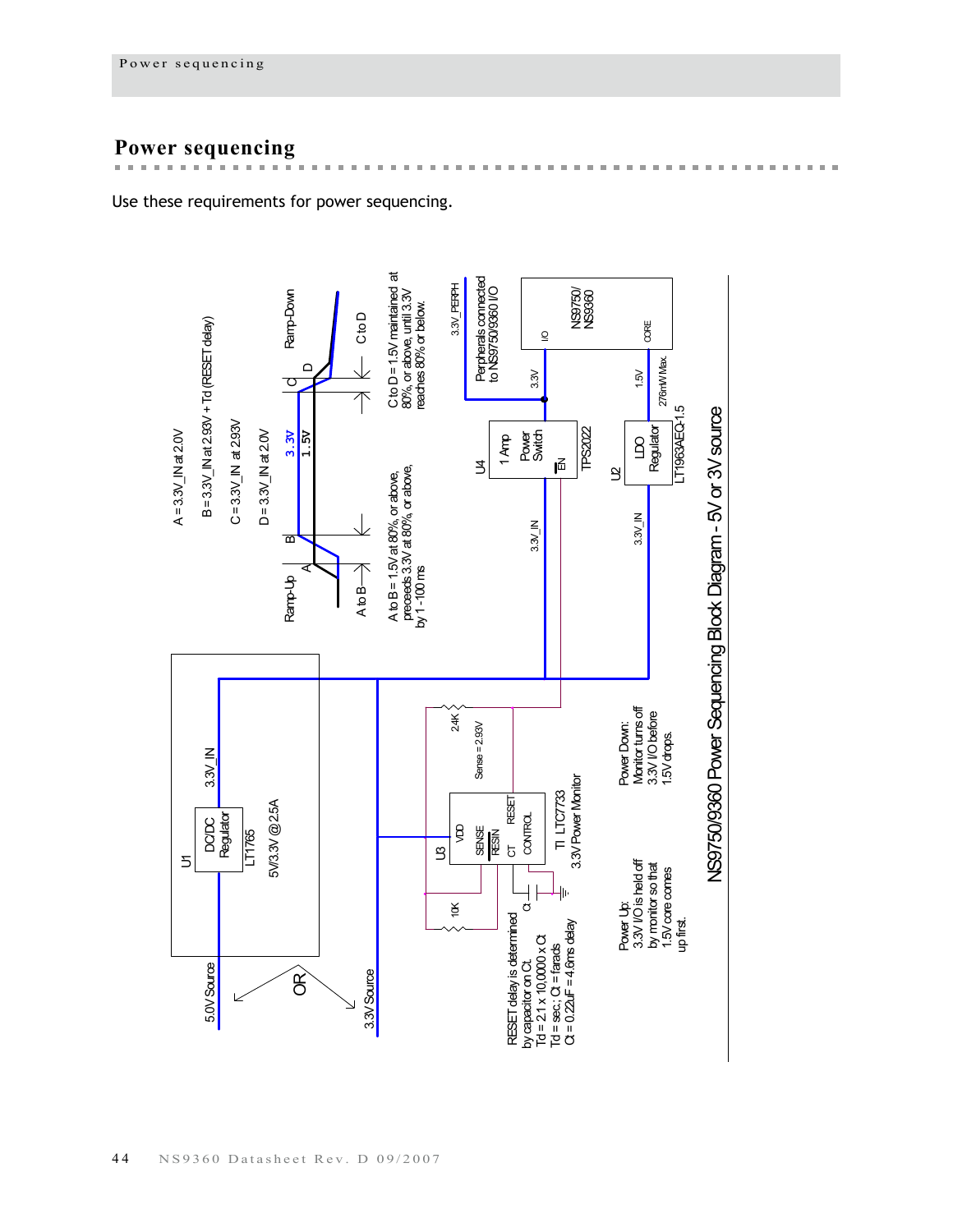## Power sequencing

Use these requirements for power sequencing.

A = 3.3V_IN at 2.0V

B = 3.3V_IN at 2.93V + Td (RESET delay)

C = 3.3V_IN at 2.93V

D = 3.3V_IN at 2.0V

Ramp-Up

Ramp-Down

3.3V

1.5V

A to B

C to D

A to B = 1.5V at 80%, or above, preceeds 3.3V at 80%, or above, by 1-100 ms

C to D = 1.5V maintained at 80%, or above, until 3.3V reaches 80% or below.

3.3V_PERPH

Peripherals connected to NS9750/9360 I/O

U1 DC/DC Regulator LT1765 5V/3.3V @ 2.5A

3.3V_IN

5.0V Source

OR

3.3V Source

U3 TI LTC7733 3.3V Power Monitor (VDD, SENSE, RESIN, CT, RESET, CONTROL)

24K

10K

Sense = 2.93V

Ct

RESET delay is determined by capacitor on Ct.
Td = 2.1 x 10,0000 x Ct
Td = sec; Ct = farads
Ct = 0.22uF = 4.6ms delay

Power Up:
3.3V I/O is held off by monitor so that 1.5V core comes up first.

Power Down:
Monitor turns off 3.3V I/O before 1.5V drops.

U4 1 Amp Power Switch TPS2022 (EN)

3.3V_IN

3.3V

U2 LDO Regulator LT1963AEQ-1.5

1.5V

276mW Max.

NS9750/NS9360 (I/O, CORE)

NS9750/9360 Power Sequencing Block Diagram - 5V or 3V source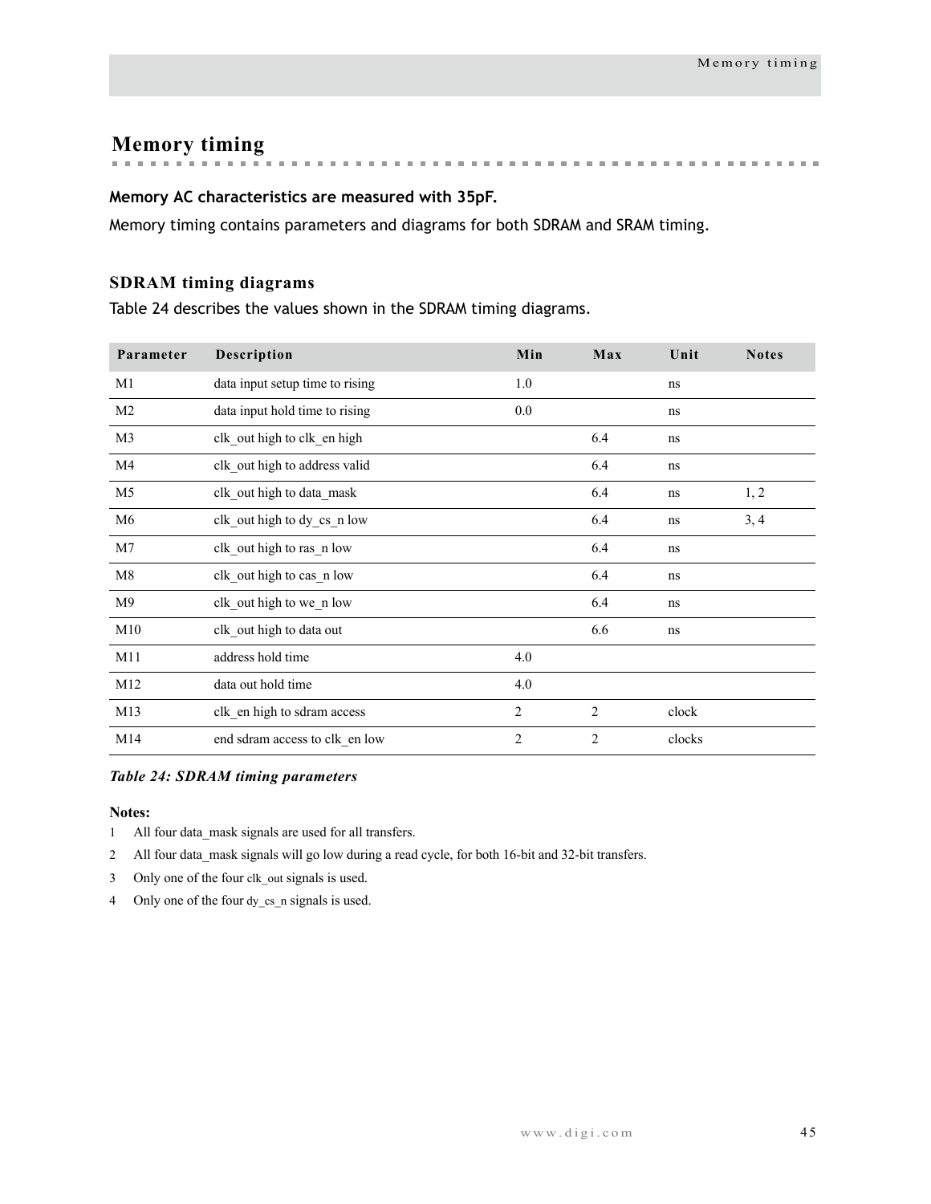## Memory timing

**Memory AC characteristics are measured with 35pF.**

Memory timing contains parameters and diagrams for both SDRAM and SRAM timing.

### SDRAM timing diagrams

Table 24 describes the values shown in the SDRAM timing diagrams.

| Parameter | Description | Min | Max | Unit | Notes |
|---|---|---|---|---|---|
| M1 | data input setup time to rising | 1.0 | | ns | |
| M2 | data input hold time to rising | 0.0 | | ns | |
| M3 | clk_out high to clk_en high | | 6.4 | ns | |
| M4 | clk_out high to address valid | | 6.4 | ns | |
| M5 | clk_out high to data_mask | | 6.4 | ns | 1, 2 |
| M6 | clk_out high to dy_cs_n low | | 6.4 | ns | 3, 4 |
| M7 | clk_out high to ras_n low | | 6.4 | ns | |
| M8 | clk_out high to cas_n low | | 6.4 | ns | |
| M9 | clk_out high to we_n low | | 6.4 | ns | |
| M10 | clk_out high to data out | | 6.6 | ns | |
| M11 | address hold time | 4.0 | | | |
| M12 | data out hold time | 4.0 | | | |
| M13 | clk_en high to sdram access | 2 | 2 | clock | |
| M14 | end sdram access to clk_en low | 2 | 2 | clocks | |

*Table 24: SDRAM timing parameters*

**Notes:**

1. All four data_mask signals are used for all transfers.
2. All four data_mask signals will go low during a read cycle, for both 16-bit and 32-bit transfers.
3. Only one of the four clk_out signals is used.
4. Only one of the four dy_cs_n signals is used.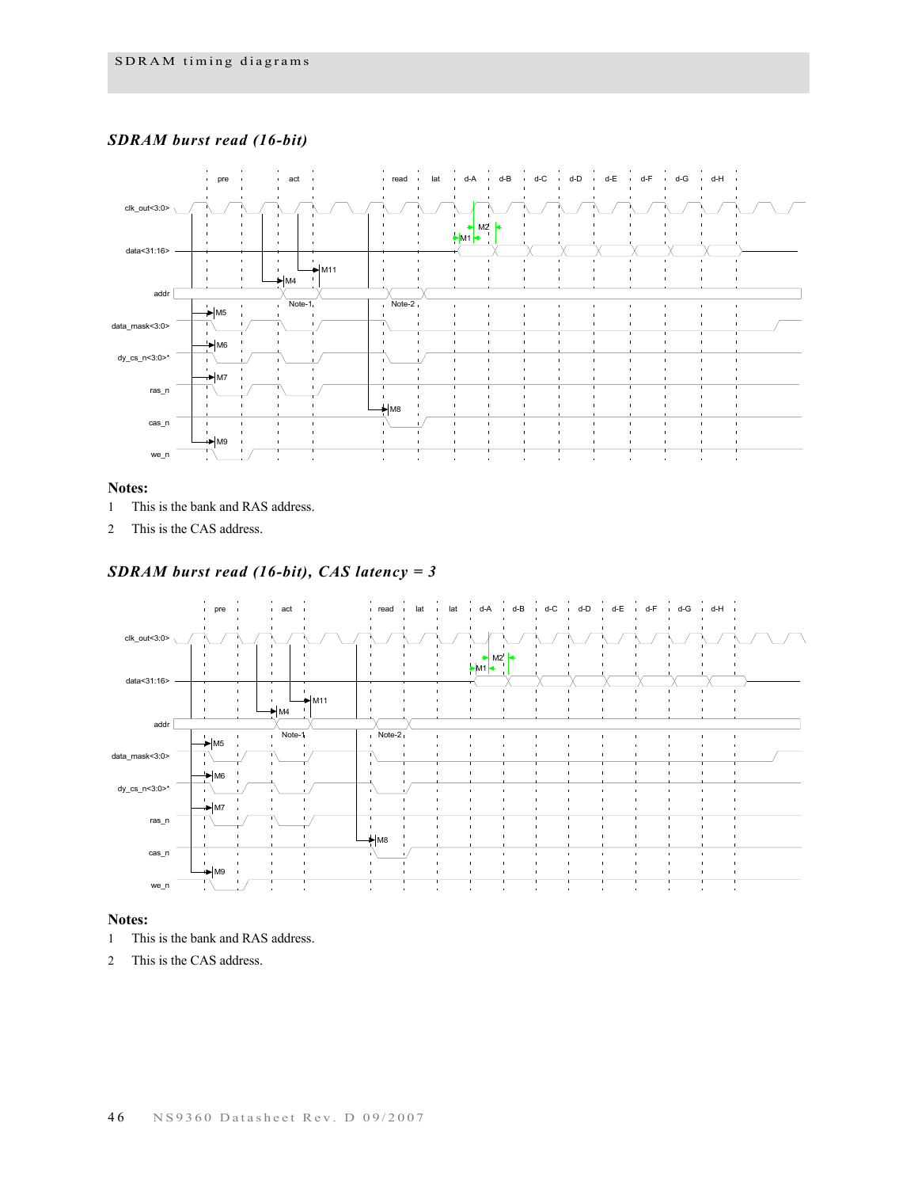### *SDRAM burst read (16-bit)*

**Notes:**

1 This is the bank and RAS address.

2 This is the CAS address.

### *SDRAM burst read (16-bit), CAS latency = 3*

**Notes:**

1 This is the bank and RAS address.

2 This is the CAS address.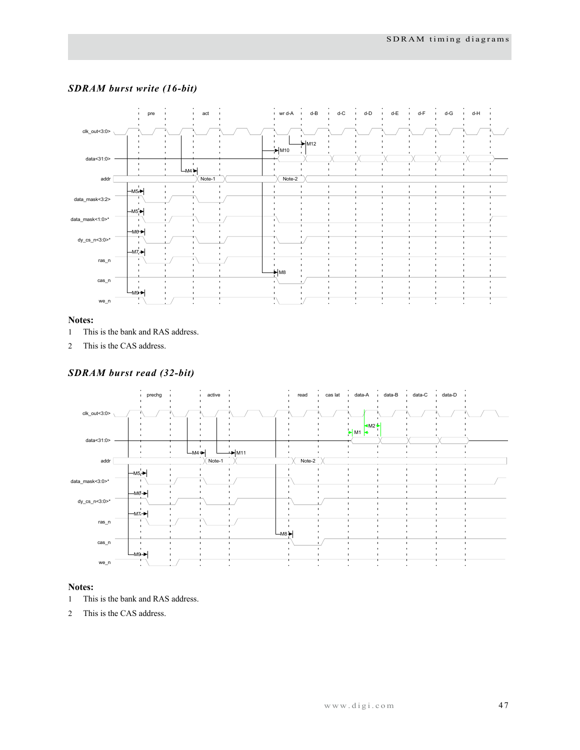### *SDRAM burst write (16-bit)*

**Notes:**

1 This is the bank and RAS address.

2 This is the CAS address.

### *SDRAM burst read (32-bit)*

**Notes:**

1 This is the bank and RAS address.

2 This is the CAS address.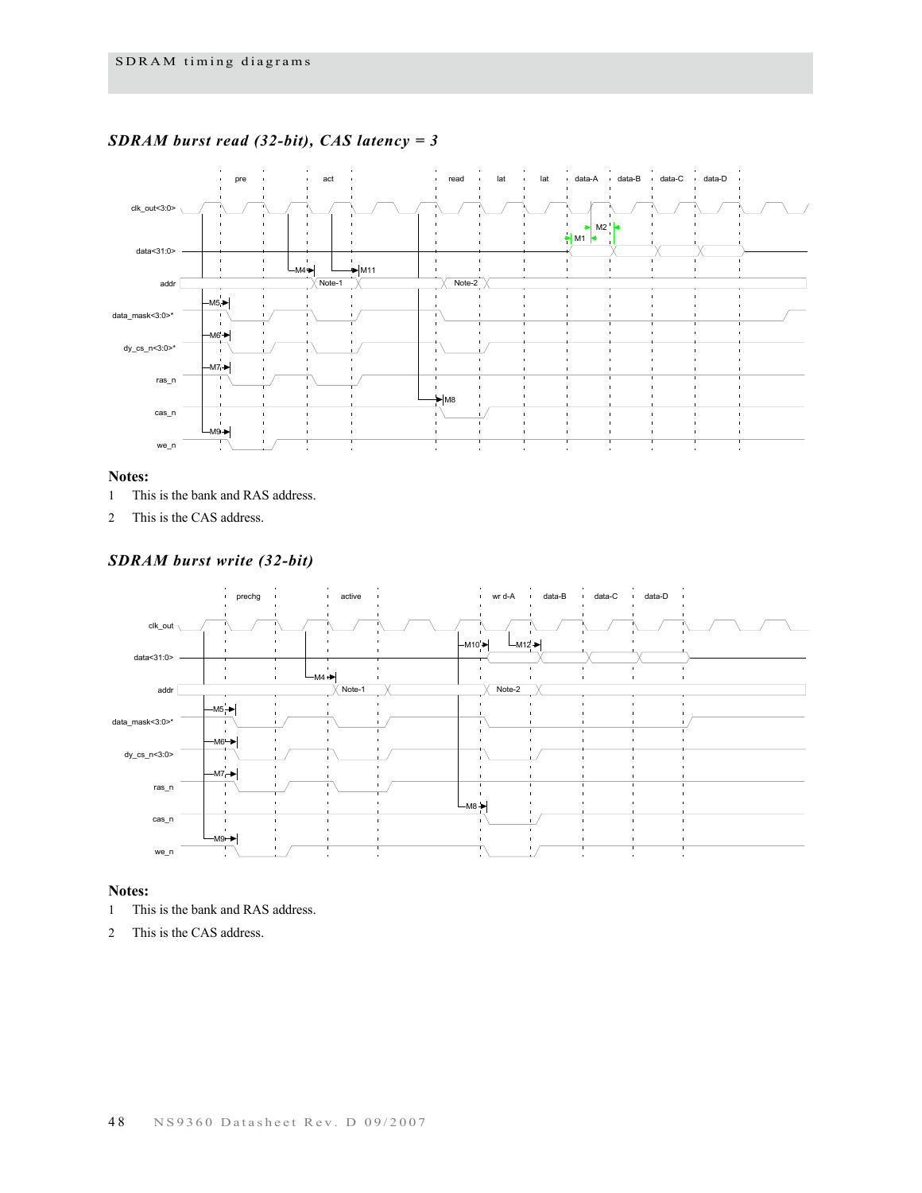## *SDRAM burst read (32-bit), CAS latency = 3*

pre act read lat lat data-A data-B data-C data-D

clk_out<3:0>

data<31:0>

addr Note-1 Note-2

data_mask<3:0>*

dy_cs_n<3:0>*

ras_n

cas_n

we_n

M1 M2 M4 M11 M5 M6 M7 M8 M9

**Notes:**

1 This is the bank and RAS address.

2 This is the CAS address.

## *SDRAM burst write (32-bit)*

prechg active wr d-A data-B data-C data-D

clk_out

data<31:0>

addr Note-1 Note-2

data_mask<3:0>*

dy_cs_n<3:0>

ras_n

cas_n

we_n

M10 M12 M4 M5 M6 M7 M8 M9

**Notes:**

1 This is the bank and RAS address.

2 This is the CAS address.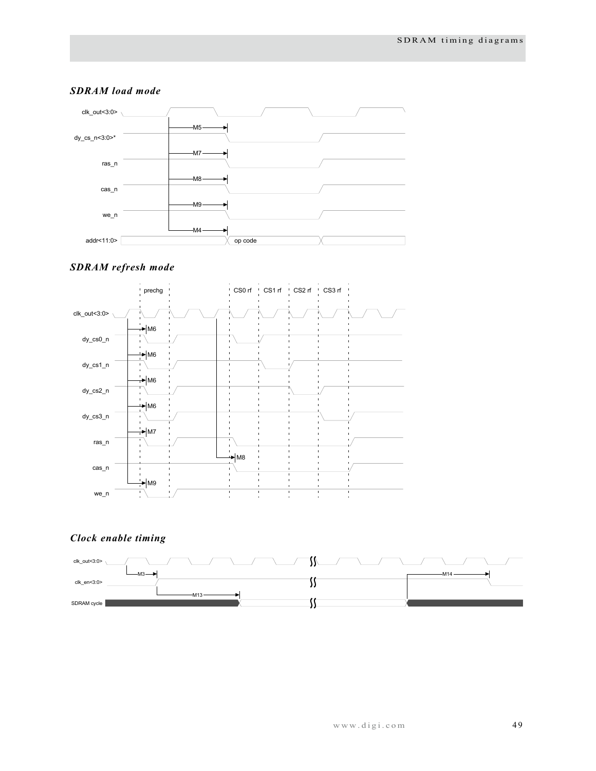### *SDRAM load mode*

clk_out<3:0>

M5

dy_cs_n<3:0>*

M7

ras_n

M8

cas_n

M9

we_n

M4

addr<11:0>

op code

### *SDRAM refresh mode*

prechg

CS0 rf

CS1 rf

CS2 rf

CS3 rf

clk_out<3:0>

M6

dy_cs0_n

M6

dy_cs1_n

M6

dy_cs2_n

M6

dy_cs3_n

M7

ras_n

M8

cas_n

M9

we_n

### *Clock enable timing*

clk_out<3:0>

M3

M14

clk_en<3:0>

M13

SDRAM cycle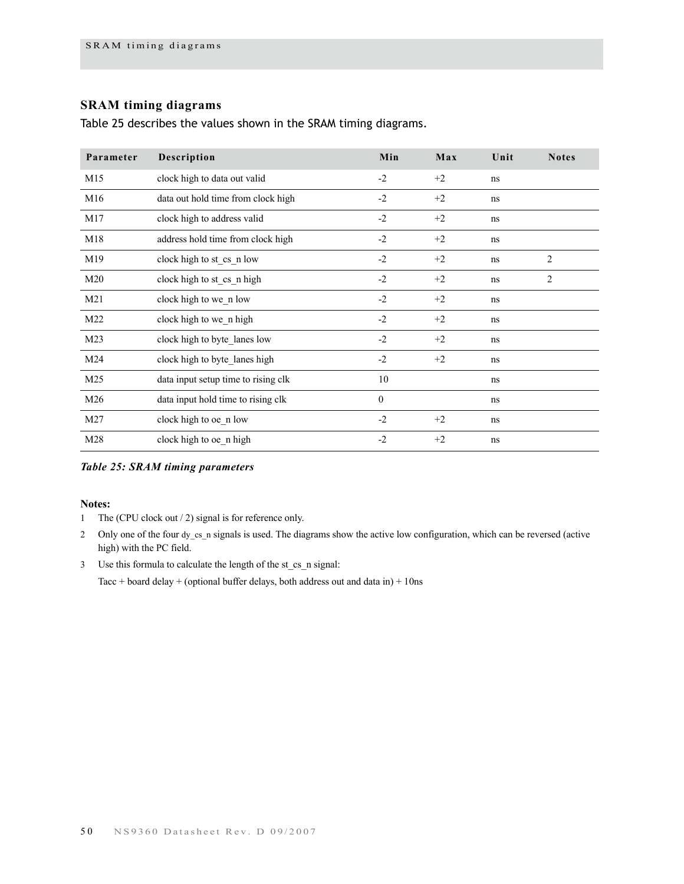## SRAM timing diagrams

Table 25 describes the values shown in the SRAM timing diagrams.

| Parameter | Description | Min | Max | Unit | Notes |
|---|---|---|---|---|---|
| M15 | clock high to data out valid | -2 | +2 | ns | |
| M16 | data out hold time from clock high | -2 | +2 | ns | |
| M17 | clock high to address valid | -2 | +2 | ns | |
| M18 | address hold time from clock high | -2 | +2 | ns | |
| M19 | clock high to st_cs_n low | -2 | +2 | ns | 2 |
| M20 | clock high to st_cs_n high | -2 | +2 | ns | 2 |
| M21 | clock high to we_n low | -2 | +2 | ns | |
| M22 | clock high to we_n high | -2 | +2 | ns | |
| M23 | clock high to byte_lanes low | -2 | +2 | ns | |
| M24 | clock high to byte_lanes high | -2 | +2 | ns | |
| M25 | data input setup time to rising clk | 10 | | ns | |
| M26 | data input hold time to rising clk | 0 | | ns | |
| M27 | clock high to oe_n low | -2 | +2 | ns | |
| M28 | clock high to oe_n high | -2 | +2 | ns | |

*Table 25: SRAM timing parameters*

**Notes:**

1. The (CPU clock out / 2) signal is for reference only.
2. Only one of the four dy_cs_n signals is used. The diagrams show the active low configuration, which can be reversed (active high) with the PC field.
3. Use this formula to calculate the length of the st_cs_n signal:

   Tacc + board delay + (optional buffer delays, both address out and data in) + 10ns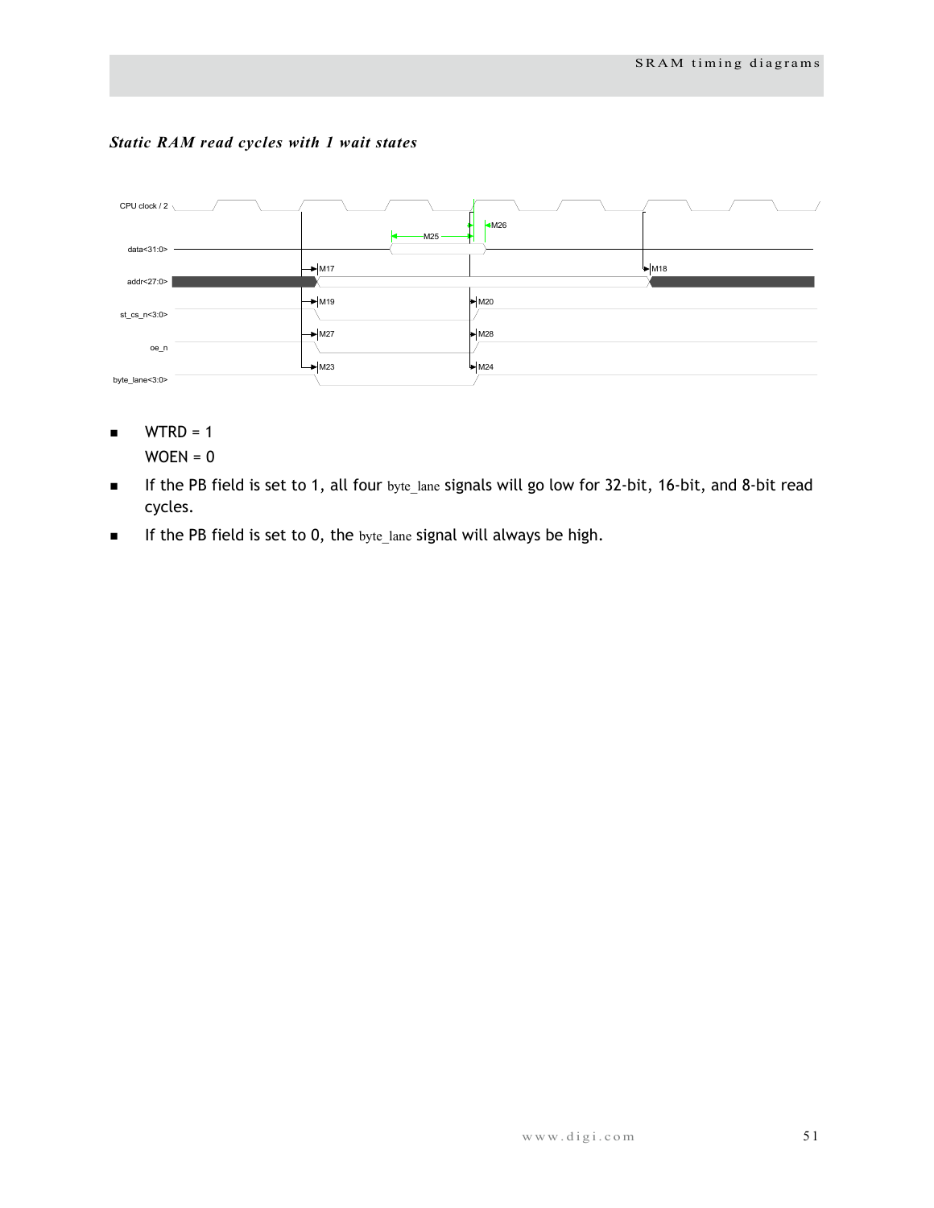### *Static RAM read cycles with 1 wait states*

- WTRD = 1
  
  WOEN = 0
- If the PB field is set to 1, all four byte_lane signals will go low for 32-bit, 16-bit, and 8-bit read cycles.
- If the PB field is set to 0, the byte_lane signal will always be high.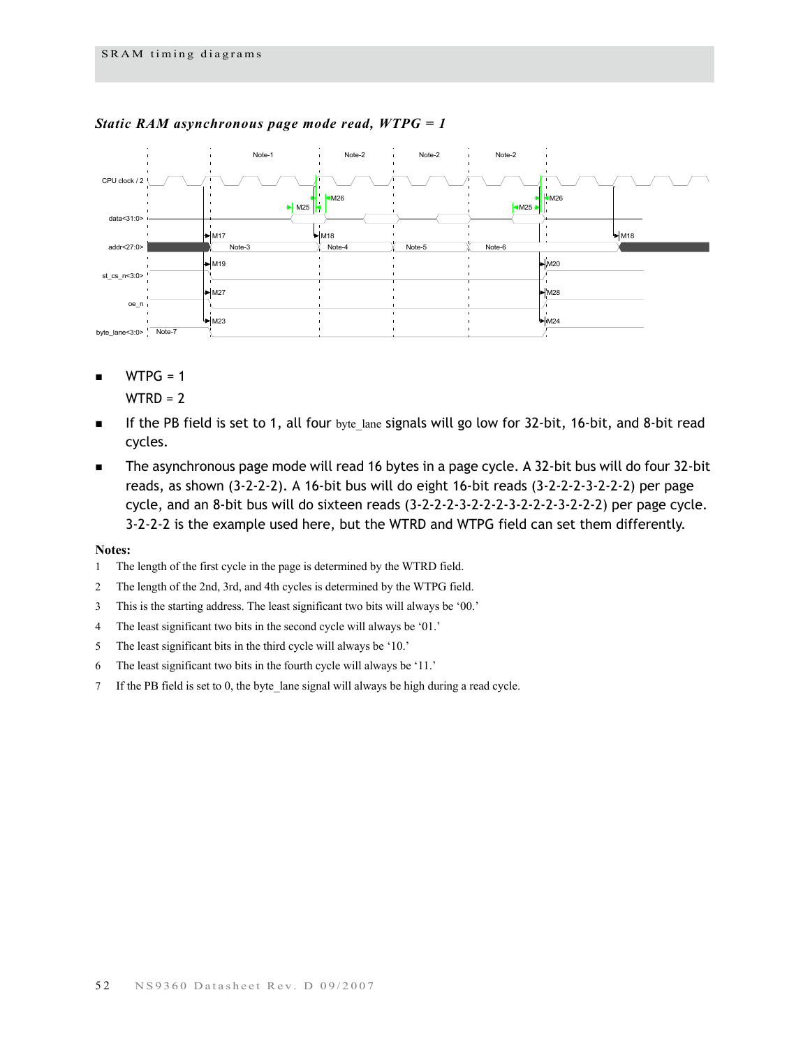*Static RAM asynchronous page mode read, WTPG = 1*

- WTPG = 1

  WTRD = 2

- If the PB field is set to 1, all four byte_lane signals will go low for 32-bit, 16-bit, and 8-bit read cycles.
- The asynchronous page mode will read 16 bytes in a page cycle. A 32-bit bus will do four 32-bit reads, as shown (3-2-2-2). A 16-bit bus will do eight 16-bit reads (3-2-2-2-3-2-2-2) per page cycle, and an 8-bit bus will do sixteen reads (3-2-2-2-3-2-2-2-3-2-2-2-3-2-2-2) per page cycle. 3-2-2-2 is the example used here, but the WTRD and WTPG field can set them differently.

**Notes:**

1. The length of the first cycle in the page is determined by the WTRD field.
2. The length of the 2nd, 3rd, and 4th cycles is determined by the WTPG field.
3. This is the starting address. The least significant two bits will always be '00.'
4. The least significant two bits in the second cycle will always be '01.'
5. The least significant bits in the third cycle will always be '10.'
6. The least significant two bits in the fourth cycle will always be '11.'
7. If the PB field is set to 0, the byte_lane signal will always be high during a read cycle.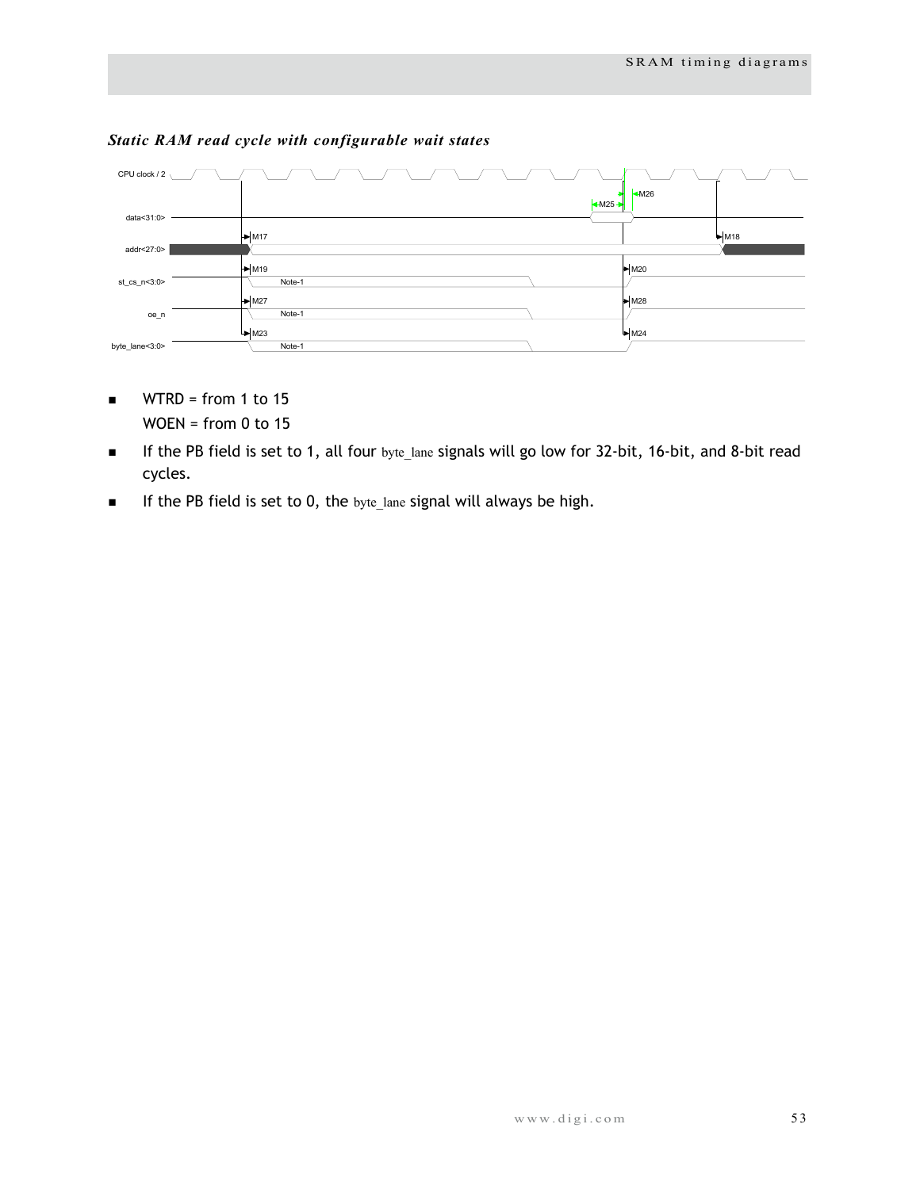### *Static RAM read cycle with configurable wait states*

- WTRD = from 1 to 15

  WOEN = from 0 to 15
- If the PB field is set to 1, all four byte_lane signals will go low for 32-bit, 16-bit, and 8-bit read cycles.
- If the PB field is set to 0, the byte_lane signal will always be high.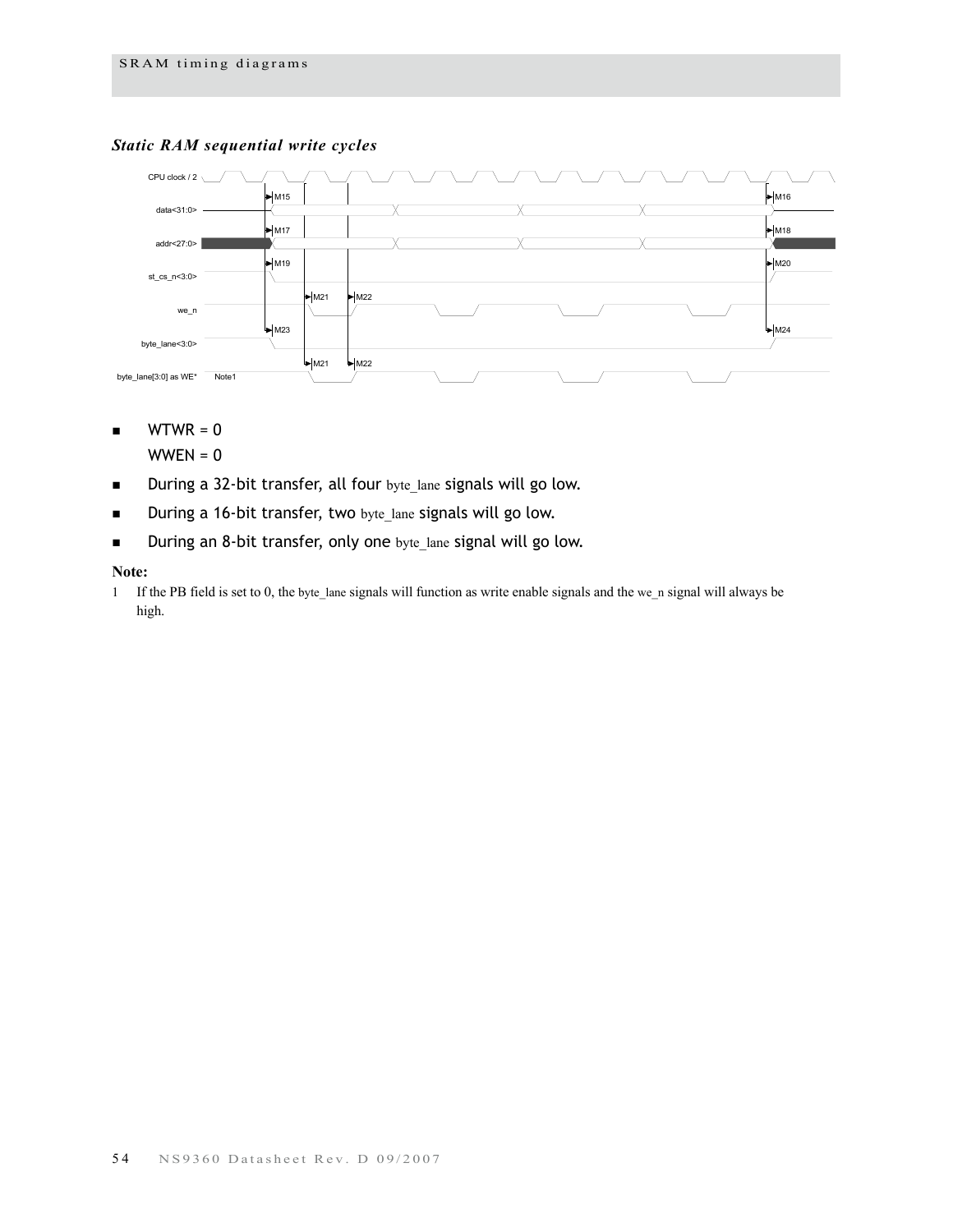### *Static RAM sequential write cycles*

- WTWR = 0

  WWEN = 0
- During a 32-bit transfer, all four byte_lane signals will go low.
- During a 16-bit transfer, two byte_lane signals will go low.
- During an 8-bit transfer, only one byte_lane signal will go low.

**Note:**

1 If the PB field is set to 0, the byte_lane signals will function as write enable signals and the we_n signal will always be high.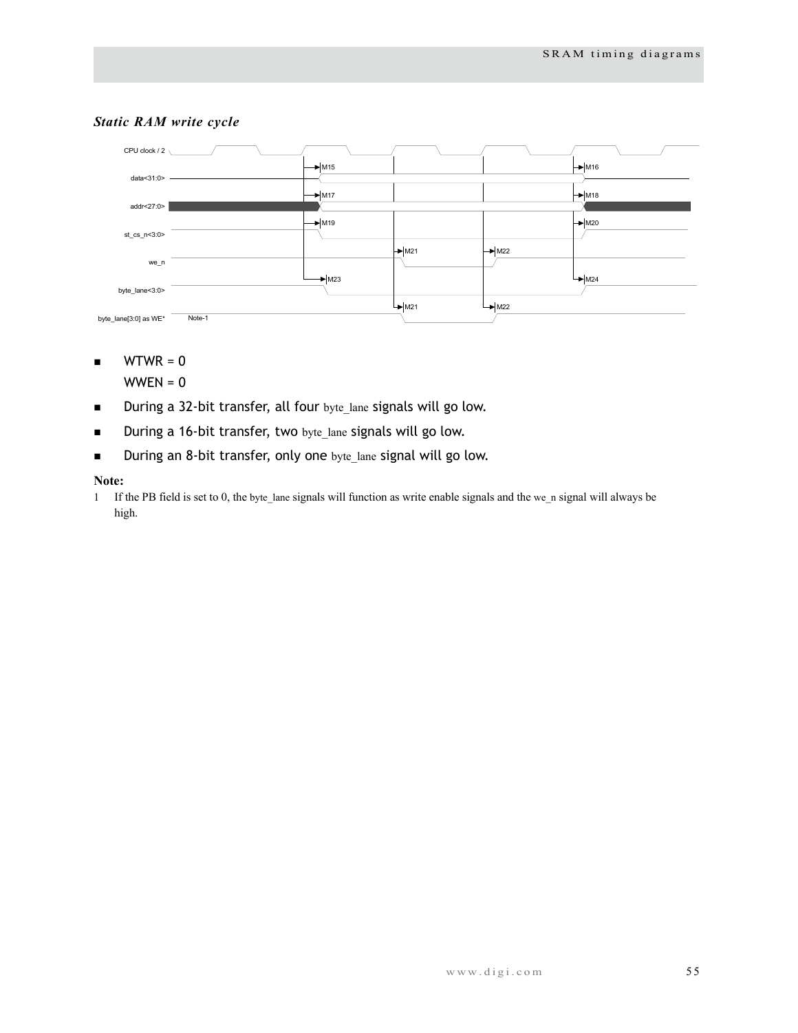### *Static RAM write cycle*

CPU clock / 2

data<31:0>

addr<27:0>

st_cs_n<3:0>

we_n

byte_lane<3:0>

byte_lane[3:0] as WE*

Note-1

M15 M16 M17 M18 M19 M20 M21 M22 M23 M24 M21 M22

- WTWR = 0

  WWEN = 0
- During a 32-bit transfer, all four byte_lane signals will go low.
- During a 16-bit transfer, two byte_lane signals will go low.
- During an 8-bit transfer, only one byte_lane signal will go low.

**Note:**

1 If the PB field is set to 0, the byte_lane signals will function as write enable signals and the we_n signal will always be high.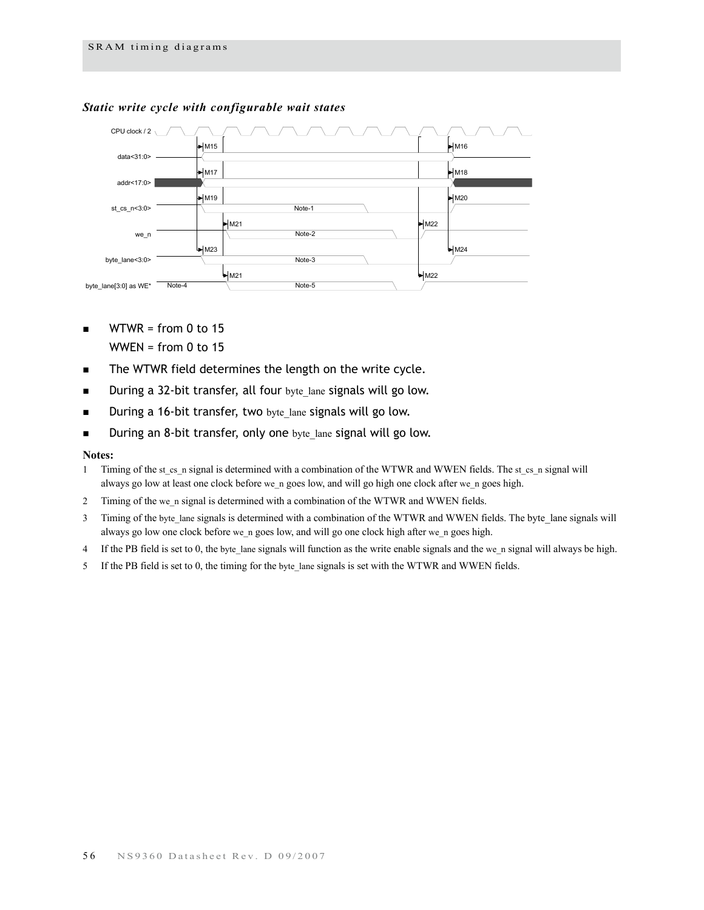### *Static write cycle with configurable wait states*

- WTWR = from 0 to 15
  WWEN = from 0 to 15
- The WTWR field determines the length on the write cycle.
- During a 32-bit transfer, all four byte_lane signals will go low.
- During a 16-bit transfer, two byte_lane signals will go low.
- During an 8-bit transfer, only one byte_lane signal will go low.

**Notes:**

1. Timing of the st_cs_n signal is determined with a combination of the WTWR and WWEN fields. The st_cs_n signal will always go low at least one clock before we_n goes low, and will go high one clock after we_n goes high.
2. Timing of the we_n signal is determined with a combination of the WTWR and WWEN fields.
3. Timing of the byte_lane signals is determined with a combination of the WTWR and WWEN fields. The byte_lane signals will always go low one clock before we_n goes low, and will go one clock high after we_n goes high.
4. If the PB field is set to 0, the byte_lane signals will function as the write enable signals and the we_n signal will always be high.
5. If the PB field is set to 0, the timing for the byte_lane signals is set with the WTWR and WWEN fields.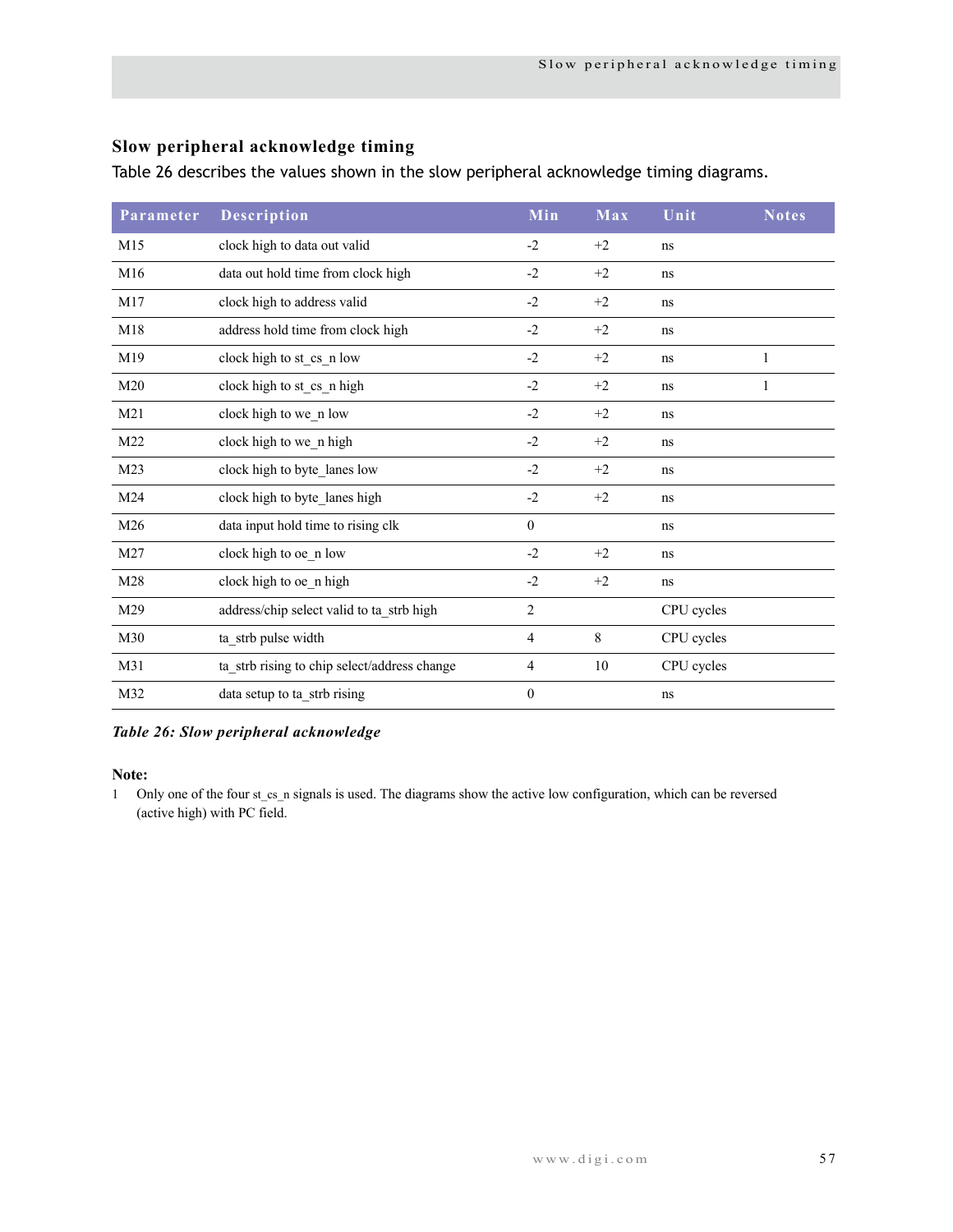## Slow peripheral acknowledge timing

Table 26 describes the values shown in the slow peripheral acknowledge timing diagrams.

| Parameter | Description | Min | Max | Unit | Notes |
|---|---|---|---|---|---|
| M15 | clock high to data out valid | -2 | +2 | ns | |
| M16 | data out hold time from clock high | -2 | +2 | ns | |
| M17 | clock high to address valid | -2 | +2 | ns | |
| M18 | address hold time from clock high | -2 | +2 | ns | |
| M19 | clock high to st_cs_n low | -2 | +2 | ns | 1 |
| M20 | clock high to st_cs_n high | -2 | +2 | ns | 1 |
| M21 | clock high to we_n low | -2 | +2 | ns | |
| M22 | clock high to we_n high | -2 | +2 | ns | |
| M23 | clock high to byte_lanes low | -2 | +2 | ns | |
| M24 | clock high to byte_lanes high | -2 | +2 | ns | |
| M26 | data input hold time to rising clk | 0 | | ns | |
| M27 | clock high to oe_n low | -2 | +2 | ns | |
| M28 | clock high to oe_n high | -2 | +2 | ns | |
| M29 | address/chip select valid to ta_strb high | 2 | | CPU cycles | |
| M30 | ta_strb pulse width | 4 | 8 | CPU cycles | |
| M31 | ta_strb rising to chip select/address change | 4 | 10 | CPU cycles | |
| M32 | data setup to ta_strb rising | 0 | | ns | |

***Table 26: Slow peripheral acknowledge***

**Note:**

1 Only one of the four st_cs_n signals is used. The diagrams show the active low configuration, which can be reversed (active high) with PC field.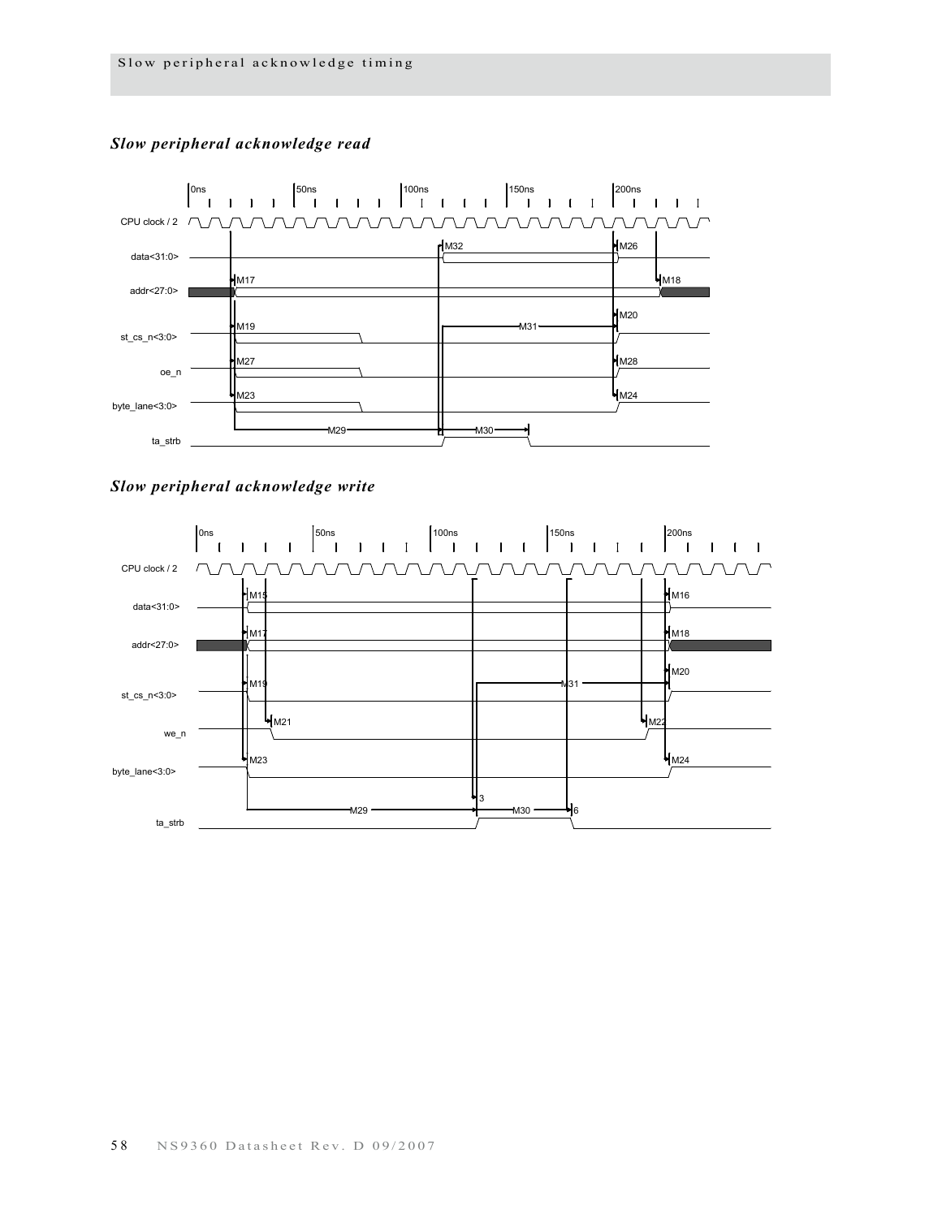## Slow peripheral acknowledge timing

### *Slow peripheral acknowledge read*

0ns 50ns 100ns 150ns 200ns

CPU clock / 2

data<31:0> M32 M26

addr<27:0> M17 M18

st_cs_n<3:0> M19 M31 M20

oe_n M27 M28

byte_lane<3:0> M23 M24

ta_strb M29 M30

### *Slow peripheral acknowledge write*

0ns 50ns 100ns 150ns 200ns

CPU clock / 2

data<31:0> M15 M16

addr<27:0> M17 M18

st_cs_n<3:0> M19 M31 M20

we_n M21 M22

byte_lane<3:0> M23 M24

ta_strb M29 3 M30 6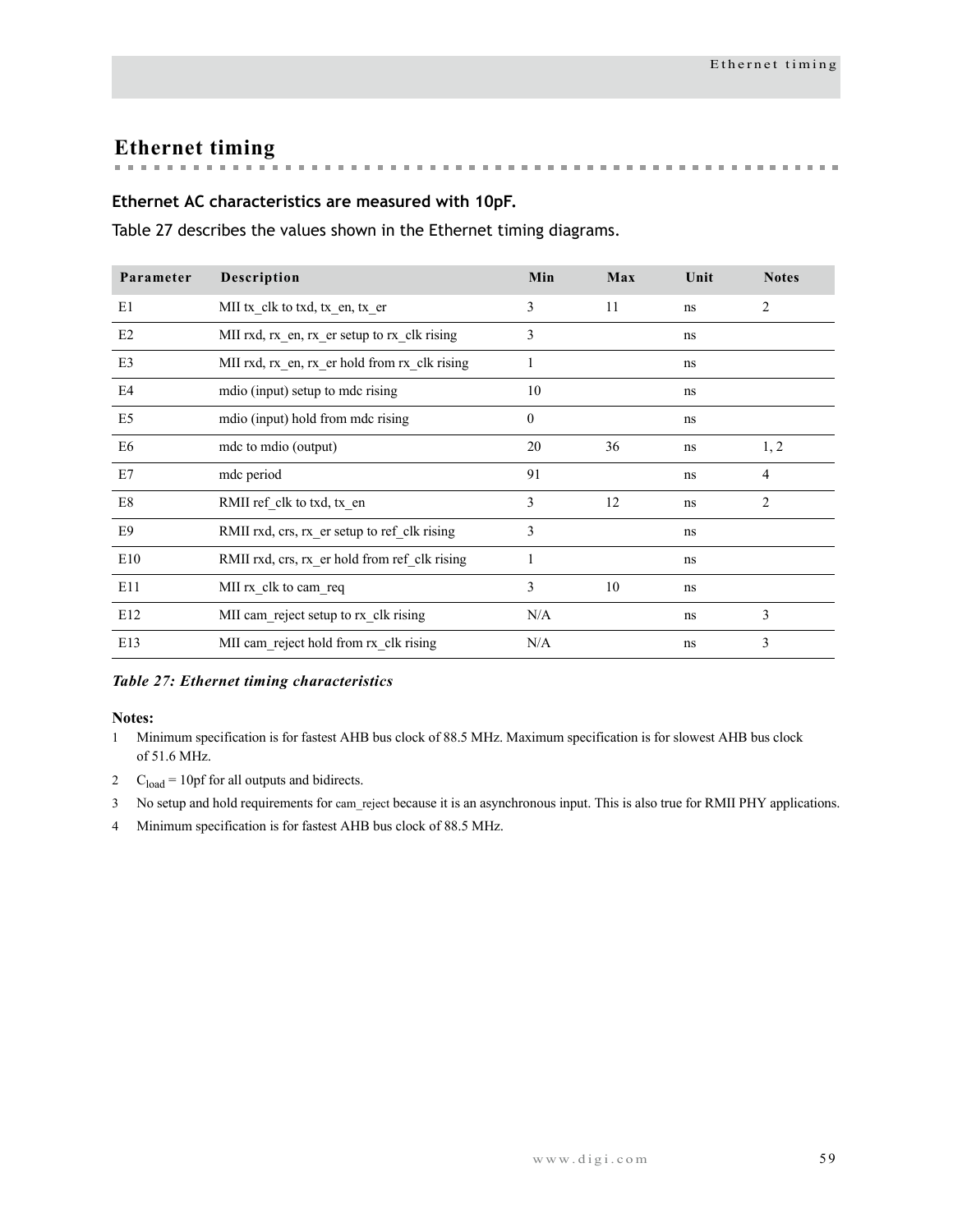# Ethernet timing

**Ethernet AC characteristics are measured with 10pF.**

Table 27 describes the values shown in the Ethernet timing diagrams.

| Parameter | Description | Min | Max | Unit | Notes |
|---|---|---|---|---|---|
| E1 | MII tx_clk to txd, tx_en, tx_er | 3 | 11 | ns | 2 |
| E2 | MII rxd, rx_en, rx_er setup to rx_clk rising | 3 | | ns | |
| E3 | MII rxd, rx_en, rx_er hold from rx_clk rising | 1 | | ns | |
| E4 | mdio (input) setup to mdc rising | 10 | | ns | |
| E5 | mdio (input) hold from mdc rising | 0 | | ns | |
| E6 | mdc to mdio (output) | 20 | 36 | ns | 1, 2 |
| E7 | mdc period | 91 | | ns | 4 |
| E8 | RMII ref_clk to txd, tx_en | 3 | 12 | ns | 2 |
| E9 | RMII rxd, crs, rx_er setup to ref_clk rising | 3 | | ns | |
| E10 | RMII rxd, crs, rx_er hold from ref_clk rising | 1 | | ns | |
| E11 | MII rx_clk to cam_req | 3 | 10 | ns | |
| E12 | MII cam_reject setup to rx_clk rising | N/A | | ns | 3 |
| E13 | MII cam_reject hold from rx_clk rising | N/A | | ns | 3 |

*Table 27: Ethernet timing characteristics*

**Notes:**

1. Minimum specification is for fastest AHB bus clock of 88.5 MHz. Maximum specification is for slowest AHB bus clock of 51.6 MHz.
2. $C_{load}$ = 10pf for all outputs and bidirects.
3. No setup and hold requirements for cam_reject because it is an asynchronous input. This is also true for RMII PHY applications.
4. Minimum specification is for fastest AHB bus clock of 88.5 MHz.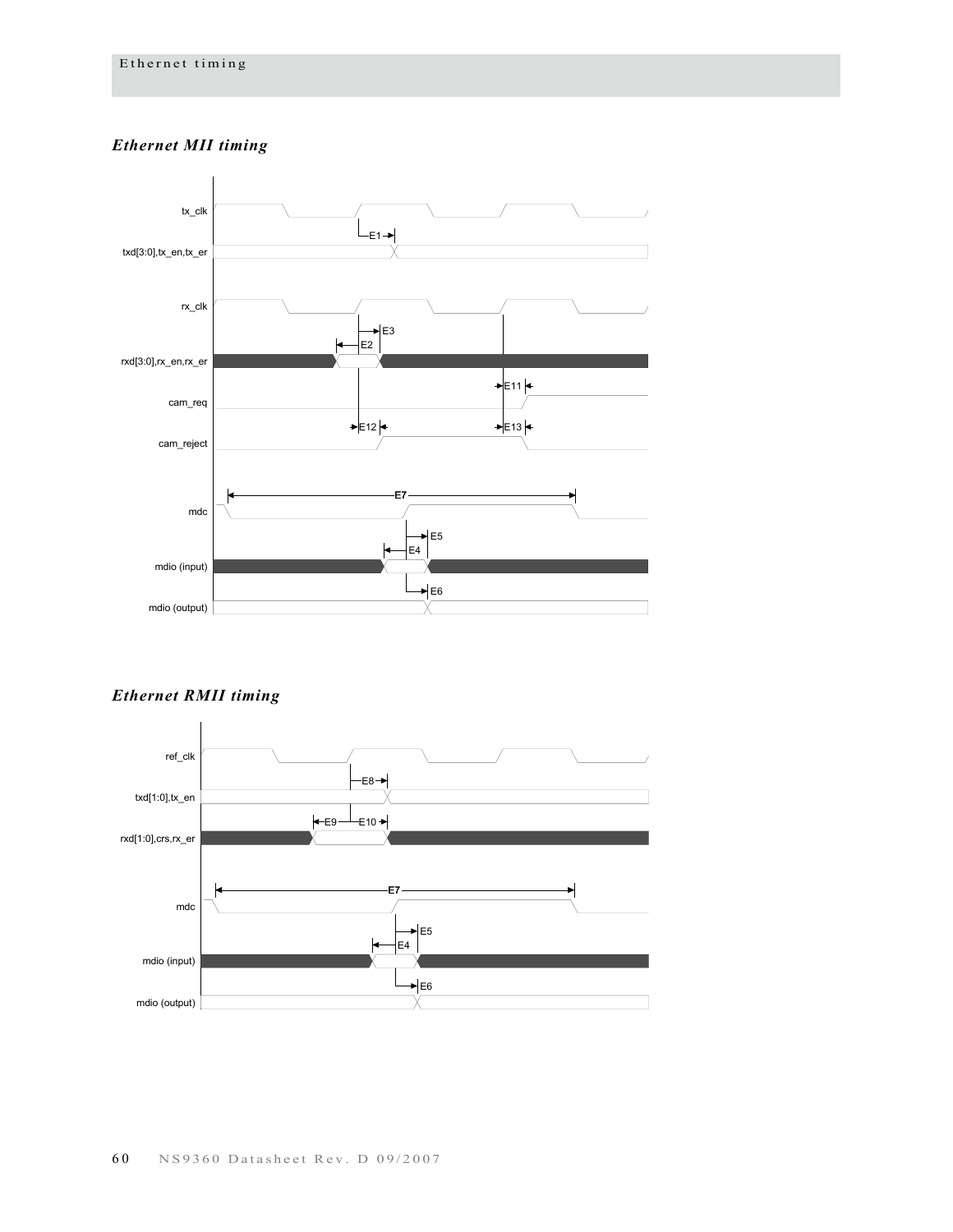### Ethernet MII timing

### Ethernet RMII timing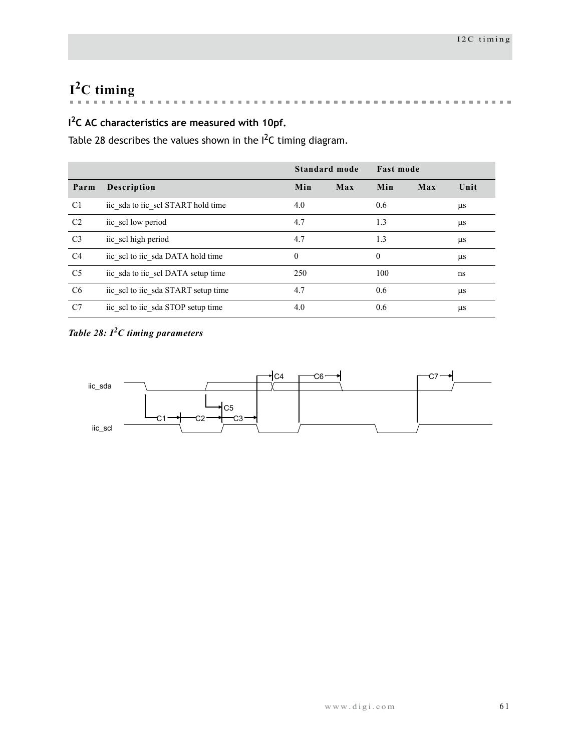# I²C timing

**I²C AC characteristics are measured with 10pf.**

Table 28 describes the values shown in the I²C timing diagram.

| | | Standard mode | | Fast mode | | |
|---|---|---|---|---|---|---|
| **Parm** | **Description** | **Min** | **Max** | **Min** | **Max** | **Unit** |
| C1 | iic_sda to iic_scl START hold time | 4.0 | | 0.6 | | µs |
| C2 | iic_scl low period | 4.7 | | 1.3 | | µs |
| C3 | iic_scl high period | 4.7 | | 1.3 | | µs |
| C4 | iic_scl to iic_sda DATA hold time | 0 | | 0 | | µs |
| C5 | iic_sda to iic_scl DATA setup time | 250 | | 100 | | ns |
| C6 | iic_scl to iic_sda START setup time | 4.7 | | 0.6 | | µs |
| C7 | iic_scl to iic_sda STOP setup time | 4.0 | | 0.6 | | µs |

*Table 28: I²C timing parameters*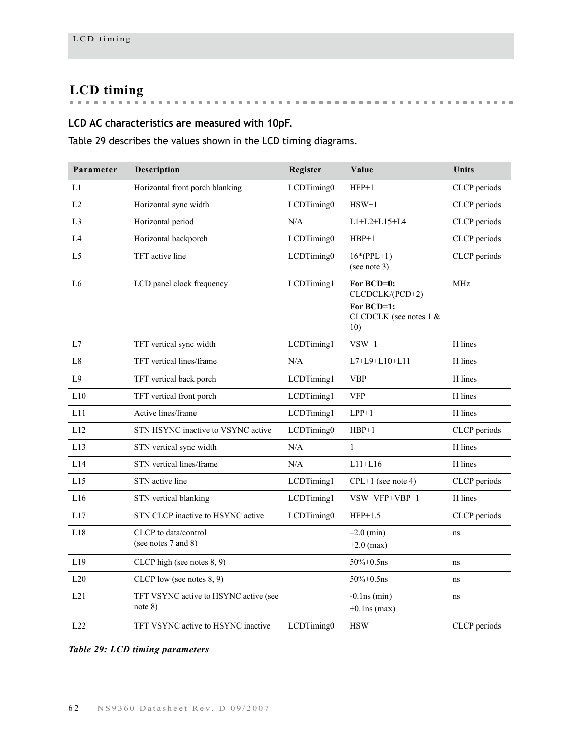## LCD timing

**LCD AC characteristics are measured with 10pF.**

Table 29 describes the values shown in the LCD timing diagrams.

| Parameter | Description | Register | Value | Units |
|---|---|---|---|---|
| L1 | Horizontal front porch blanking | LCDTiming0 | HFP+1 | CLCP periods |
| L2 | Horizontal sync width | LCDTiming0 | HSW+1 | CLCP periods |
| L3 | Horizontal period | N/A | L1+L2+L15+L4 | CLCP periods |
| L4 | Horizontal backporch | LCDTiming0 | HBP+1 | CLCP periods |
| L5 | TFT active line | LCDTiming0 | 16*(PPL+1) (see note 3) | CLCP periods |
| L6 | LCD panel clock frequency | LCDTiming1 | **For BCD=0:** CLCDCLK/(PCD+2) **For BCD=1:** CLCDCLK (see notes 1 & 10) | MHz |
| L7 | TFT vertical sync width | LCDTiming1 | VSW+1 | H lines |
| L8 | TFT vertical lines/frame | N/A | L7+L9+L10+L11 | H lines |
| L9 | TFT vertical back porch | LCDTiming1 | VBP | H lines |
| L10 | TFT vertical front porch | LCDTiming1 | VFP | H lines |
| L11 | Active lines/frame | LCDTiming1 | LPP+1 | H lines |
| L12 | STN HSYNC inactive to VSYNC active | LCDTiming0 | HBP+1 | CLCP periods |
| L13 | STN vertical sync width | N/A | 1 | H lines |
| L14 | STN vertical lines/frame | N/A | L11+L16 | H lines |
| L15 | STN active line | LCDTiming1 | CPL+1 (see note 4) | CLCP periods |
| L16 | STN vertical blanking | LCDTiming1 | VSW+VFP+VBP+1 | H lines |
| L17 | STN CLCP inactive to HSYNC active | LCDTiming0 | HFP+1.5 | CLCP periods |
| L18 | CLCP to data/control (see notes 7 and 8) | | –2.0 (min) +2.0 (max) | ns |
| L19 | CLCP high (see notes 8, 9) | | 50%±0.5ns | ns |
| L20 | CLCP low (see notes 8, 9) | | 50%±0.5ns | ns |
| L21 | TFT VSYNC active to HSYNC active (see note 8) | | -0.1ns (min) +0.1ns (max) | ns |
| L22 | TFT VSYNC active to HSYNC inactive | LCDTiming0 | HSW | CLCP periods |

***Table 29: LCD timing parameters***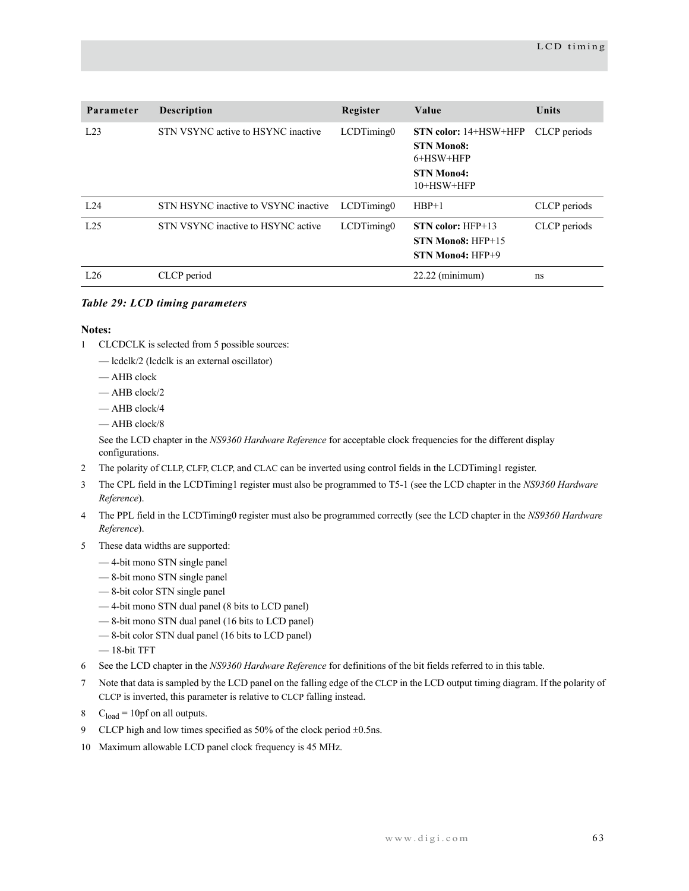| Parameter | Description | Register | Value | Units |
|---|---|---|---|---|
| L23 | STN VSYNC active to HSYNC inactive | LCDTiming0 | **STN color:** 14+HSW+HFP<br>**STN Mono8:** 6+HSW+HFP<br>**STN Mono4:** 10+HSW+HFP | CLCP periods |
| L24 | STN HSYNC inactive to VSYNC inactive | LCDTiming0 | HBP+1 | CLCP periods |
| L25 | STN VSYNC inactive to HSYNC active | LCDTiming0 | **STN color:** HFP+13<br>**STN Mono8:** HFP+15<br>**STN Mono4:** HFP+9 | CLCP periods |
| L26 | CLCP period | | 22.22 (minimum) | ns |

***Table 29: LCD timing parameters***

**Notes:**

1. CLCDCLK is selected from 5 possible sources:
   - lcdclk/2 (lcdclk is an external oscillator)
   - AHB clock
   - AHB clock/2
   - AHB clock/4
   - AHB clock/8

   See the LCD chapter in the *NS9360 Hardware Reference* for acceptable clock frequencies for the different display configurations.
2. The polarity of CLLP, CLFP, CLCP, and CLAC can be inverted using control fields in the LCDTiming1 register.
3. The CPL field in the LCDTiming1 register must also be programmed to T5-1 (see the LCD chapter in the *NS9360 Hardware Reference*).
4. The PPL field in the LCDTiming0 register must also be programmed correctly (see the LCD chapter in the *NS9360 Hardware Reference*).
5. These data widths are supported:
   - 4-bit mono STN single panel
   - 8-bit mono STN single panel
   - 8-bit color STN single panel
   - 4-bit mono STN dual panel (8 bits to LCD panel)
   - 8-bit mono STN dual panel (16 bits to LCD panel)
   - 8-bit color STN dual panel (16 bits to LCD panel)
   - 18-bit TFT
6. See the LCD chapter in the *NS9360 Hardware Reference* for definitions of the bit fields referred to in this table.
7. Note that data is sampled by the LCD panel on the falling edge of the CLCP in the LCD output timing diagram. If the polarity of CLCP is inverted, this parameter is relative to CLCP falling instead.
8. $C_{load}$ = 10pf on all outputs.
9. CLCP high and low times specified as 50% of the clock period ±0.5ns.
10. Maximum allowable LCD panel clock frequency is 45 MHz.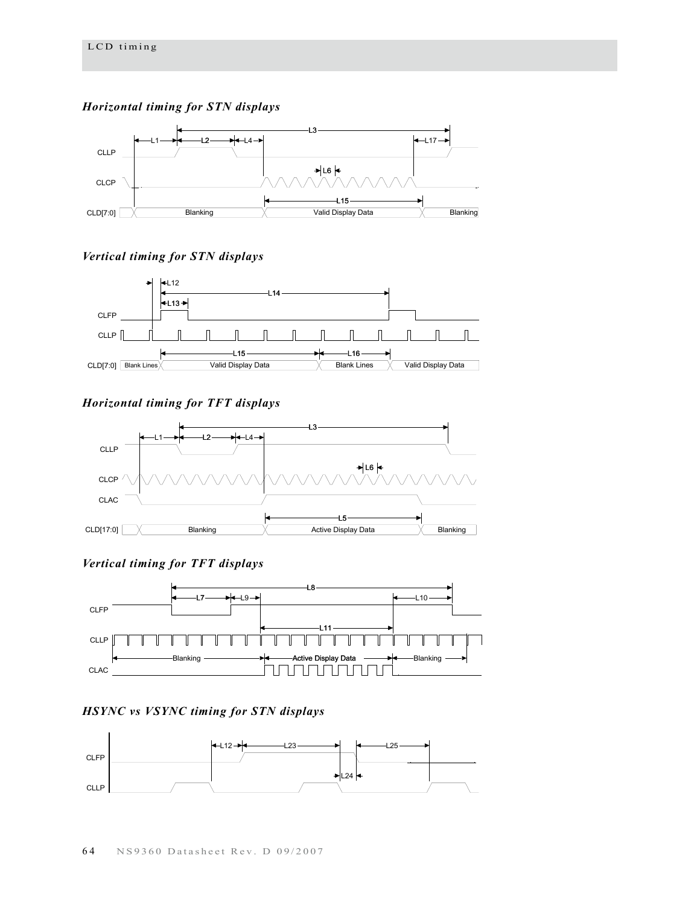### *Horizontal timing for STN displays*

### *Vertical timing for STN displays*

### *Horizontal timing for TFT displays*

### *Vertical timing for TFT displays*

### *HSYNC vs VSYNC timing for STN displays*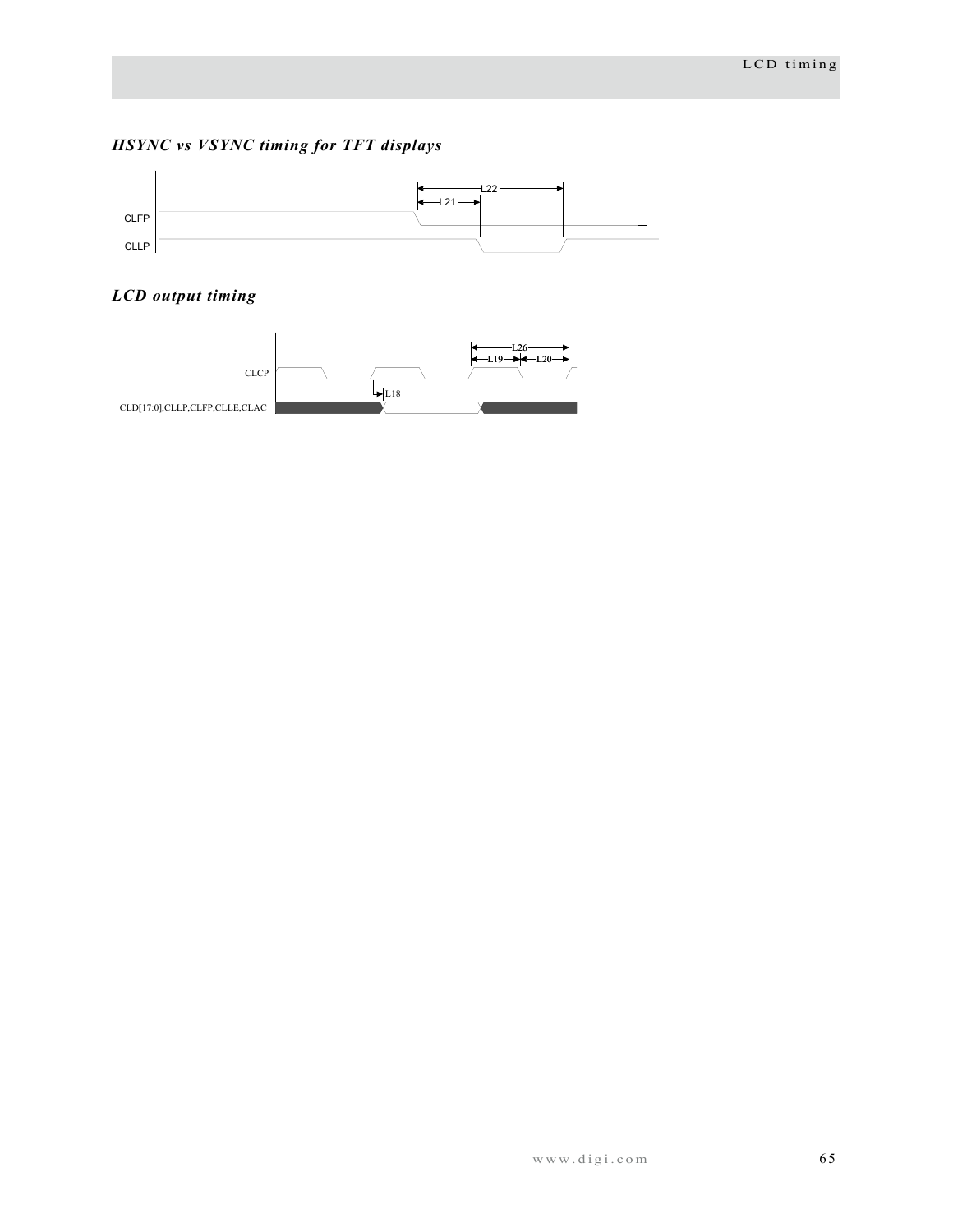### *HSYNC vs VSYNC timing for TFT displays*

### *LCD output timing*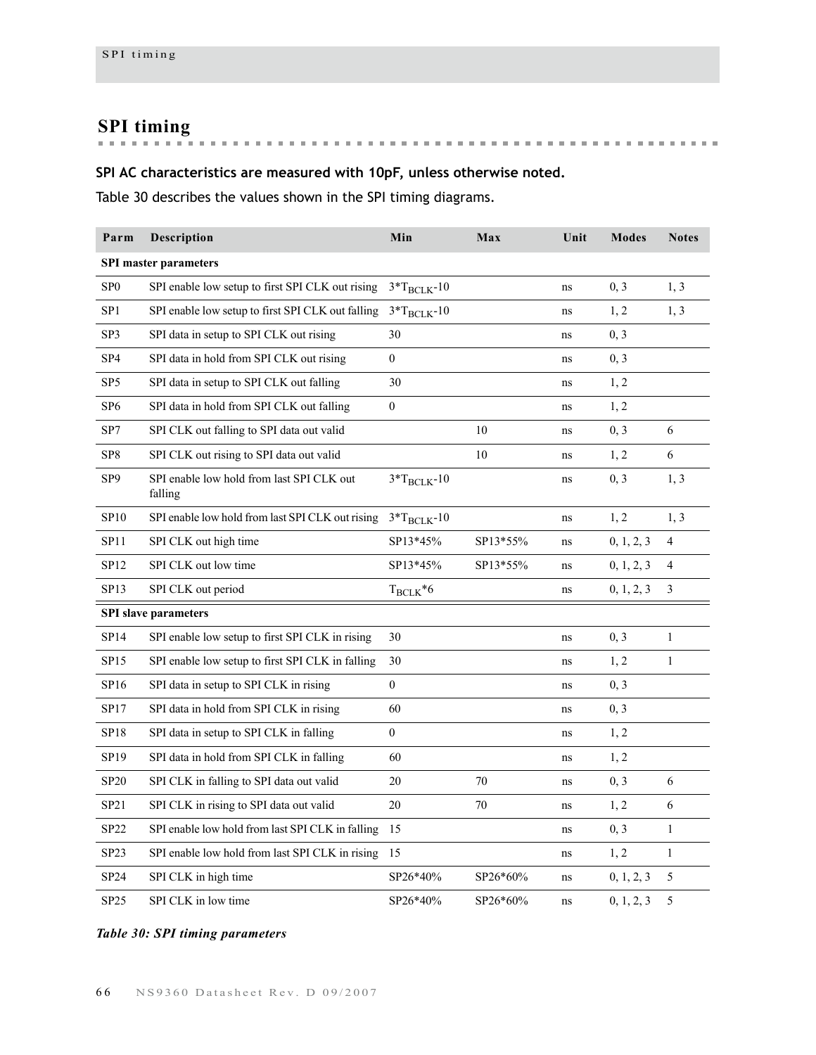## SPI timing

**SPI AC characteristics are measured with 10pF, unless otherwise noted.**

Table 30 describes the values shown in the SPI timing diagrams.

| Parm | Description | Min | Max | Unit | Modes | Notes |
|---|---|---|---|---|---|---|
| **SPI master parameters** | | | | | | |
| SP0 | SPI enable low setup to first SPI CLK out rising | $3*T_{BCLK}$-10 | | ns | 0, 3 | 1, 3 |
| SP1 | SPI enable low setup to first SPI CLK out falling | $3*T_{BCLK}$-10 | | ns | 1, 2 | 1, 3 |
| SP3 | SPI data in setup to SPI CLK out rising | 30 | | ns | 0, 3 | |
| SP4 | SPI data in hold from SPI CLK out rising | 0 | | ns | 0, 3 | |
| SP5 | SPI data in setup to SPI CLK out falling | 30 | | ns | 1, 2 | |
| SP6 | SPI data in hold from SPI CLK out falling | 0 | | ns | 1, 2 | |
| SP7 | SPI CLK out falling to SPI data out valid | | 10 | ns | 0, 3 | 6 |
| SP8 | SPI CLK out rising to SPI data out valid | | 10 | ns | 1, 2 | 6 |
| SP9 | SPI enable low hold from last SPI CLK out falling | $3*T_{BCLK}$-10 | | ns | 0, 3 | 1, 3 |
| SP10 | SPI enable low hold from last SPI CLK out rising | $3*T_{BCLK}$-10 | | ns | 1, 2 | 1, 3 |
| SP11 | SPI CLK out high time | SP13*45% | SP13*55% | ns | 0, 1, 2, 3 | 4 |
| SP12 | SPI CLK out low time | SP13*45% | SP13*55% | ns | 0, 1, 2, 3 | 4 |
| SP13 | SPI CLK out period | $T_{BCLK}*6$ | | ns | 0, 1, 2, 3 | 3 |
| **SPI slave parameters** | | | | | | |
| SP14 | SPI enable low setup to first SPI CLK in rising | 30 | | ns | 0, 3 | 1 |
| SP15 | SPI enable low setup to first SPI CLK in falling | 30 | | ns | 1, 2 | 1 |
| SP16 | SPI data in setup to SPI CLK in rising | 0 | | ns | 0, 3 | |
| SP17 | SPI data in hold from SPI CLK in rising | 60 | | ns | 0, 3 | |
| SP18 | SPI data in setup to SPI CLK in falling | 0 | | ns | 1, 2 | |
| SP19 | SPI data in hold from SPI CLK in falling | 60 | | ns | 1, 2 | |
| SP20 | SPI CLK in falling to SPI data out valid | 20 | 70 | ns | 0, 3 | 6 |
| SP21 | SPI CLK in rising to SPI data out valid | 20 | 70 | ns | 1, 2 | 6 |
| SP22 | SPI enable low hold from last SPI CLK in falling | 15 | | ns | 0, 3 | 1 |
| SP23 | SPI enable low hold from last SPI CLK in rising | 15 | | ns | 1, 2 | 1 |
| SP24 | SPI CLK in high time | SP26*40% | SP26*60% | ns | 0, 1, 2, 3 | 5 |
| SP25 | SPI CLK in low time | SP26*40% | SP26*60% | ns | 0, 1, 2, 3 | 5 |

*Table 30: SPI timing parameters*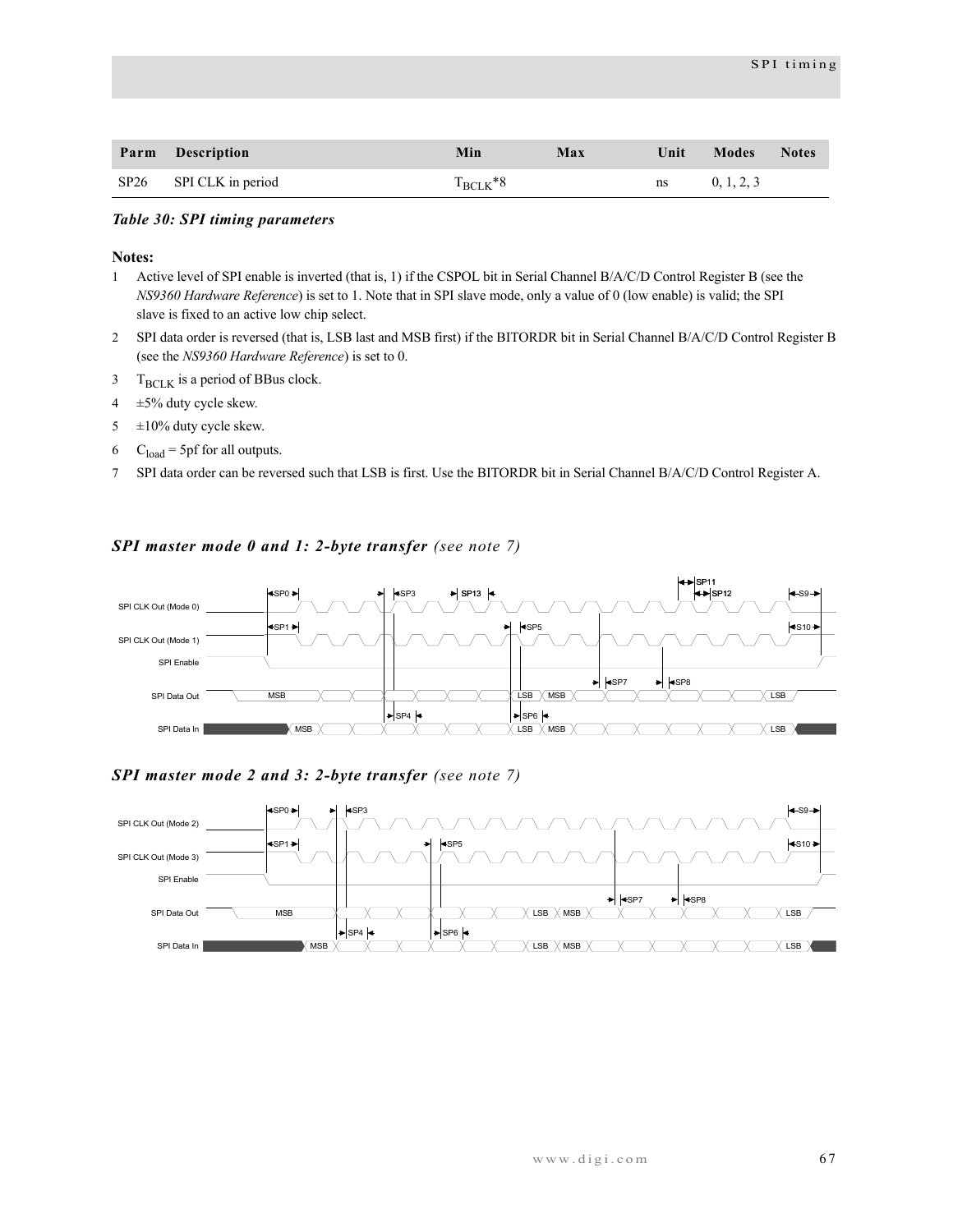| Parm | Description | Min | Max | Unit | Modes | Notes |
|---|---|---|---|---|---|---|
| SP26 | SPI CLK in period | $T_{BCLK}$*8 | | ns | 0, 1, 2, 3 | |

*Table 30: SPI timing parameters*

**Notes:**

1. Active level of SPI enable is inverted (that is, 1) if the CSPOL bit in Serial Channel B/A/C/D Control Register B (see the *NS9360 Hardware Reference*) is set to 1. Note that in SPI slave mode, only a value of 0 (low enable) is valid; the SPI slave is fixed to an active low chip select.
2. SPI data order is reversed (that is, LSB last and MSB first) if the BITORDR bit in Serial Channel B/A/C/D Control Register B (see the *NS9360 Hardware Reference*) is set to 0.
3. $T_{BCLK}$ is a period of BBus clock.
4. ±5% duty cycle skew.
5. ±10% duty cycle skew.
6. $C_{load}$ = 5pf for all outputs.
7. SPI data order can be reversed such that LSB is first. Use the BITORDR bit in Serial Channel B/A/C/D Control Register A.

### *SPI master mode 0 and 1: 2-byte transfer (see note 7)*

### *SPI master mode 2 and 3: 2-byte transfer (see note 7)*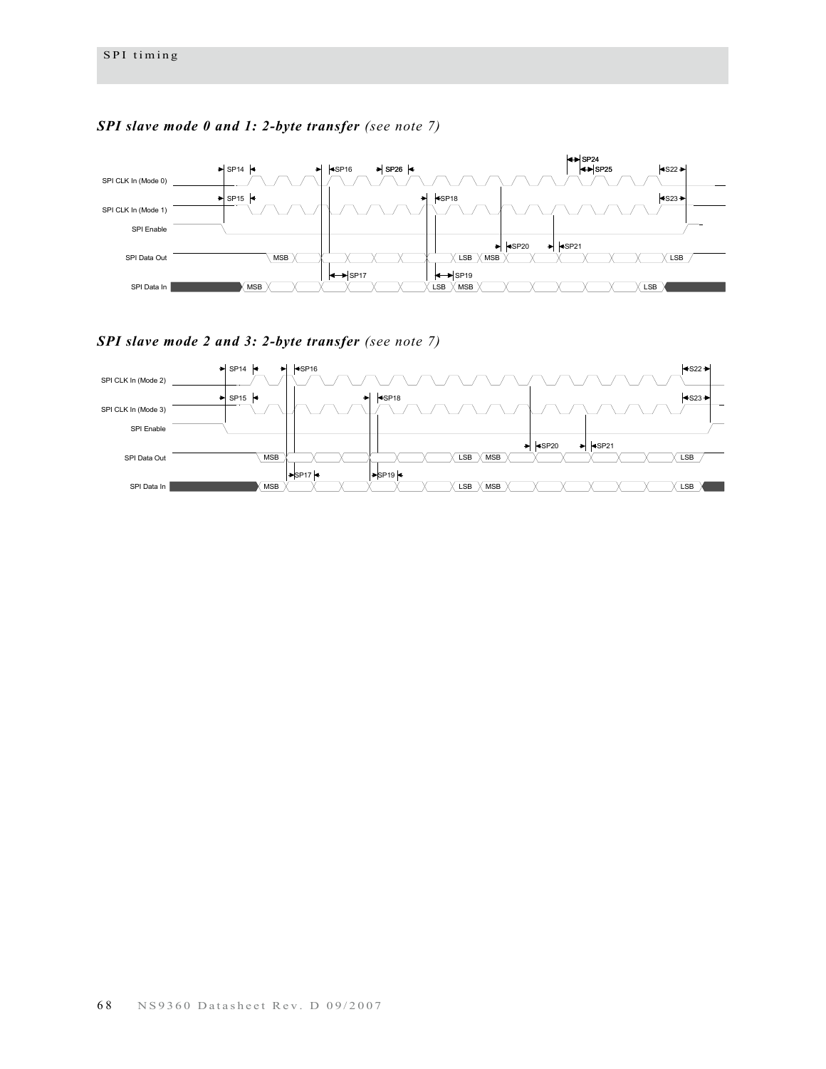## *SPI slave mode 0 and 1: 2-byte transfer* *(see note 7)*

SP14 SP16 SP26 SP24 SP25 S22

SPI CLK In (Mode 0)

SP15 SP18 S23

SPI CLK In (Mode 1)

SPI Enable

SP20 SP21

SPI Data Out MSB LSB MSB LSB

SP17 SP19

SPI Data In MSB LSB MSB LSB

## *SPI slave mode 2 and 3: 2-byte transfer* *(see note 7)*

SP14 SP16 S22

SPI CLK In (Mode 2)

SP15 SP18 S23

SPI CLK In (Mode 3)

SPI Enable

SP20 SP21

SPI Data Out MSB LSB MSB LSB

SP17 SP19

SPI Data In MSB LSB MSB LSB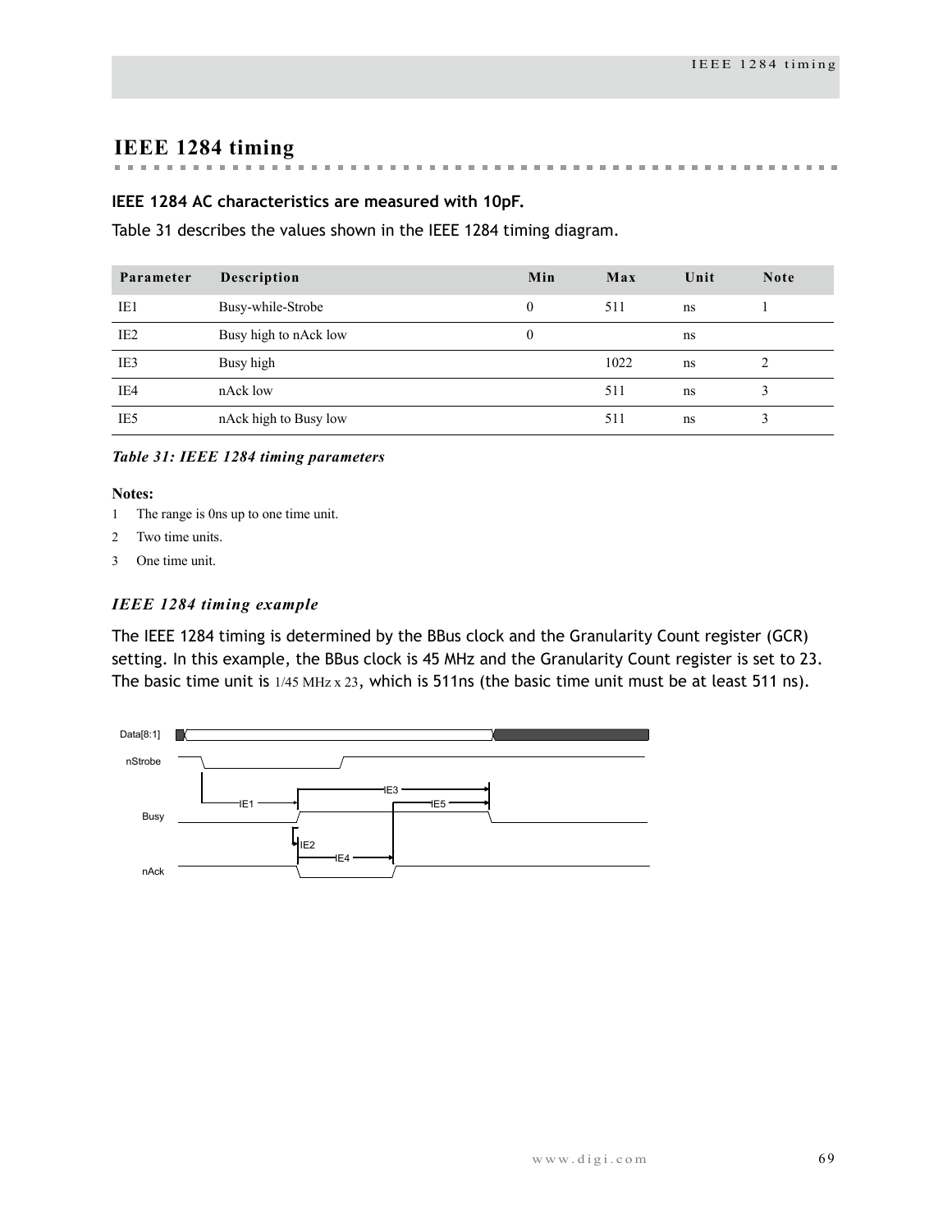# IEEE 1284 timing

**IEEE 1284 AC characteristics are measured with 10pF.**

Table 31 describes the values shown in the IEEE 1284 timing diagram.

| Parameter | Description | Min | Max | Unit | Note |
|---|---|---|---|---|---|
| IE1 | Busy-while-Strobe | 0 | 511 | ns | 1 |
| IE2 | Busy high to nAck low | 0 | | ns | |
| IE3 | Busy high | | 1022 | ns | 2 |
| IE4 | nAck low | | 511 | ns | 3 |
| IE5 | nAck high to Busy low | | 511 | ns | 3 |

*Table 31: IEEE 1284 timing parameters*

**Notes:**

1. The range is 0ns up to one time unit.
2. Two time units.
3. One time unit.

### *IEEE 1284 timing example*

The IEEE 1284 timing is determined by the BBus clock and the Granularity Count register (GCR) setting. In this example, the BBus clock is 45 MHz and the Granularity Count register is set to 23. The basic time unit is 1/45 MHz x 23, which is 511ns (the basic time unit must be at least 511 ns).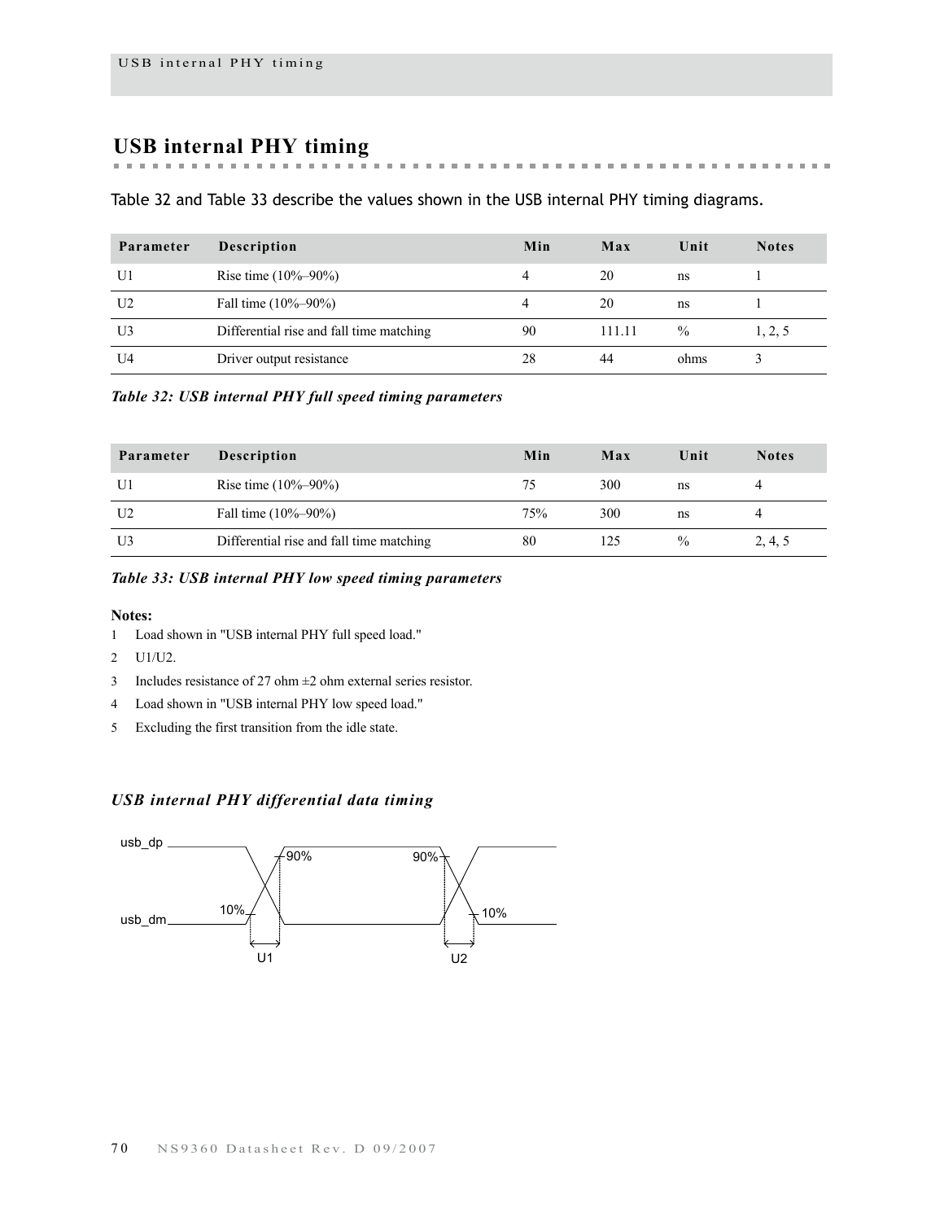# USB internal PHY timing

Table 32 and Table 33 describe the values shown in the USB internal PHY timing diagrams.

| Parameter | Description | Min | Max | Unit | Notes |
|---|---|---|---|---|---|
| U1 | Rise time (10%–90%) | 4 | 20 | ns | 1 |
| U2 | Fall time (10%–90%) | 4 | 20 | ns | 1 |
| U3 | Differential rise and fall time matching | 90 | 111.11 | % | 1, 2, 5 |
| U4 | Driver output resistance | 28 | 44 | ohms | 3 |

*Table 32: USB internal PHY full speed timing parameters*

| Parameter | Description | Min | Max | Unit | Notes |
|---|---|---|---|---|---|
| U1 | Rise time (10%–90%) | 75 | 300 | ns | 4 |
| U2 | Fall time (10%–90%) | 75% | 300 | ns | 4 |
| U3 | Differential rise and fall time matching | 80 | 125 | % | 2, 4, 5 |

*Table 33: USB internal PHY low speed timing parameters*

**Notes:**

1 Load shown in "USB internal PHY full speed load."

2 U1/U2.

3 Includes resistance of 27 ohm ±2 ohm external series resistor.

4 Load shown in "USB internal PHY low speed load."

5 Excluding the first transition from the idle state.

### *USB internal PHY differential data timing*

usb_dp, usb_dm, 90%, 10%, U1, U2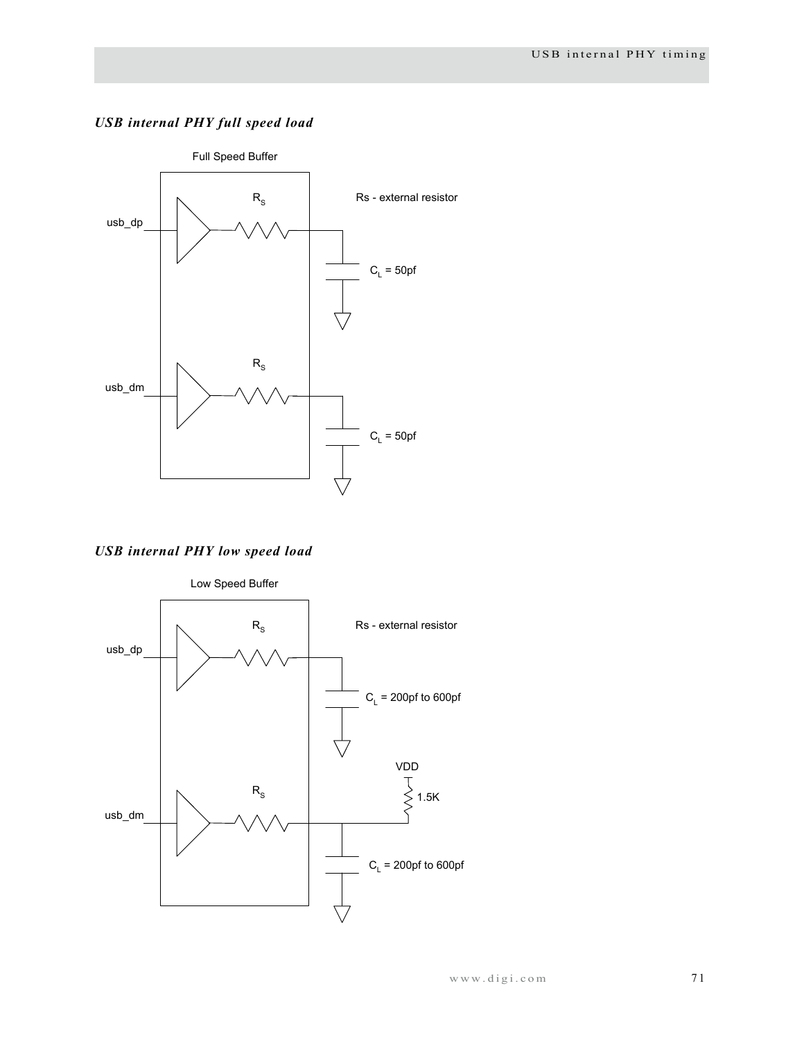### *USB internal PHY full speed load*

Full Speed Buffer

$R_S$

Rs - external resistor

usb_dp

$C_L$ = 50pf

$R_S$

usb_dm

$C_L$ = 50pf

### *USB internal PHY low speed load*

Low Speed Buffer

$R_S$

Rs - external resistor

usb_dp

$C_L$ = 200pf to 600pf

VDD

$R_S$

1.5K

usb_dm

$C_L$ = 200pf to 600pf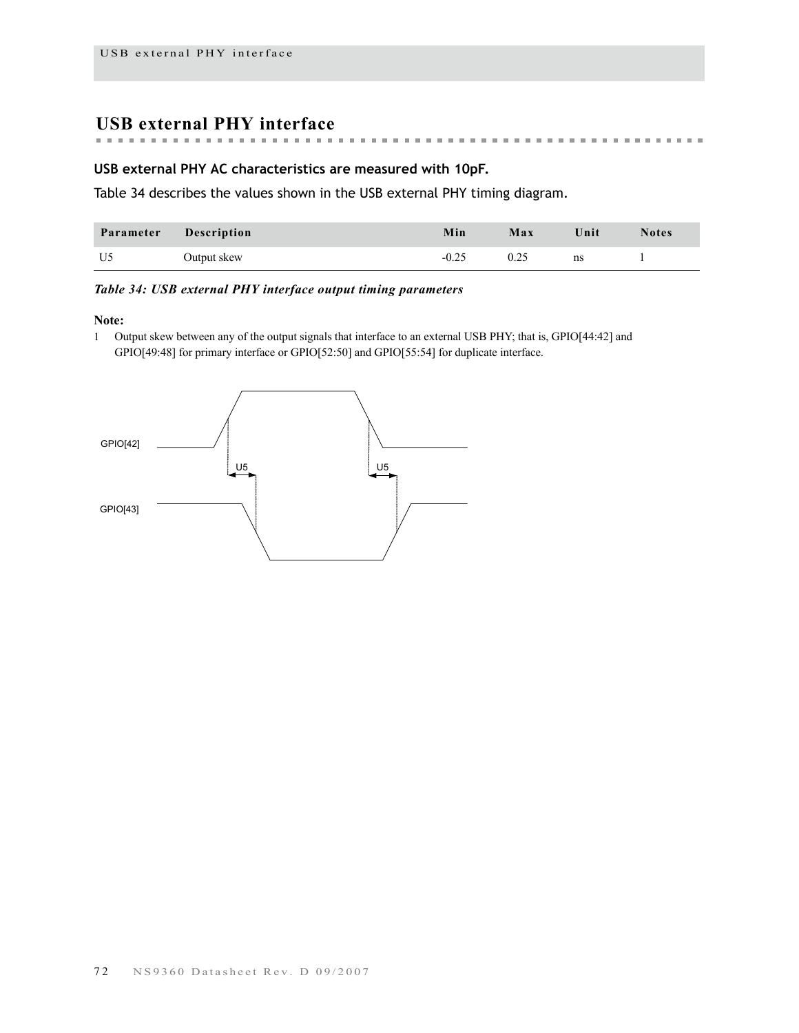# USB external PHY interface

### USB external PHY AC characteristics are measured with 10pF.

Table 34 describes the values shown in the USB external PHY timing diagram.

| Parameter | Description | Min | Max | Unit | Notes |
|---|---|---|---|---|---|
| U5 | Output skew | -0.25 | 0.25 | ns | 1 |

*Table 34: USB external PHY interface output timing parameters*

**Note:**

1 Output skew between any of the output signals that interface to an external USB PHY; that is, GPIO[44:42] and GPIO[49:48] for primary interface or GPIO[52:50] and GPIO[55:54] for duplicate interface.

GPIO[42]

U5 U5

GPIO[43]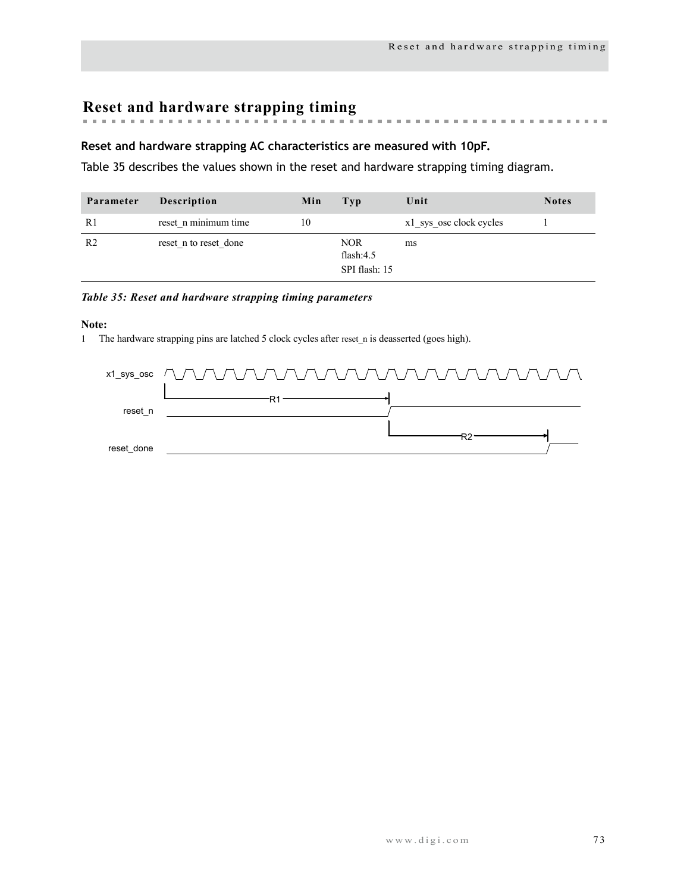## Reset and hardware strapping timing

**Reset and hardware strapping AC characteristics are measured with 10pF.**

Table 35 describes the values shown in the reset and hardware strapping timing diagram.

| Parameter | Description | Min | Typ | Unit | Notes |
|---|---|---|---|---|---|
| R1 | reset_n minimum time | 10 | | x1_sys_osc clock cycles | 1 |
| R2 | reset_n to reset_done | | NOR flash:4.5<br>SPI flash: 15 | ms | |

*Table 35: Reset and hardware strapping timing parameters*

**Note:**

1 The hardware strapping pins are latched 5 clock cycles after reset_n is deasserted (goes high).

x1_sys_osc

reset_n

reset_done

R1

R2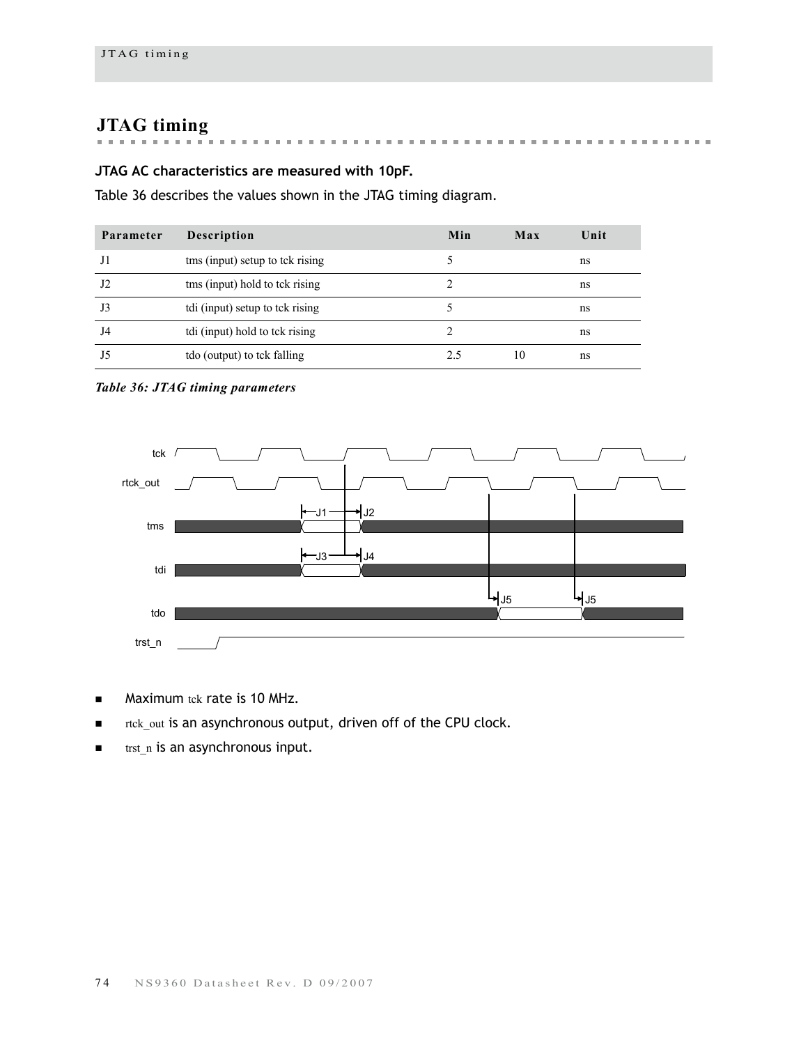# JTAG timing

**JTAG AC characteristics are measured with 10pF.**

Table 36 describes the values shown in the JTAG timing diagram.

| Parameter | Description | Min | Max | Unit |
|---|---|---|---|---|
| J1 | tms (input) setup to tck rising | 5 | | ns |
| J2 | tms (input) hold to tck rising | 2 | | ns |
| J3 | tdi (input) setup to tck rising | 5 | | ns |
| J4 | tdi (input) hold to tck rising | 2 | | ns |
| J5 | tdo (output) to tck falling | 2.5 | 10 | ns |

*Table 36: JTAG timing parameters*

- Maximum tck rate is 10 MHz.
- rtck_out is an asynchronous output, driven off of the CPU clock.
- trst_n is an asynchronous input.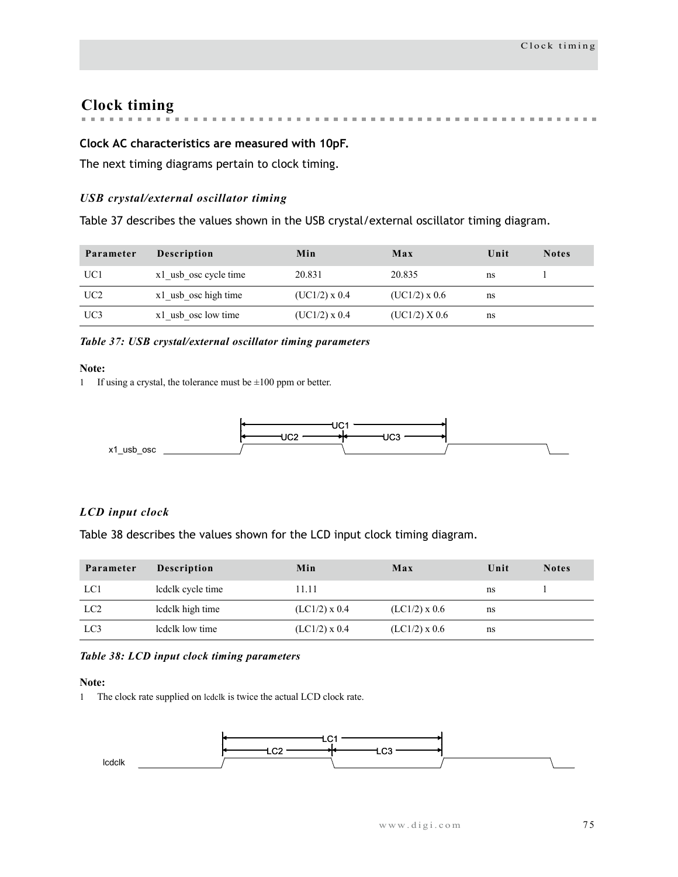# Clock timing

**Clock AC characteristics are measured with 10pF.**

The next timing diagrams pertain to clock timing.

### *USB crystal/external oscillator timing*

Table 37 describes the values shown in the USB crystal/external oscillator timing diagram.

| Parameter | Description | Min | Max | Unit | Notes |
|---|---|---|---|---|---|
| UC1 | x1_usb_osc cycle time | 20.831 | 20.835 | ns | 1 |
| UC2 | x1_usb_osc high time | (UC1/2) x 0.4 | (UC1/2) x 0.6 | ns | |
| UC3 | x1_usb_osc low time | (UC1/2) x 0.4 | (UC1/2) X 0.6 | ns | |

*Table 37: USB crystal/external oscillator timing parameters*

**Note:**

1 If using a crystal, the tolerance must be ±100 ppm or better.

### *LCD input clock*

Table 38 describes the values shown for the LCD input clock timing diagram.

| Parameter | Description | Min | Max | Unit | Notes |
|---|---|---|---|---|---|
| LC1 | lcdclk cycle time | 11.11 | | ns | 1 |
| LC2 | lcdclk high time | (LC1/2) x 0.4 | (LC1/2) x 0.6 | ns | |
| LC3 | lcdclk low time | (LC1/2) x 0.4 | (LC1/2) x 0.6 | ns | |

*Table 38: LCD input clock timing parameters*

**Note:**

1 The clock rate supplied on lcdclk is twice the actual LCD clock rate.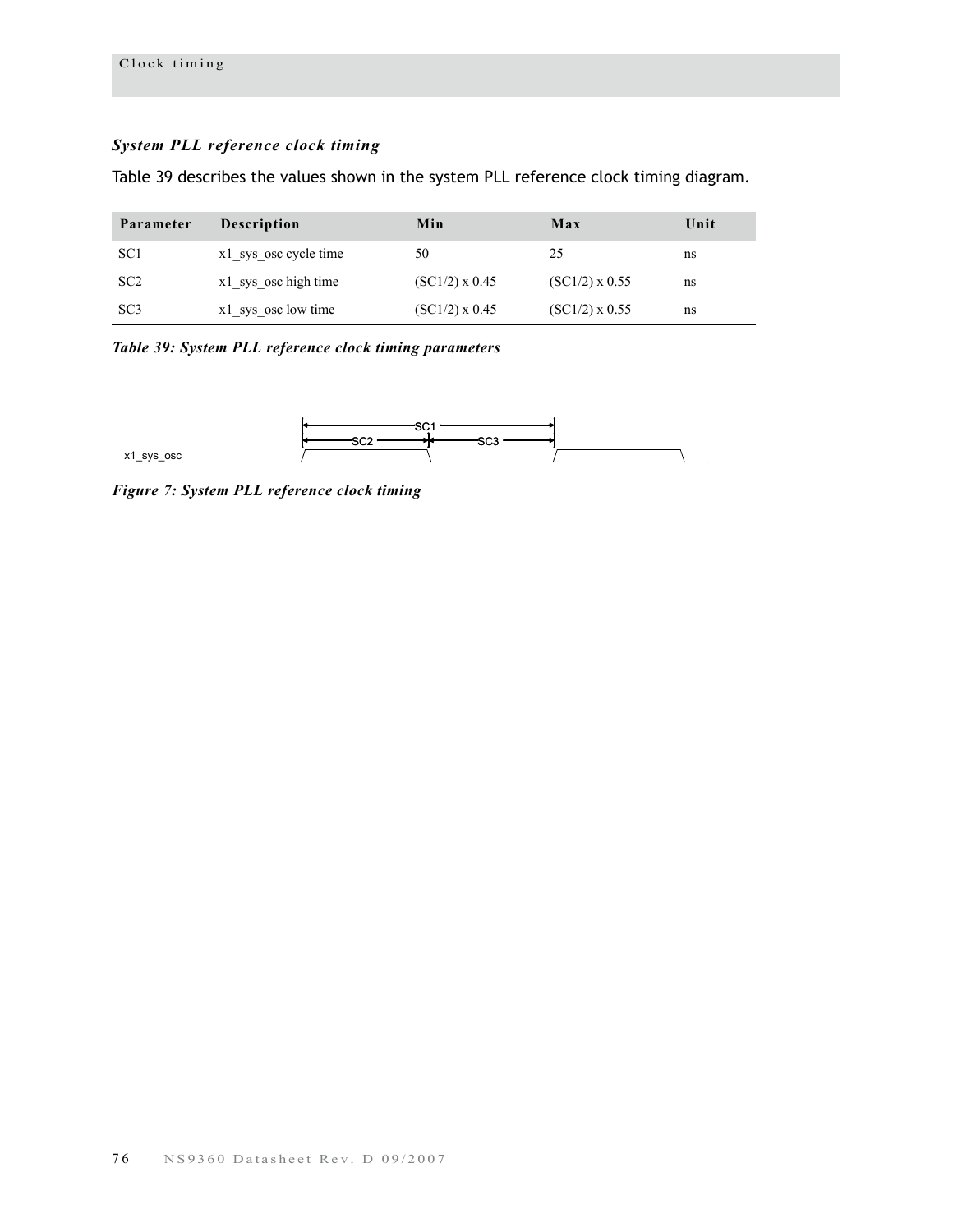### *System PLL reference clock timing*

Table 39 describes the values shown in the system PLL reference clock timing diagram.

| Parameter | Description | Min | Max | Unit |
|---|---|---|---|---|
| SC1 | x1_sys_osc cycle time | 50 | 25 | ns |
| SC2 | x1_sys_osc high time | (SC1/2) x 0.45 | (SC1/2) x 0.55 | ns |
| SC3 | x1_sys_osc low time | (SC1/2) x 0.45 | (SC1/2) x 0.55 | ns |

*Table 39: System PLL reference clock timing parameters*

*Figure 7: System PLL reference clock timing*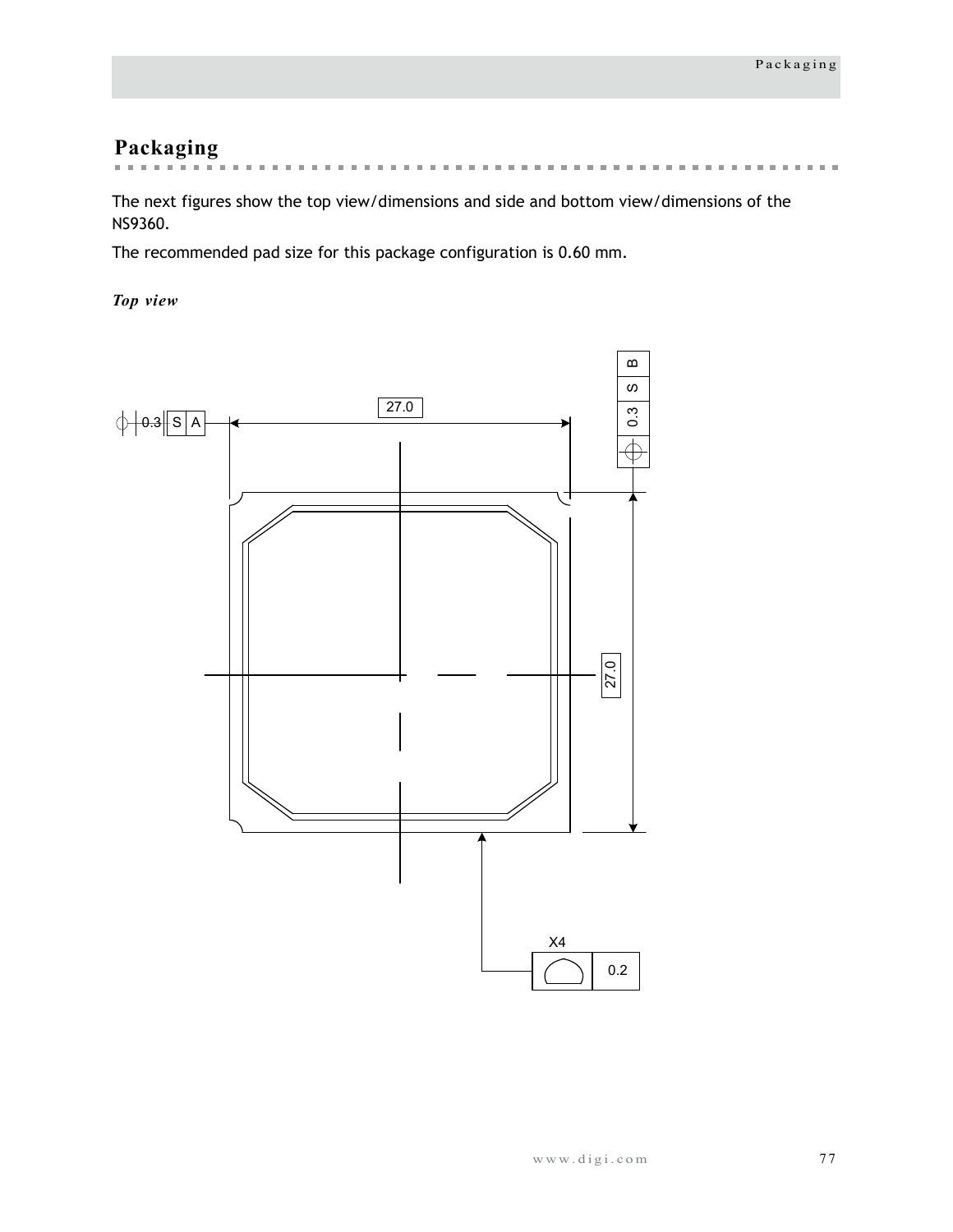# Packaging

The next figures show the top view/dimensions and side and bottom view/dimensions of the NS9360.

The recommended pad size for this package configuration is 0.60 mm.

***Top view***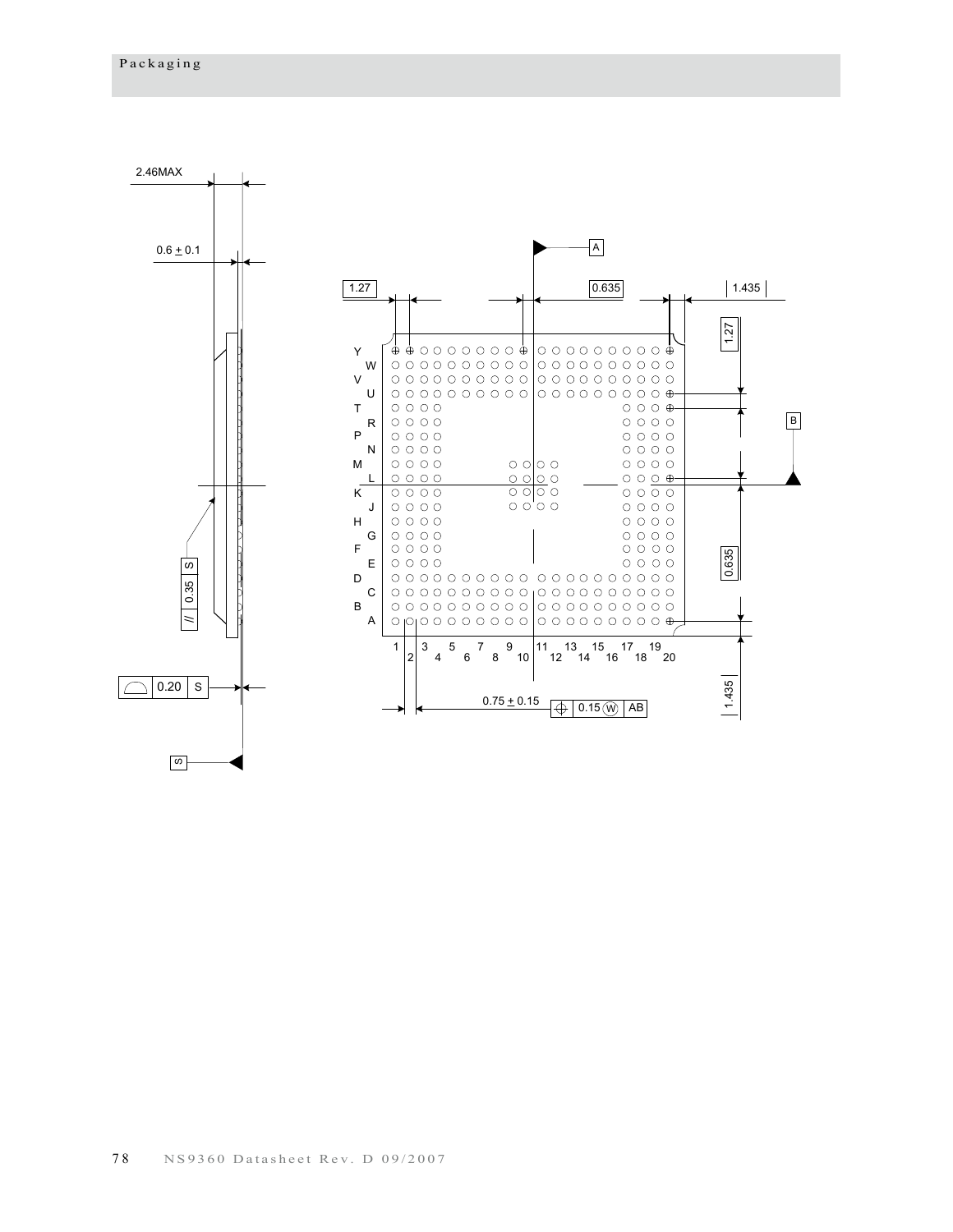2.46MAX

0.6 ± 0.1

1.27

0.635

1.435

A

B

Y W V U T R P N M L K J H G F E D C B A

1 2 3 4 5 6 7 8 9 10 11 12 13 14 15 16 17 18 19 20

1.27

0.635

1.435

// 0.35 S

0.20 S

S

0.75 ± 0.15

⊕ 0.15 Ⓦ AB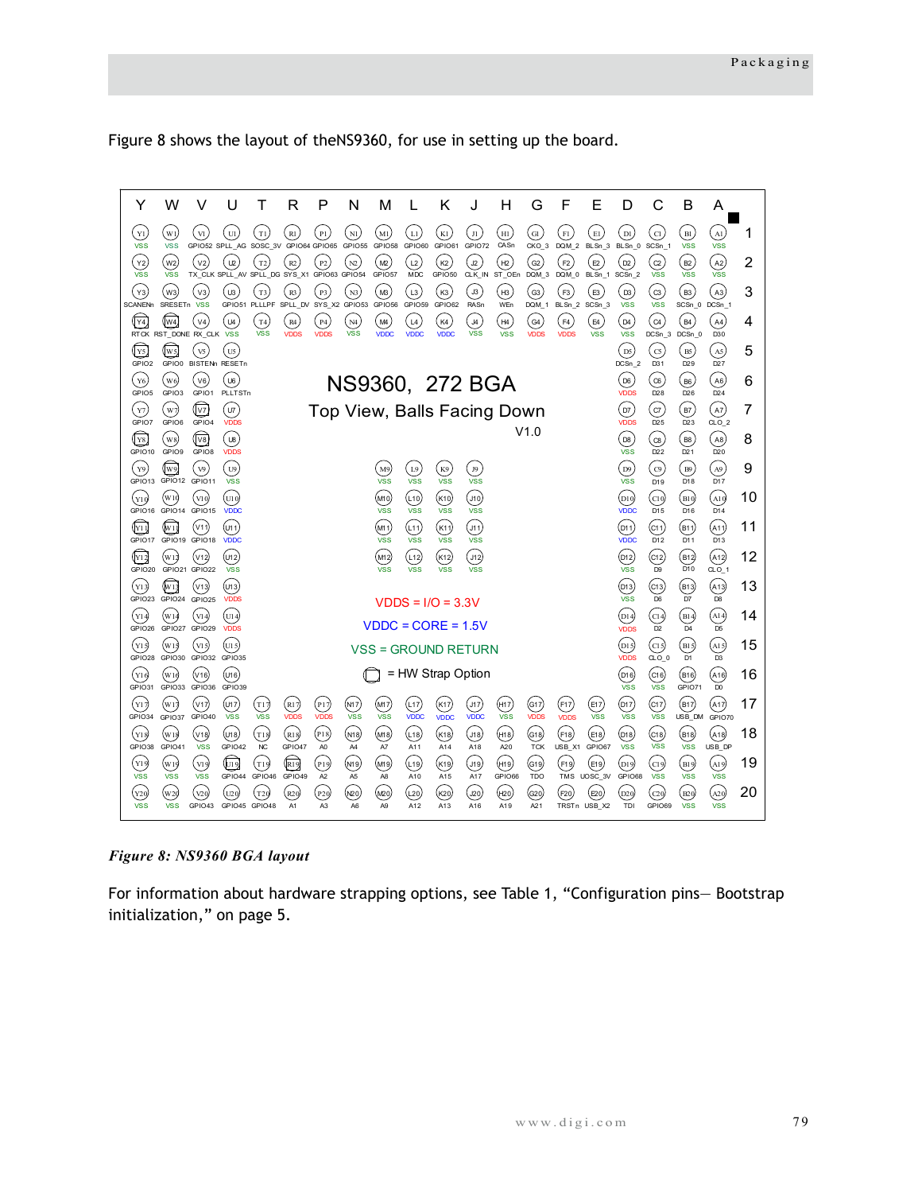Figure 8 shows the layout of theNS9360, for use in setting up the board.

**NS9360, 272 BGA**

**Top View, Balls Facing Down**

V1.0

| | Y | W | V | U | T | R | P | N | M | L | K | J | H | G | F | E | D | C | B | A |
|---|---|---|---|---|---|---|---|---|---|---|---|---|---|---|---|---|---|---|---|---|
| 1 | VSS | VSS | GPIO52 | SPLL_AG | SOSC_3V | GPIO64 | GPIO65 | GPIO55 | GPIO58 | GPIO60 | GPIO61 | GPIO72 | CASn | CKO_3 | DQM_2 | BLSn_3 | BLSn_0 | SCSn_1 | VSS | VSS |
| 2 | VSS | VSS | TX_CLK | SPLL_AV | SPLL_DG | SYS_X1 | GPIO63 | GPIO54 | GPIO57 | MDC | GPIO50 | CLK_IN | ST_OEn | DQM_3 | DQM_0 | BLSn_1 | SCSn_2 | VSS | VSS | VSS |
| 3 | SCANENn | SRESETn | VSS | GPIO51 | PLLLPF | SPLL_DV | SYS_X2 | GPIO53 | GPIO56 | GPIO59 | GPIO62 | RASn | WEn | DQM_1 | BLSn_2 | SCSn_3 | VSS | VSS | SCSn_0 | DCSn_1 |
| 4 | RTCK (HW strap) | RST_DONE (HW strap) | RX_CLK | VSS | VSS | VDDS | VDDS | VSS | VDDC | VDDC | VDDC | VSS | VSS | VDDS | VDDS | VSS | VSS | DCSn_3 | DCSn_0 | D30 |
| 5 | GPIO2 (HW strap) | GPIO0 (HW strap) | BISTENn | RESETn | | | | | | | | | | | | | DCSn_2 | D31 | D29 | D27 |
| 6 | GPIO5 | GPIO3 | GPIO1 | PLLTSTn | | | | | | | | | | | | | VDDS | D28 | D26 | D24 |
| 7 | GPIO7 | GPIO6 | GPIO4 (HW strap) | VDDS | | | | | | | | | | | | | VDDS | D25 | D23 | CLO_2 |
| 8 | GPIO10 (HW strap) | GPIO9 | GPIO8 (HW strap) | VDDS | | | | | | | | | | | | | VSS | D22 | D21 | D20 |
| 9 | GPIO13 | GPIO12 (HW strap) | GPIO11 | VSS | | | | | VSS | VSS | VSS | VSS | | | | | VSS | D19 | D18 | D17 |
| 10 | GPIO16 | GPIO14 | GPIO15 | VDDC | | | | | VSS | VSS | VSS | VSS | | | | | VDDC | D15 | D16 | D14 |
| 11 | GPIO17 (HW strap) | GPIO19 (HW strap) | GPIO18 | VDDC | | | | | VSS | VSS | VSS | VSS | | | | | VDDC | D12 | D11 | D13 |
| 12 | GPIO20 (HW strap) | GPIO21 | GPIO22 | VSS | | | | | VSS | VSS | VSS | VSS | | | | | VSS | D9 | D10 | CLO_1 |
| 13 | GPIO23 | GPIO24 (HW strap) | GPIO25 | VDDS | | | | | | | | | | | | | VSS | D6 | D7 | D8 |
| 14 | GPIO26 | GPIO27 | GPIO29 | VDDS | | | | | | | | | | | | | VDDS | D2 | D4 | D5 |
| 15 | GPIO28 | GPIO30 | GPIO32 | GPIO35 | | | | | | | | | | | | | VDDS | CLO_0 | D1 | D3 |
| 16 | GPIO31 | GPIO33 | GPIO36 | GPIO39 | | | | | | | | | | | | | VSS | VSS | GPIO71 | D0 |
| 17 | GPIO34 | GPIO37 | GPIO40 | VSS | VSS | VDDS | VDDS | VSS | VSS | VDDC | VDDC | VDDC | VSS | VDDS | VDDS | VSS | VSS | VSS | USB_DM | GPIO70 |
| 18 | GPIO38 | GPIO41 | VSS | GPIO42 | NC | GPIO47 | A0 | A4 | A7 | A11 | A14 | A18 | A20 | TCK | USB_X1 | GPIO67 | VSS | VSS | VSS | USB_DP |
| 19 | VSS | VSS | VSS | GPIO44 (HW strap) | GPIO46 | GPIO49 (HW strap) | A2 | A5 | A8 | A10 | A15 | A17 | GPIO66 | TDO | TMS | UOSC_3V | GPIO68 | VSS | VSS | VSS |
| 20 | VSS | VSS | GPIO43 | GPIO45 | GPIO48 | A1 | A3 | A6 | A9 | A12 | A13 | A16 | A19 | A21 | TRSTn | USB_X2 | TDI | GPIO69 | VSS | VSS |

VDDS = I/O = 3.3V

VDDC = CORE = 1.5V

VSS = GROUND RETURN

▢ = HW Strap Option

*Figure 8: NS9360 BGA layout*

For information about hardware strapping options, see Table 1, “Configuration pins— Bootstrap initialization,” on page 5.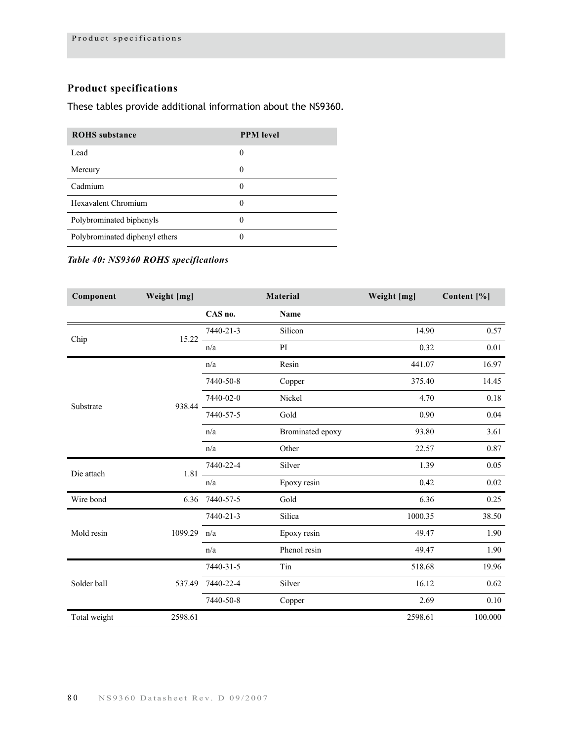## Product specifications

These tables provide additional information about the NS9360.

| ROHS substance | PPM level |
|---|---|
| Lead | 0 |
| Mercury | 0 |
| Cadmium | 0 |
| Hexavalent Chromium | 0 |
| Polybrominated biphenyls | 0 |
| Polybrominated diphenyl ethers | 0 |

*Table 40: NS9360 ROHS specifications*

| Component | Weight [mg] | Material | | Weight [mg] | Content [%] |
|---|---|---|---|---|---|
| | | CAS no. | Name | | |
| Chip | 15.22 | 7440-21-3 | Silicon | 14.90 | 0.57 |
| | | n/a | PI | 0.32 | 0.01 |
| Substrate | 938.44 | n/a | Resin | 441.07 | 16.97 |
| | | 7440-50-8 | Copper | 375.40 | 14.45 |
| | | 7440-02-0 | Nickel | 4.70 | 0.18 |
| | | 7440-57-5 | Gold | 0.90 | 0.04 |
| | | n/a | Brominated epoxy | 93.80 | 3.61 |
| | | n/a | Other | 22.57 | 0.87 |
| Die attach | 1.81 | 7440-22-4 | Silver | 1.39 | 0.05 |
| | | n/a | Epoxy resin | 0.42 | 0.02 |
| Wire bond | 6.36 | 7440-57-5 | Gold | 6.36 | 0.25 |
| Mold resin | 1099.29 | 7440-21-3 | Silica | 1000.35 | 38.50 |
| | | n/a | Epoxy resin | 49.47 | 1.90 |
| | | n/a | Phenol resin | 49.47 | 1.90 |
| Solder ball | 537.49 | 7440-31-5 | Tin | 518.68 | 19.96 |
| | | 7440-22-4 | Silver | 16.12 | 0.62 |
| | | 7440-50-8 | Copper | 2.69 | 0.10 |
| Total weight | 2598.61 | | | 2598.61 | 100.000 |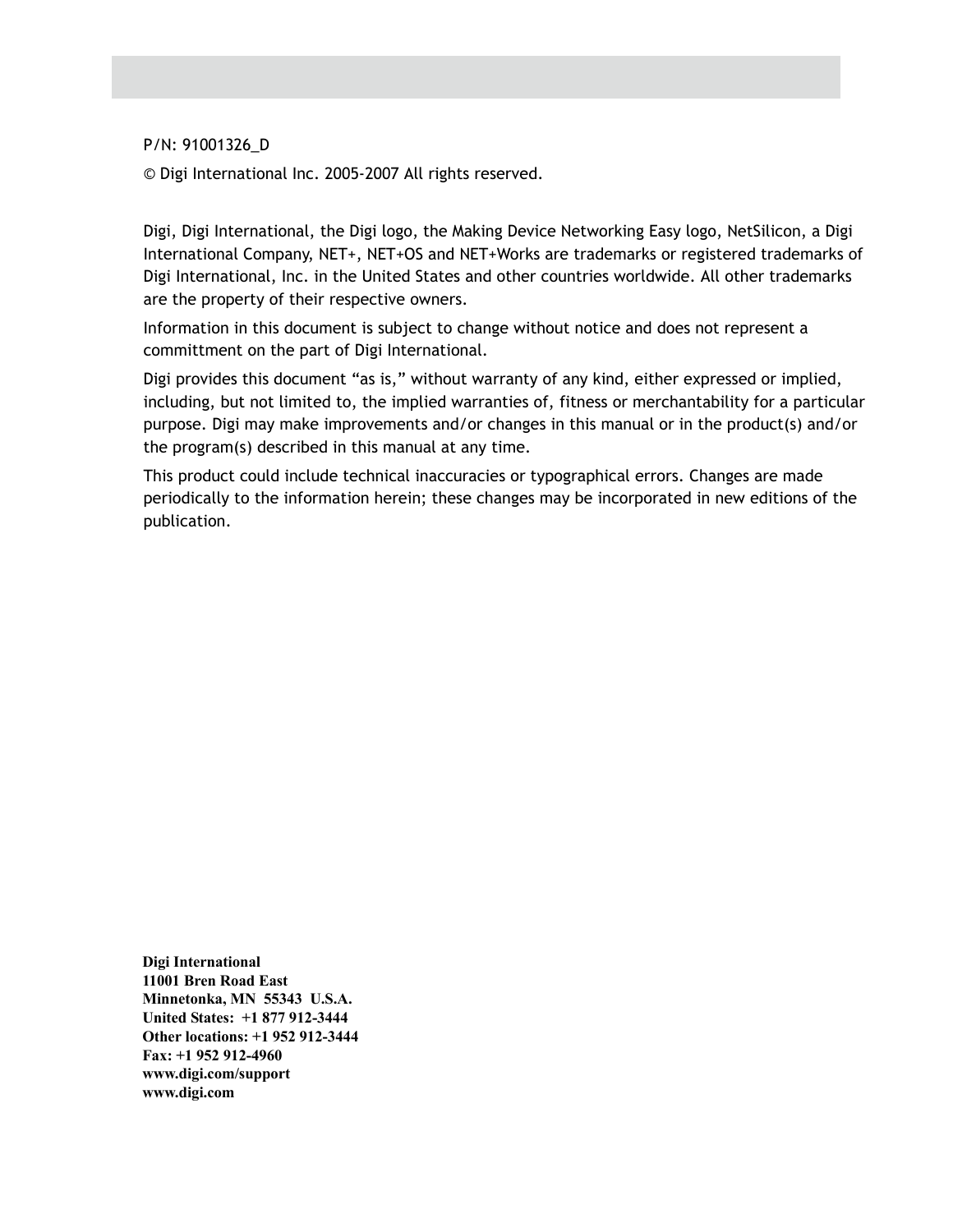P/N: 91001326_D

© Digi International Inc. 2005-2007 All rights reserved.

Digi, Digi International, the Digi logo, the Making Device Networking Easy logo, NetSilicon, a Digi International Company, NET+, NET+OS and NET+Works are trademarks or registered trademarks of Digi International, Inc. in the United States and other countries worldwide. All other trademarks are the property of their respective owners.

Information in this document is subject to change without notice and does not represent a committment on the part of Digi International.

Digi provides this document "as is," without warranty of any kind, either expressed or implied, including, but not limited to, the implied warranties of, fitness or merchantability for a particular purpose. Digi may make improvements and/or changes in this manual or in the product(s) and/or the program(s) described in this manual at any time.

This product could include technical inaccuracies or typographical errors. Changes are made periodically to the information herein; these changes may be incorporated in new editions of the publication.

**Digi International**
**11001 Bren Road East**
**Minnetonka, MN 55343 U.S.A.**
**United States: +1 877 912-3444**
**Other locations: +1 952 912-3444**
**Fax: +1 952 912-4960**
**www.digi.com/support**
**www.digi.com**